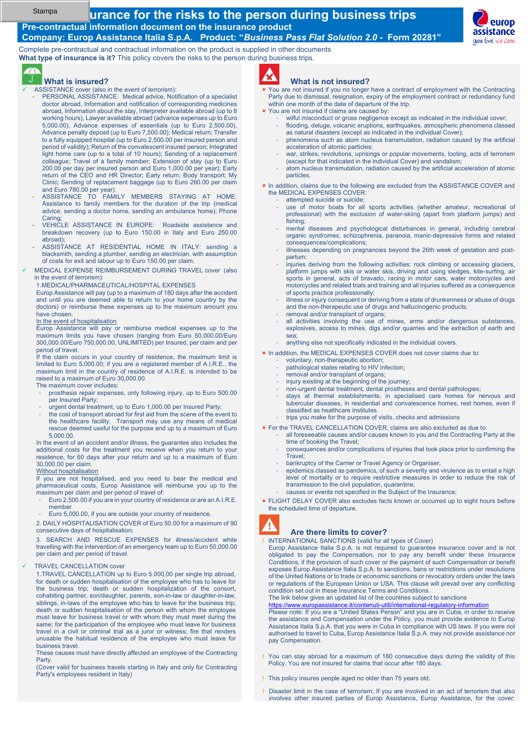# Insurance for the risks to the person during business trips

**Pre-contractual information document on the insurance product**

**Company: Europ Assistance Italia S.p.A. Product: "*Business Pass Flat Solution 2.0 - Form 20281*"**

Complete pre-contractual and contractual information on the product is supplied in other documents

**What type of insurance is it?** This policy covers the risks to the person during business trips.

## What is insured?

- ASSISTANCE cover (also in the event of terrorism):
  - PERSONAL ASSISTANCE: Medical advice, Notification of a specialist doctor abroad, Information and notification of corresponding medicines abroad, Information about the stay, Interpreter available abroad (up to 8 working hours), Lawyer available abroad (advance expenses up to Euro 5,000.00), Advance expenses of essentials (up to Euro 2,500.00), Advance penalty deposit (up to Euro 7,500.00); Medical return; Transfer to a fully equipped hospital (up to Euro 2,500.00 per insured person and period of validity); Return of the convalescent insured person; Integrated light home care (up to a total of 10 hours); Sending of a replacement colleague; Travel of a family member; Extension of stay (up to Euro 200.00 per day per insured person and Euro 1,000.00 per year); Early return of the CEO and HR Director; Early return; Body transport; My Clinic; Sending of replacement baggage (up to Euro 260.00 per claim and Euro 780.00 per year).
  - ASSISTANCE TO FAMILY MEMBERS STAYING AT HOME: Assistance to family members for the duration of the trip (medical advice; sending a doctor home, sending an ambulance home); Phone Caring;
  - VEHICLE ASSISTANCE IN EUROPE: Roadside assistance and breakdown recovery (up to Euro 150.00 in Italy and Euro 250.00 abroad);
  - ASSISTANCE AT RESIDENTIAL HOME IN ITALY: sending a blacksmith, sending a plumber, sending an electrician, with assumption of costs for exit and labour up to Euro 150.00 per claim.
- MEDICAL EXPENSE REIMBURSEMENT DURING TRAVEL cover (also in the event of terrorism):

  1.MEDICAL/PHARMACEUTICAL/HOSPITAL EXPENSES

  Europ Assistance will pay (up to a maximum of 180 days after the accident and until you are deemed able to return to your home country by the doctors) or reimburse these expenses up to the maximum amount you have chosen.

  In the event of hospitalisation

  Europ Assistance will pay or reimburse medical expenses up to the maximum limits you have chosen (ranging from Euro 50,000.00/Euro 300,000.00/Euro 750,000.00, UNLIMITED) per Insured, per claim and per period of travel.

  If the claim occurs in your country of residence, the maximum limit is limited to Euro 5,000.00; if you are a registered member of A.I.R.E., the maximum limit in the country of residence of A.I.R.E. is intended to be raised to a maximum of Euro 30,000.00.

  The maximum cover includes:
  - prosthesis repair expenses, only following injury, up to Euro 500.00 per Insured Party;
  - urgent dental treatment, up to Euro 1,000.00 per Insured Party;
  - the cost of transport abroad for first aid from the scene of the event to the healthcare facility. Transport may use any means of medical rescue deemed useful for the purpose and up to a maximum of Euro 5,000.00.

  In the event of an accident and/or illness, the guarantee also includes the additional costs for the treatment you receive when you return to your residence, for 60 days after your return and up to a maximum of Euro 30,000.00 per claim.

  Without hospitalisation

  If you are not hospitalised, and you need to bear the medical and pharmaceutical costs, Europ Assistance will reimburse you up to the maximum per claim and per period of travel of:
  - Euro 2,500.00 if you are in your country of residence or are an A.I.R.E. member
  - Euro 5,000.00, if you are outside your country of residence.

  2. DAILY HOSPITALISATION COVER of Euro 50.00 for a maximum of 90 consecutive days of hospitalisation;

  3. SEARCH AND RESCUE EXPENSES for illness/accident while travelling with the intervention of an emergency team up to Euro 50,000.00 per claim and per period of travel.
- TRAVEL CANCELLATION cover

  1.TRAVEL CANCELLATION up to Euro 5.000,00 per single trip abroad, for death or sudden hospitalisation of the employee who has to leave for the business trip; death or sudden hospitalisation of the consort, cohabiting partner, son/daughter, parents, son-in-law or daughter-in-law, siblings, in-laws of the employee who has to leave for the business trip; death or sudden hospitalisation of the person with whom the employee must leave for business travel or with whom they must meet during the same; for the participation of the employee who must leave for business travel in a civil or criminal trial as a juror or witness; fire that renders unusable the habitual residence of the employee who must leave for business travel.

  These causes must have directly affected an employee of the Contracting Party.

  (Cover valid for business travels starting in Italy and only for Contracting Party's employees resident in Italy)

## What is not insured?

- You are not insured if you no longer have a contract of employment with the Contracting Party due to dismissal, resignation, expiry of the employment contract or redundancy fund within one month of the date of departure of the trip.
- You are not insured if claims are caused by:
  - wilful misconduct or gross negligence except as indicated in the individual cover;
  - flooding, deluge, volcanic eruptions, earthquakes, atmospheric phenomena classed as natural disasters (except as indicated in the individual Cover);
  - phenomena such as atom nucleus transmutation, radiation caused by the artificial acceleration of atomic particles;
  - war, strikes, revolutions, uprisings or popular movements, looting, acts of terrorism (except for that indicated in the individual Cover) and vandalism;
  - atom nucleus transmutation, radiation caused by the artificial acceleration of atomic particles.
- In addition, claims due to the following are excluded from the ASSISTANCE COVER and the MEDICAL EXPENSES COVER:
  - attempted suicide or suicide;
  - use of motor boats for all sports activities (whether amateur, recreational of professional) with the exclusion of water-skiing (apart from platform jumps) and fishing;
  - mental diseases and psychological disturbances in general, including cerebral organic syndromes, schizophrenia, paranoia, manic-depressive forms and related consequences/complications;
  - illnesses depending on pregnancies beyond the 26th week of gestation and post-partum;
  - injuries deriving from the following activities: rock climbing or accessing glaciers, platform jumps with skis or water skis, driving and using sledges, kite-surfing, air sports in general, acts of bravado, racing in motor cars, water motorcycles and motorcycles and related trials and training and all injuries suffered as a consequence of sports practice professionally;
  - illness or injury consequent or deriving from a state of drunkenness or abuse of drugs and the non-therapeutic use of drugs and hallucinogenic products;
  - removal and/or transplant of organs;
  - all activities involving the use of mines, arms and/or dangerous substances, explosives, access to mines, digs and/or quarries and the extraction of earth and sea;
  - anything else not specifically indicated in the individual covers.
- In addition, the MEDICAL EXPENSES COVER does not cover claims due to:
  - voluntary, non-therapeutic abortion;
  - pathological states relating to HIV infection;
  - removal and/or transplant of organs;
  - injury existing at the beginning of the journey;
  - non-urgent dental treatment, dental prostheses and dental pathologies;
  - stays at thermal establishments, in specialised care homes for nervous and tubercular diseases, in residential and convalescence homes, rest homes, even if classified as healthcare institutes.
  - trips you make for the purpose of visits, checks and admissions
- For the TRAVEL CANCELLATION COVER, claims are also excluded as due to:
  - all foreseeable causes and/or causes known to you and the Contracting Party at the time of booking the Travel;
  - consequences and/or complications of injuries that took place prior to confirming the Travel;
  - bankruptcy of the Carrier or Travel Agency or Organiser;
  - epidemics classed as pandemics, of such a severity and virulence as to entail a high level of mortality or to require restrictive measures in order to reduce the risk of transmission to the civil population, quarantine;
  - causes or events not specified in the Subject of the Insurance;
- FLIGHT DELAY COVER also excludes facts known or occurred up to eight hours before the scheduled time of departure.

## Are there limits to cover?

! INTERNATIONAL SANCTIONS (valid for all types of Cover)

Europ Assistance Italia S.p.A. is not required to guarantee insurance cover and is not obligated to pay the Compensation, nor to pay any benefit under these Insurance Conditions, if the provision of such cover or the payment of such Compensation or benefit exposes Europ Assistance Italia S.p.A. to sanctions, bans or restrictions under resolutions of the United Nations or to trade or economic sanctions or revocatory orders under the laws or regulations of the European Union or USA. This clause will prevail over any conflicting condition set out in these Insurance Terms and Conditions.

The link below gives an updated list of the countries subject to sanctions

https://www.europassistance.it/contenuti-utili/international-regulatory-information

Please note: If you are a "United States Person" and you are in Cuba, in order to receive the assistance and Compensation under the Policy, you must provide evidence to Europ Assistance Italia S.p.A. that you were in Cuba in compliance with US laws. If you were not authorised to travel to Cuba, Europ Assistance Italia S.p.A. may not provide assistance nor pay Compensation.

! You can stay abroad for a maximum of 180 consecutive days during the validity of this Policy. You are not insured for claims that occur after 180 days.

! This policy insures people aged no older than 75 years old.

! Disaster limit in the case of terrorism; If you are involved in an act of terrorism that also involves other insured parties of Europ Assistance, Europ Assistance, for the cover: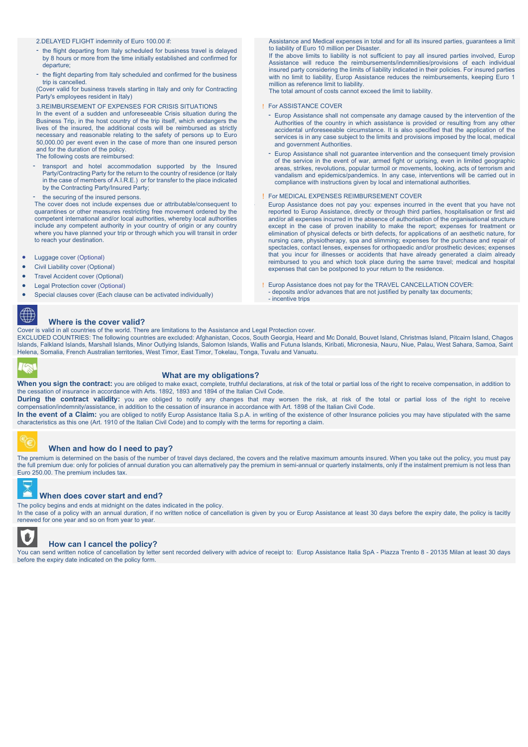2.DELAYED FLIGHT indemnity of Euro 100.00 if:

- the flight departing from Italy scheduled for business travel is delayed by 8 hours or more from the time initially established and confirmed for departure;
- the flight departing from Italy scheduled and confirmed for the business trip is cancelled.

(Cover valid for business travels starting in Italy and only for Contracting Party's employees resident in Italy)

3.REIMBURSEMENT OF EXPENSES FOR CRISIS SITUATIONS
In the event of a sudden and unforeseeable Crisis situation during the Business Trip, in the host country of the trip itself, which endangers the lives of the insured, the additional costs will be reimbursed as strictly necessary and reasonable relating to the safety of persons up to Euro 50,000.00 per event even in the case of more than one insured person and for the duration of the policy.
The following costs are reimbursed:

- transport and hotel accommodation supported by the Insured Party/Contracting Party for the return to the country of residence (or Italy in the case of members of A.I.R.E.) or for transfer to the place indicated by the Contracting Party/Insured Party;
- the securing of the insured persons.

The cover does not include expenses due or attributable/consequent to quarantines or other measures restricting free movement ordered by the competent international and/or local authorities, whereby local authorities include any competent authority in your country of origin or any country where you have planned your trip or through which you will transit in order to reach your destination.

- Luggage cover (Optional)
- Civil Liability cover (Optional)
- Travel Accident cover (Optional)
- Legal Protection cover (Optional)
- Special clauses cover (Each clause can be activated individually)

Assistance and Medical expenses in total and for all its insured parties, guarantees a limit to liability of Euro 10 million per Disaster.
If the above limits to liability is not sufficient to pay all insured parties involved, Europ Assistance will reduce the reimbursements/indemnities/provisions of each individual insured party considering the limits of liability indicated in their policies. For insured parties with no limit to liability, Europ Assistance reduces the reimbursements, keeping Euro 1 million as reference limit to liability.
The total amount of costs cannot exceed the limit to liability.

! For ASSISTANCE COVER

- Europ Assistance shall not compensate any damage caused by the intervention of the Authorities of the country in which assistance is provided or resulting from any other accidental unforeseeable circumstance. It is also specified that the application of the services is in any case subject to the limits and provisions imposed by the local, medical and government Authorities.
- Europ Assistance shall not guarantee intervention and the consequent timely provision of the service in the event of war, armed fight or uprising, even in limited geographic areas, strikes, revolutions, popular turmoil or movements, looking, acts of terrorism and vandalism and epidemics/pandemics. In any case, interventions will be carried out in compliance with instructions given by local and international authorities.

! For MEDICAL EXPENSES REIMBURSEMENT COVER

Europ Assistance does not pay you: expenses incurred in the event that you have not reported to Europ Assistance, directly or through third parties, hospitalisation or first aid and/or all expenses incurred in the absence of authorisation of the organisational structure except in the case of proven inability to make the report; expenses for treatment or elimination of physical defects or birth defects, for applications of an aesthetic nature, for nursing care, physiotherapy, spa and slimming; expenses for the purchase and repair of spectacles, contact lenses, expenses for orthopaedic and/or prosthetic devices; expenses that you incur for illnesses or accidents that have already generated a claim already reimbursed to you and which took place during the same travel; medical and hospital expenses that can be postponed to your return to the residence.

! Europ Assistance does not pay for the TRAVEL CANCELLATION COVER:
- deposits and/or advances that are not justified by penalty tax documents;
- incentive trips

## Where is the cover valid?

Cover is valid in all countries of the world. There are limitations to the Assistance and Legal Protection cover.
EXCLUDED COUNTRIES: The following countries are excluded: Afghanistan, Cocos, South Georgia, Heard and Mc Donald, Bouvet Island, Christmas Island, Pitcairn Island, Chagos Islands, Falkland Islands, Marshall Islands, Minor Outlying Islands, Salomon Islands, Wallis and Futuna Islands, Kiribati, Micronesia, Nauru, Niue, Palau, West Sahara, Samoa, Saint Helena, Somalia, French Australian territories, West Timor, East Timor, Tokelau, Tonga, Tuvalu and Vanuatu.

## What are my obligations?

**When you sign the contract:** you are obliged to make exact, complete, truthful declarations, at risk of the total or partial loss of the right to receive compensation, in addition to the cessation of insurance in accordance with Arts. 1892, 1893 and 1894 of the Italian Civil Code.
**During the contract validity:** you are obliged to notify any changes that may worsen the risk, at risk of the total or partial loss of the right to receive compensation/indemnity/assistance, in addition to the cessation of insurance in accordance with Art. 1898 of the Italian Civil Code.
**In the event of a Claim:** you are obliged to notify Europ Assistance Italia S.p.A. in writing of the existence of other Insurance policies you may have stipulated with the same characteristics as this one (Art. 1910 of the Italian Civil Code) and to comply with the terms for reporting a claim.

## When and how do I need to pay?

The premium is determined on the basis of the number of travel days declared, the covers and the relative maximum amounts insured. When you take out the policy, you must pay the full premium due: only for policies of annual duration you can alternatively pay the premium in semi-annual or quarterly instalments, only if the instalment premium is not less than Euro 250.00. The premium includes tax.

## When does cover start and end?

The policy begins and ends at midnight on the dates indicated in the policy.
In the case of a policy with an annual duration, if no written notice of cancellation is given by you or Europ Assistance at least 30 days before the expiry date, the policy is tacitly renewed for one year and so on from year to year.

## How can I cancel the policy?

You can send written notice of cancellation by letter sent recorded delivery with advice of receipt to: Europ Assistance Italia SpA - Piazza Trento 8 - 20135 Milan at least 30 days before the expiry date indicated on the policy form.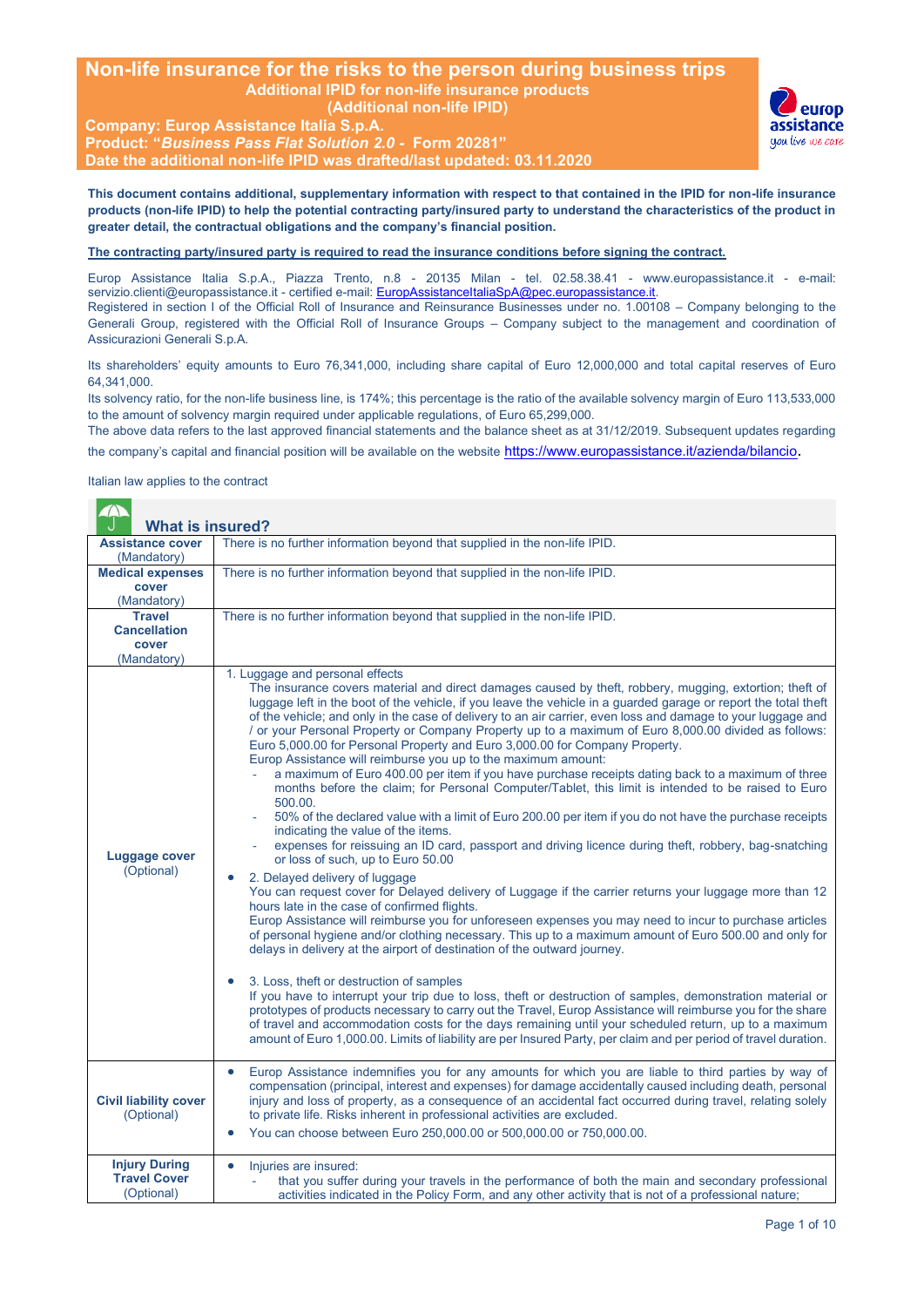# Non-life insurance for the risks to the person during business trips

**Additional IPID for non-life insurance products**
**(Additional non-life IPID)**

**Company: Europ Assistance Italia S.p.A.**
**Product: "*Business Pass Flat Solution 2.0* - Form 20281"**
**Date the additional non-life IPID was drafted/last updated: 03.11.2020**

**This document contains additional, supplementary information with respect to that contained in the IPID for non-life insurance products (non-life IPID) to help the potential contracting party/insured party to understand the characteristics of the product in greater detail, the contractual obligations and the company's financial position.**

**The contracting party/insured party is required to read the insurance conditions before signing the contract.**

Europ Assistance Italia S.p.A., Piazza Trento, n.8 - 20135 Milan - tel. 02.58.38.41 - www.europassistance.it - e-mail: servizio.clienti@europassistance.it - certified e-mail: EuropAssistanceItaliaSpA@pec.europassistance.it.
Registered in section I of the Official Roll of Insurance and Reinsurance Businesses under no. 1.00108 – Company belonging to the Generali Group, registered with the Official Roll of Insurance Groups – Company subject to the management and coordination of Assicurazioni Generali S.p.A.

Its shareholders' equity amounts to Euro 76,341,000, including share capital of Euro 12,000,000 and total capital reserves of Euro 64,341,000.
Its solvency ratio, for the non-life business line, is 174%; this percentage is the ratio of the available solvency margin of Euro 113,533,000 to the amount of solvency margin required under applicable regulations, of Euro 65,299,000.
The above data refers to the last approved financial statements and the balance sheet as at 31/12/2019. Subsequent updates regarding the company's capital and financial position will be available on the website https://www.europassistance.it/azienda/bilancio.

Italian law applies to the contract

## What is insured?

| | |
|---|---|
| **Assistance cover** (Mandatory) | There is no further information beyond that supplied in the non-life IPID. |
| **Medical expenses cover** (Mandatory) | There is no further information beyond that supplied in the non-life IPID. |
| **Travel Cancellation cover** (Mandatory) | There is no further information beyond that supplied in the non-life IPID. |
| **Luggage cover** (Optional) | 1. Luggage and personal effects<br>The insurance covers material and direct damages caused by theft, robbery, mugging, extortion; theft of luggage left in the boot of the vehicle, if you leave the vehicle in a guarded garage or report the total theft of the vehicle; and only in the case of delivery to an air carrier, even loss and damage to your luggage and / or your Personal Property or Company Property up to a maximum of Euro 8,000.00 divided as follows: Euro 5,000.00 for Personal Property and Euro 3,000.00 for Company Property.<br>Europ Assistance will reimburse you up to the maximum amount:<br>- a maximum of Euro 400.00 per item if you have purchase receipts dating back to a maximum of three months before the claim; for Personal Computer/Tablet, this limit is intended to be raised to Euro 500.00.<br>- 50% of the declared value with a limit of Euro 200.00 per item if you do not have the purchase receipts indicating the value of the items.<br>- expenses for reissuing an ID card, passport and driving licence during theft, robbery, bag-snatching or loss of such, up to Euro 50.00<br>• 2. Delayed delivery of luggage<br>You can request cover for Delayed delivery of Luggage if the carrier returns your luggage more than 12 hours late in the case of confirmed flights.<br>Europ Assistance will reimburse you for unforeseen expenses you may need to incur to purchase articles of personal hygiene and/or clothing necessary. This up to a maximum amount of Euro 500.00 and only for delays in delivery at the airport of destination of the outward journey.<br>• 3. Loss, theft or destruction of samples<br>If you have to interrupt your trip due to loss, theft or destruction of samples, demonstration material or prototypes of products necessary to carry out the Travel, Europ Assistance will reimburse you for the share of travel and accommodation costs for the days remaining until your scheduled return, up to a maximum amount of Euro 1,000.00. Limits of liability are per Insured Party, per claim and per period of travel duration. |
| **Civil liability cover** (Optional) | • Europ Assistance indemnifies you for any amounts for which you are liable to third parties by way of compensation (principal, interest and expenses) for damage accidentally caused including death, personal injury and loss of property, as a consequence of an accidental fact occurred during travel, relating solely to private life. Risks inherent in professional activities are excluded.<br>• You can choose between Euro 250,000.00 or 500,000.00 or 750,000.00. |
| **Injury During Travel Cover** (Optional) | • Injuries are insured:<br>- that you suffer during your travels in the performance of both the main and secondary professional activities indicated in the Policy Form, and any other activity that is not of a professional nature; |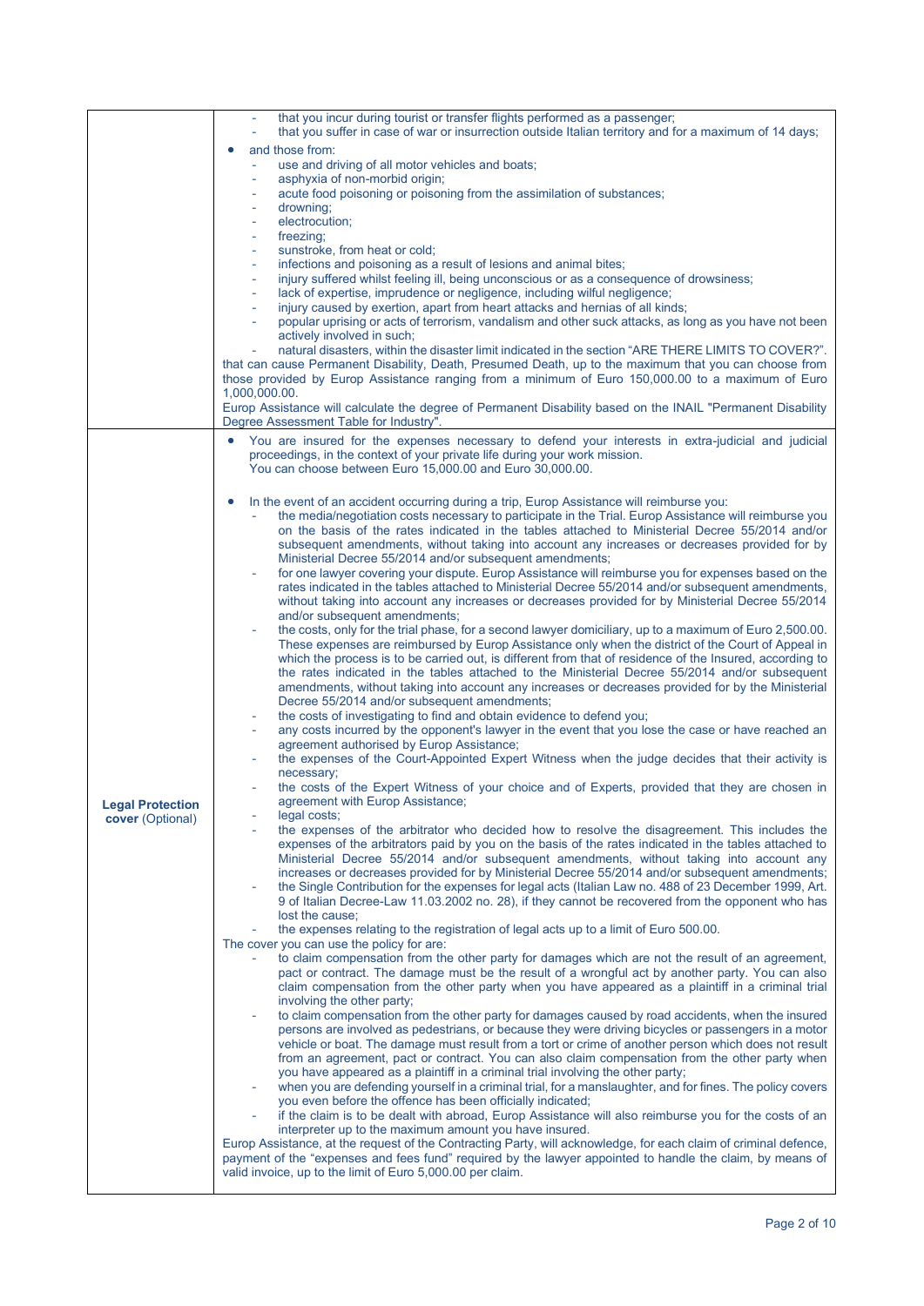| | |
|---|---|
| | - that you incur during tourist or transfer flights performed as a passenger;<br>- that you suffer in case of war or insurrection outside Italian territory and for a maximum of 14 days;<br>• and those from:<br>- use and driving of all motor vehicles and boats;<br>- asphyxia of non-morbid origin;<br>- acute food poisoning or poisoning from the assimilation of substances;<br>- drowning;<br>- electrocution;<br>- freezing;<br>- sunstroke, from heat or cold;<br>- infections and poisoning as a result of lesions and animal bites;<br>- injury suffered whilst feeling ill, being unconscious or as a consequence of drowsiness;<br>- lack of expertise, imprudence or negligence, including wilful negligence;<br>- injury caused by exertion, apart from heart attacks and hernias of all kinds;<br>- popular uprising or acts of terrorism, vandalism and other suck attacks, as long as you have not been actively involved in such;<br>- natural disasters, within the disaster limit indicated in the section "ARE THERE LIMITS TO COVER?".<br>that can cause Permanent Disability, Death, Presumed Death, up to the maximum that you can choose from those provided by Europ Assistance ranging from a minimum of Euro 150,000.00 to a maximum of Euro 1,000,000.00.<br>Europ Assistance will calculate the degree of Permanent Disability based on the INAIL "Permanent Disability Degree Assessment Table for Industry". |
| **Legal Protection cover** (Optional) | • You are insured for the expenses necessary to defend your interests in extra-judicial and judicial proceedings, in the context of your private life during your work mission.<br>You can choose between Euro 15,000.00 and Euro 30,000.00.<br><br>• In the event of an accident occurring during a trip, Europ Assistance will reimburse you:<br>- the media/negotiation costs necessary to participate in the Trial. Europ Assistance will reimburse you on the basis of the rates indicated in the tables attached to Ministerial Decree 55/2014 and/or subsequent amendments, without taking into account any increases or decreases provided for by Ministerial Decree 55/2014 and/or subsequent amendments;<br>- for one lawyer covering your dispute. Europ Assistance will reimburse you for expenses based on the rates indicated in the tables attached to Ministerial Decree 55/2014 and/or subsequent amendments, without taking into account any increases or decreases provided for by Ministerial Decree 55/2014 and/or subsequent amendments;<br>- the costs, only for the trial phase, for a second lawyer domiciliary, up to a maximum of Euro 2,500.00. These expenses are reimbursed by Europ Assistance only when the district of the Court of Appeal in which the process is to be carried out, is different from that of residence of the Insured, according to the rates indicated in the tables attached to the Ministerial Decree 55/2014 and/or subsequent amendments, without taking into account any increases or decreases provided for by the Ministerial Decree 55/2014 and/or subsequent amendments;<br>- the costs of investigating to find and obtain evidence to defend you;<br>- any costs incurred by the opponent's lawyer in the event that you lose the case or have reached an agreement authorised by Europ Assistance;<br>- the expenses of the Court-Appointed Expert Witness when the judge decides that their activity is necessary;<br>- the costs of the Expert Witness of your choice and of Experts, provided that they are chosen in agreement with Europ Assistance;<br>- legal costs;<br>- the expenses of the arbitrator who decided how to resolve the disagreement. This includes the expenses of the arbitrators paid by you on the basis of the rates indicated in the tables attached to Ministerial Decree 55/2014 and/or subsequent amendments, without taking into account any increases or decreases provided for by Ministerial Decree 55/2014 and/or subsequent amendments;<br>- the Single Contribution for the expenses for legal acts (Italian Law no. 488 of 23 December 1999, Art. 9 of Italian Decree-Law 11.03.2002 no. 28), if they cannot be recovered from the opponent who has lost the cause;<br>- the expenses relating to the registration of legal acts up to a limit of Euro 500.00.<br>The cover you can use the policy for are:<br>- to claim compensation from the other party for damages which are not the result of an agreement, pact or contract. The damage must be the result of a wrongful act by another party. You can also claim compensation from the other party when you have appeared as a plaintiff in a criminal trial involving the other party;<br>- to claim compensation from the other party for damages caused by road accidents, when the insured persons are involved as pedestrians, or because they were driving bicycles or passengers in a motor vehicle or boat. The damage must result from a tort or crime of another person which does not result from an agreement, pact or contract. You can also claim compensation from the other party when you have appeared as a plaintiff in a criminal trial involving the other party;<br>- when you are defending yourself in a criminal trial, for a manslaughter, and for fines. The policy covers you even before the offence has been officially indicated;<br>- if the claim is to be dealt with abroad, Europ Assistance will also reimburse you for the costs of an interpreter up to the maximum amount you have insured.<br>Europ Assistance, at the request of the Contracting Party, will acknowledge, for each claim of criminal defence, payment of the "expenses and fees fund" required by the lawyer appointed to handle the claim, by means of valid invoice, up to the limit of Euro 5,000.00 per claim. |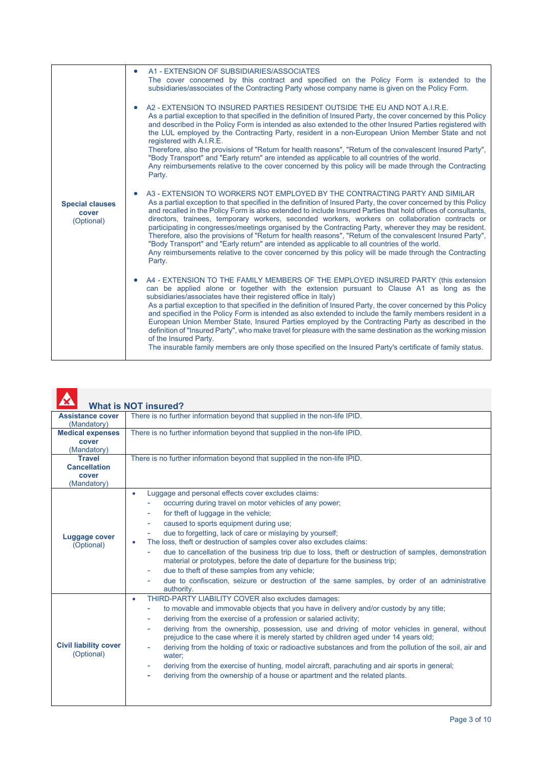| | |
|---|---|
| **Special clauses cover** (Optional) | • A1 - EXTENSION OF SUBSIDIARIES/ASSOCIATES<br>The cover concerned by this contract and specified on the Policy Form is extended to the subsidiaries/associates of the Contracting Party whose company name is given on the Policy Form.<br><br>• A2 - EXTENSION TO INSURED PARTIES RESIDENT OUTSIDE THE EU AND NOT A.I.R.E.<br>As a partial exception to that specified in the definition of Insured Party, the cover concerned by this Policy and described in the Policy Form is intended as also extended to the other Insured Parties registered with the LUL employed by the Contracting Party, resident in a non-European Union Member State and not registered with A.I.R.E.<br>Therefore, also the provisions of "Return for health reasons", "Return of the convalescent Insured Party", "Body Transport" and "Early return" are intended as applicable to all countries of the world.<br>Any reimbursements relative to the cover concerned by this policy will be made through the Contracting Party.<br><br>• A3 - EXTENSION TO WORKERS NOT EMPLOYED BY THE CONTRACTING PARTY AND SIMILAR<br>As a partial exception to that specified in the definition of Insured Party, the cover concerned by this Policy and recalled in the Policy Form is also extended to include Insured Parties that hold offices of consultants, directors, trainees, temporary workers, seconded workers, workers on collaboration contracts or participating in congresses/meetings organised by the Contracting Party, wherever they may be resident.<br>Therefore, also the provisions of "Return for health reasons", "Return of the convalescent Insured Party", "Body Transport" and "Early return" are intended as applicable to all countries of the world.<br>Any reimbursements relative to the cover concerned by this policy will be made through the Contracting Party.<br><br>• A4 - EXTENSION TO THE FAMILY MEMBERS OF THE EMPLOYED INSURED PARTY (this extension can be applied alone or together with the extension pursuant to Clause A1 as long as the subsidiaries/associates have their registered office in Italy)<br>As a partial exception to that specified in the definition of Insured Party, the cover concerned by this Policy and specified in the Policy Form is intended as also extended to include the family members resident in a European Union Member State, Insured Parties employed by the Contracting Party as described in the definition of "Insured Party", who make travel for pleasure with the same destination as the working mission of the Insured Party.<br>The insurable family members are only those specified on the Insured Party's certificate of family status. |

## What is NOT insured?

| | |
|---|---|
| **Assistance cover** (Mandatory) | There is no further information beyond that supplied in the non-life IPID. |
| **Medical expenses cover** (Mandatory) | There is no further information beyond that supplied in the non-life IPID. |
| **Travel Cancellation cover** (Mandatory) | There is no further information beyond that supplied in the non-life IPID. |
| **Luggage cover** (Optional) | • Luggage and personal effects cover excludes claims:<br>- occurring during travel on motor vehicles of any power;<br>- for theft of luggage in the vehicle;<br>- caused to sports equipment during use;<br>- due to forgetting, lack of care or mislaying by yourself;<br>• The loss, theft or destruction of samples cover also excludes claims:<br>- due to cancellation of the business trip due to loss, theft or destruction of samples, demonstration material or prototypes, before the date of departure for the business trip;<br>- due to theft of these samples from any vehicle;<br>- due to confiscation, seizure or destruction of the same samples, by order of an administrative authority. |
| **Civil liability cover** (Optional) | • THIRD-PARTY LIABILITY COVER also excludes damages:<br>- to movable and immovable objects that you have in delivery and/or custody by any title;<br>- deriving from the exercise of a profession or salaried activity;<br>- deriving from the ownership, possession, use and driving of motor vehicles in general, without prejudice to the case where it is merely started by children aged under 14 years old;<br>- deriving from the holding of toxic or radioactive substances and from the pollution of the soil, air and water;<br>- deriving from the exercise of hunting, model aircraft, parachuting and air sports in general;<br>- deriving from the ownership of a house or apartment and the related plants. |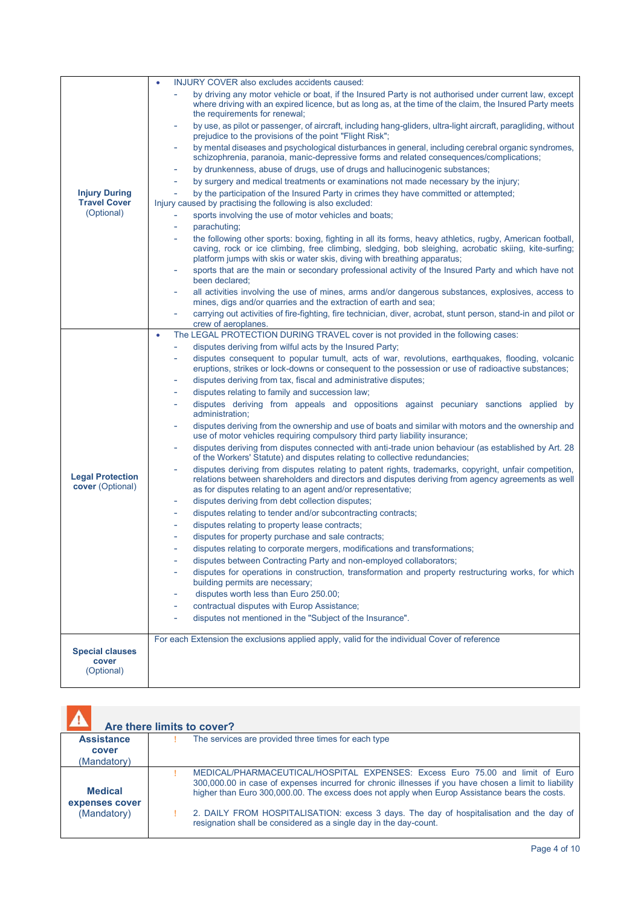| | |
|---|---|
| **Injury During Travel Cover** (Optional) | • INJURY COVER also excludes accidents caused:<br>- by driving any motor vehicle or boat, if the Insured Party is not authorised under current law, except where driving with an expired licence, but as long as, at the time of the claim, the Insured Party meets the requirements for renewal;<br>- by use, as pilot or passenger, of aircraft, including hang-gliders, ultra-light aircraft, paragliding, without prejudice to the provisions of the point "Flight Risk";<br>- by mental diseases and psychological disturbances in general, including cerebral organic syndromes, schizophrenia, paranoia, manic-depressive forms and related consequences/complications;<br>- by drunkenness, abuse of drugs, use of drugs and hallucinogenic substances;<br>- by surgery and medical treatments or examinations not made necessary by the injury;<br>- by the participation of the Insured Party in crimes they have committed or attempted;<br>Injury caused by practising the following is also excluded:<br>- sports involving the use of motor vehicles and boats;<br>- parachuting;<br>- the following other sports: boxing, fighting in all its forms, heavy athletics, rugby, American football, caving, rock or ice climbing, free climbing, sledging, bob sleighing, acrobatic skiing, kite-surfing; platform jumps with skis or water skis, diving with breathing apparatus;<br>- sports that are the main or secondary professional activity of the Insured Party and which have not been declared;<br>- all activities involving the use of mines, arms and/or dangerous substances, explosives, access to mines, digs and/or quarries and the extraction of earth and sea;<br>- carrying out activities of fire-fighting, fire technician, diver, acrobat, stunt person, stand-in and pilot or crew of aeroplanes. |
| **Legal Protection cover** (Optional) | • The LEGAL PROTECTION DURING TRAVEL cover is not provided in the following cases:<br>- disputes deriving from wilful acts by the Insured Party;<br>- disputes consequent to popular tumult, acts of war, revolutions, earthquakes, flooding, volcanic eruptions, strikes or lock-downs or consequent to the possession or use of radioactive substances;<br>- disputes deriving from tax, fiscal and administrative disputes;<br>- disputes relating to family and succession law;<br>- disputes deriving from appeals and oppositions against pecuniary sanctions applied by administration;<br>- disputes deriving from the ownership and use of boats and similar with motors and the ownership and use of motor vehicles requiring compulsory third party liability insurance;<br>- disputes deriving from disputes connected with anti-trade union behaviour (as established by Art. 28 of the Workers' Statute) and disputes relating to collective redundancies;<br>- disputes deriving from disputes relating to patent rights, trademarks, copyright, unfair competition, relations between shareholders and directors and disputes deriving from agency agreements as well as for disputes relating to an agent and/or representative;<br>- disputes deriving from debt collection disputes;<br>- disputes relating to tender and/or subcontracting contracts;<br>- disputes relating to property lease contracts;<br>- disputes for property purchase and sale contracts;<br>- disputes relating to corporate mergers, modifications and transformations;<br>- disputes between Contracting Party and non-employed collaborators;<br>- disputes for operations in construction, transformation and property restructuring works, for which building permits are necessary;<br>- disputes worth less than Euro 250.00;<br>- contractual disputes with Europ Assistance;<br>- disputes not mentioned in the "Subject of the Insurance". |
| **Special clauses cover** (Optional) | For each Extension the exclusions applied apply, valid for the individual Cover of reference |

## Are there limits to cover?

| | |
|---|---|
| **Assistance cover** (Mandatory) | ! The services are provided three times for each type |
| **Medical expenses cover** (Mandatory) | ! MEDICAL/PHARMACEUTICAL/HOSPITAL EXPENSES: Excess Euro 75.00 and limit of Euro 300,000.00 in case of expenses incurred for chronic illnesses if you have chosen a limit to liability higher than Euro 300,000.00. The excess does not apply when Europ Assistance bears the costs.<br>! 2. DAILY FROM HOSPITALISATION: excess 3 days. The day of hospitalisation and the day of resignation shall be considered as a single day in the day-count. |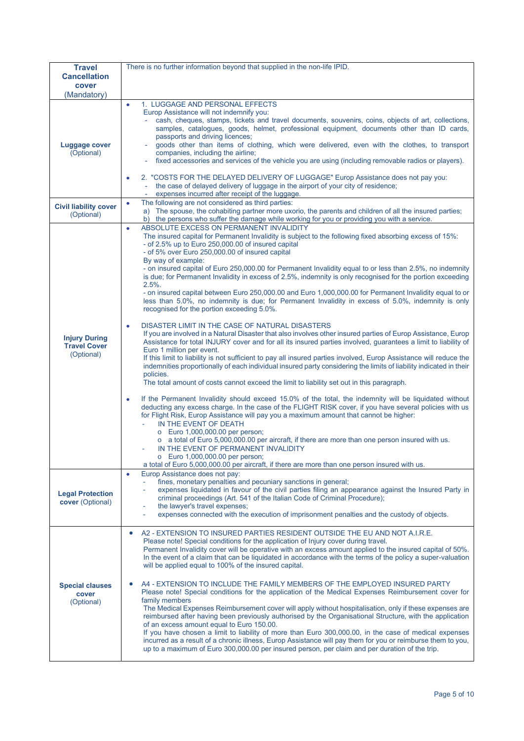| | |
|---|---|
| **Travel Cancellation cover** (Mandatory) | There is no further information beyond that supplied in the non-life IPID. |
| **Luggage cover** (Optional) | • 1. LUGGAGE AND PERSONAL EFFECTS<br>Europ Assistance will not indemnify you:<br>- cash, cheques, stamps, tickets and travel documents, souvenirs, coins, objects of art, collections, samples, catalogues, goods, helmet, professional equipment, documents other than ID cards, passports and driving licences;<br>- goods other than items of clothing, which were delivered, even with the clothes, to transport companies, including the airline;<br>- fixed accessories and services of the vehicle you are using (including removable radios or players).<br><br>• 2. "COSTS FOR THE DELAYED DELIVERY OF LUGGAGE" Europ Assistance does not pay you:<br>- the case of delayed delivery of luggage in the airport of your city of residence;<br>- expenses incurred after receipt of the luggage. |
| **Civil liability cover** (Optional) | • The following are not considered as third parties:<br>a) The spouse, the cohabiting partner more uxorio, the parents and children of all the insured parties;<br>b) the persons who suffer the damage while working for you or providing you with a service. |
| **Injury During Travel Cover** (Optional) | • ABSOLUTE EXCESS ON PERMANENT INVALIDITY<br>The insured capital for Permanent Invalidity is subject to the following fixed absorbing excess of 15%:<br>- of 2.5% up to Euro 250,000.00 of insured capital<br>- of 5% over Euro 250,000.00 of insured capital<br>By way of example:<br>- on insured capital of Euro 250,000.00 for Permanent Invalidity equal to or less than 2.5%, no indemnity is due; for Permanent Invalidity in excess of 2.5%, indemnity is only recognised for the portion exceeding 2.5%.<br>- on insured capital between Euro 250,000.00 and Euro 1,000,000.00 for Permanent Invalidity equal to or less than 5.0%, no indemnity is due; for Permanent Invalidity in excess of 5.0%, indemnity is only recognised for the portion exceeding 5.0%.<br><br>• DISASTER LIMIT IN THE CASE OF NATURAL DISASTERS<br>If you are involved in a Natural Disaster that also involves other insured parties of Europ Assistance, Europ Assistance for total INJURY cover and for all its insured parties involved, guarantees a limit to liability of Euro 1 million per event.<br>If this limit to liability is not sufficient to pay all insured parties involved, Europ Assistance will reduce the indemnities proportionally of each individual insured party considering the limits of liability indicated in their policies.<br>The total amount of costs cannot exceed the limit to liability set out in this paragraph.<br><br>• If the Permanent Invalidity should exceed 15.0% of the total, the indemnity will be liquidated without deducting any excess charge. In the case of the FLIGHT RISK cover, if you have several policies with us for Flight Risk, Europ Assistance will pay you a maximum amount that cannot be higher:<br>- IN THE EVENT OF DEATH<br>o Euro 1,000,000.00 per person;<br>o a total of Euro 5,000,000.00 per aircraft, if there are more than one person insured with us.<br>- IN THE EVENT OF PERMANENT INVALIDITY<br>o Euro 1,000,000.00 per person;<br>a total of Euro 5,000,000.00 per aircraft, if there are more than one person insured with us. |
| **Legal Protection cover** (Optional) | • Europ Assistance does not pay:<br>- fines, monetary penalties and pecuniary sanctions in general;<br>- expenses liquidated in favour of the civil parties filing an appearance against the Insured Party in criminal proceedings (Art. 541 of the Italian Code of Criminal Procedure);<br>- the lawyer's travel expenses;<br>- expenses connected with the execution of imprisonment penalties and the custody of objects. |
| **Special clauses cover** (Optional) | • A2 - EXTENSION TO INSURED PARTIES RESIDENT OUTSIDE THE EU AND NOT A.I.R.E.<br>Please note! Special conditions for the application of Injury cover during travel.<br>Permanent Invalidity cover will be operative with an excess amount applied to the insured capital of 50%. In the event of a claim that can be liquidated in accordance with the terms of the policy a super-valuation will be applied equal to 100% of the insured capital.<br><br>• A4 - EXTENSION TO INCLUDE THE FAMILY MEMBERS OF THE EMPLOYED INSURED PARTY<br>Please note! Special conditions for the application of the Medical Expenses Reimbursement cover for family members<br>The Medical Expenses Reimbursement cover will apply without hospitalisation, only if these expenses are reimbursed after having been previously authorised by the Organisational Structure, with the application of an excess amount equal to Euro 150.00.<br>If you have chosen a limit to liability of more than Euro 300,000.00, in the case of medical expenses incurred as a result of a chronic illness, Europ Assistance will pay them for you or reimburse them to you, up to a maximum of Euro 300,000.00 per insured person, per claim and per duration of the trip. |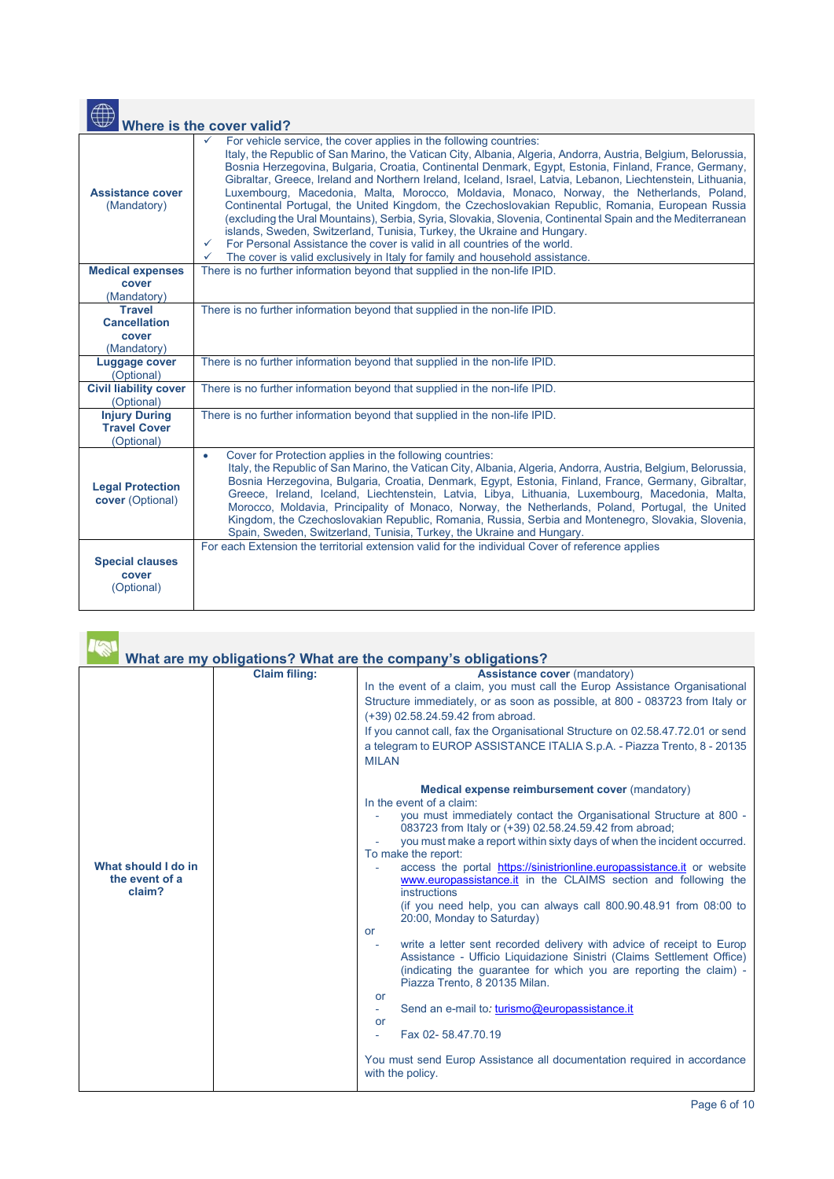## Where is the cover valid?

| | |
|---|---|
| **Assistance cover** (Mandatory) | ✓ For vehicle service, the cover applies in the following countries: Italy, the Republic of San Marino, the Vatican City, Albania, Algeria, Andorra, Austria, Belgium, Belorussia, Bosnia Herzegovina, Bulgaria, Croatia, Continental Denmark, Egypt, Estonia, Finland, France, Germany, Gibraltar, Greece, Ireland and Northern Ireland, Iceland, Israel, Latvia, Lebanon, Liechtenstein, Lithuania, Luxembourg, Macedonia, Malta, Morocco, Moldavia, Monaco, Norway, the Netherlands, Poland, Continental Portugal, the United Kingdom, the Czechoslovakian Republic, Romania, European Russia (excluding the Ural Mountains), Serbia, Syria, Slovakia, Slovenia, Continental Spain and the Mediterranean islands, Sweden, Switzerland, Tunisia, Turkey, the Ukraine and Hungary.<br>✓ For Personal Assistance the cover is valid in all countries of the world.<br>✓ The cover is valid exclusively in Italy for family and household assistance. |
| **Medical expenses cover** (Mandatory) | There is no further information beyond that supplied in the non-life IPID. |
| **Travel Cancellation cover** (Mandatory) | There is no further information beyond that supplied in the non-life IPID. |
| **Luggage cover** (Optional) | There is no further information beyond that supplied in the non-life IPID. |
| **Civil liability cover** (Optional) | There is no further information beyond that supplied in the non-life IPID. |
| **Injury During Travel Cover** (Optional) | There is no further information beyond that supplied in the non-life IPID. |
| **Legal Protection cover** (Optional) | • Cover for Protection applies in the following countries: Italy, the Republic of San Marino, the Vatican City, Albania, Algeria, Andorra, Austria, Belgium, Belorussia, Bosnia Herzegovina, Bulgaria, Croatia, Denmark, Egypt, Estonia, Finland, France, Germany, Gibraltar, Greece, Ireland, Iceland, Liechtenstein, Latvia, Libya, Lithuania, Luxembourg, Macedonia, Malta, Morocco, Moldavia, Principality of Monaco, Norway, the Netherlands, Poland, Portugal, the United Kingdom, the Czechoslovakian Republic, Romania, Russia, Serbia and Montenegro, Slovakia, Slovenia, Spain, Sweden, Switzerland, Tunisia, Turkey, the Ukraine and Hungary. |
| **Special clauses cover** (Optional) | For each Extension the territorial extension valid for the individual Cover of reference applies |

## What are my obligations? What are the company's obligations?

| | | |
|---|---|---|
| **What should I do in the event of a claim?** | **Claim filing:** | **Assistance cover** (mandatory)<br>In the event of a claim, you must call the Europ Assistance Organisational Structure immediately, or as soon as possible, at 800 - 083723 from Italy or (+39) 02.58.24.59.42 from abroad.<br>If you cannot call, fax the Organisational Structure on 02.58.47.72.01 or send a telegram to EUROP ASSISTANCE ITALIA S.p.A. - Piazza Trento, 8 - 20135 MILAN<br><br>**Medical expense reimbursement cover** (mandatory)<br>In the event of a claim:<br>- you must immediately contact the Organisational Structure at 800 - 083723 from Italy or (+39) 02.58.24.59.42 from abroad;<br>- you must make a report within sixty days of when the incident occurred.<br>To make the report:<br>- access the portal https://sinistrionline.europassistance.it or website www.europassistance.it in the CLAIMS section and following the instructions (if you need help, you can always call 800.90.48.91 from 08:00 to 20:00, Monday to Saturday)<br>or<br>- write a letter sent recorded delivery with advice of receipt to Europ Assistance - Ufficio Liquidazione Sinistri (Claims Settlement Office) (indicating the guarantee for which you are reporting the claim) - Piazza Trento, 8 20135 Milan.<br>or<br>- Send an e-mail to: turismo@europassistance.it<br>or<br>- Fax 02- 58.47.70.19<br><br>You must send Europ Assistance all documentation required in accordance with the policy. |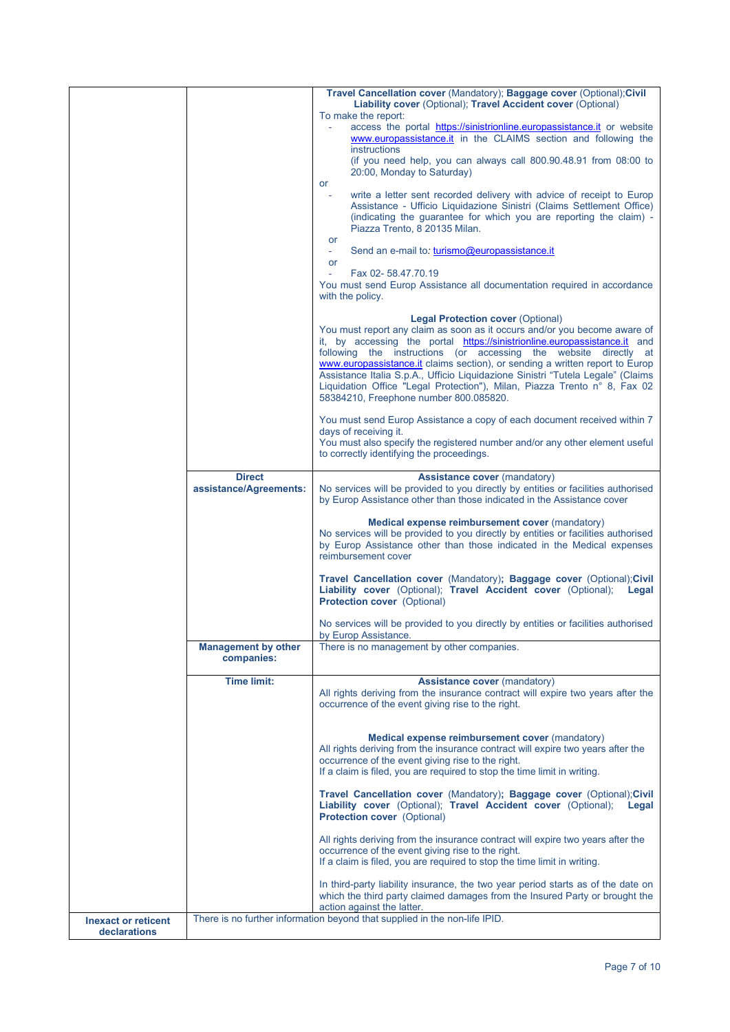| | | |
|---|---|---|
| | | **Travel Cancellation cover** (Mandatory); **Baggage cover** (Optional); **Civil Liability cover** (Optional); **Travel Accident cover** (Optional)<br>To make the report:<br>- access the portal https://sinistrionline.europassistance.it or website www.europassistance.it in the CLAIMS section and following the instructions (if you need help, you can always call 800.90.48.91 from 08:00 to 20:00, Monday to Saturday)<br>or<br>- write a letter sent recorded delivery with advice of receipt to Europ Assistance - Ufficio Liquidazione Sinistri (Claims Settlement Office) (indicating the guarantee for which you are reporting the claim) - Piazza Trento, 8 20135 Milan.<br>or<br>- Send an e-mail to: turismo@europassistance.it<br>or<br>- Fax 02- 58.47.70.19<br>You must send Europ Assistance all documentation required in accordance with the policy.<br><br>**Legal Protection cover** (Optional)<br>You must report any claim as soon as it occurs and/or you become aware of it, by accessing the portal https://sinistrionline.europassistance.it and following the instructions (or accessing the website directly at www.europassistance.it claims section), or sending a written report to Europ Assistance Italia S.p.A., Ufficio Liquidazione Sinistri "Tutela Legale" (Claims Liquidation Office "Legal Protection"), Milan, Piazza Trento n° 8, Fax 02 58384210, Freephone number 800.085820.<br><br>You must send Europ Assistance a copy of each document received within 7 days of receiving it.<br>You must also specify the registered number and/or any other element useful to correctly identifying the proceedings. |
| | **Direct assistance/Agreements:** | **Assistance cover** (mandatory)<br>No services will be provided to you directly by entities or facilities authorised by Europ Assistance other than those indicated in the Assistance cover<br><br>**Medical expense reimbursement cover** (mandatory)<br>No services will be provided to you directly by entities or facilities authorised by Europ Assistance other than those indicated in the Medical expenses reimbursement cover<br><br>**Travel Cancellation cover** (Mandatory); **Baggage cover** (Optional); **Civil Liability cover** (Optional); **Travel Accident cover** (Optional); **Legal Protection cover** (Optional)<br><br>No services will be provided to you directly by entities or facilities authorised by Europ Assistance. |
| | **Management by other companies:** | There is no management by other companies. |
| | **Time limit:** | **Assistance cover** (mandatory)<br>All rights deriving from the insurance contract will expire two years after the occurrence of the event giving rise to the right.<br><br>**Medical expense reimbursement cover** (mandatory)<br>All rights deriving from the insurance contract will expire two years after the occurrence of the event giving rise to the right.<br>If a claim is filed, you are required to stop the time limit in writing.<br><br>**Travel Cancellation cover** (Mandatory); **Baggage cover** (Optional); **Civil Liability cover** (Optional); **Travel Accident cover** (Optional); **Legal Protection cover** (Optional)<br><br>All rights deriving from the insurance contract will expire two years after the occurrence of the event giving rise to the right.<br>If a claim is filed, you are required to stop the time limit in writing.<br><br>In third-party liability insurance, the two year period starts as of the date on which the third party claimed damages from the Insured Party or brought the action against the latter. |
| **Inexact or reticent declarations** | There is no further information beyond that supplied in the non-life IPID. | |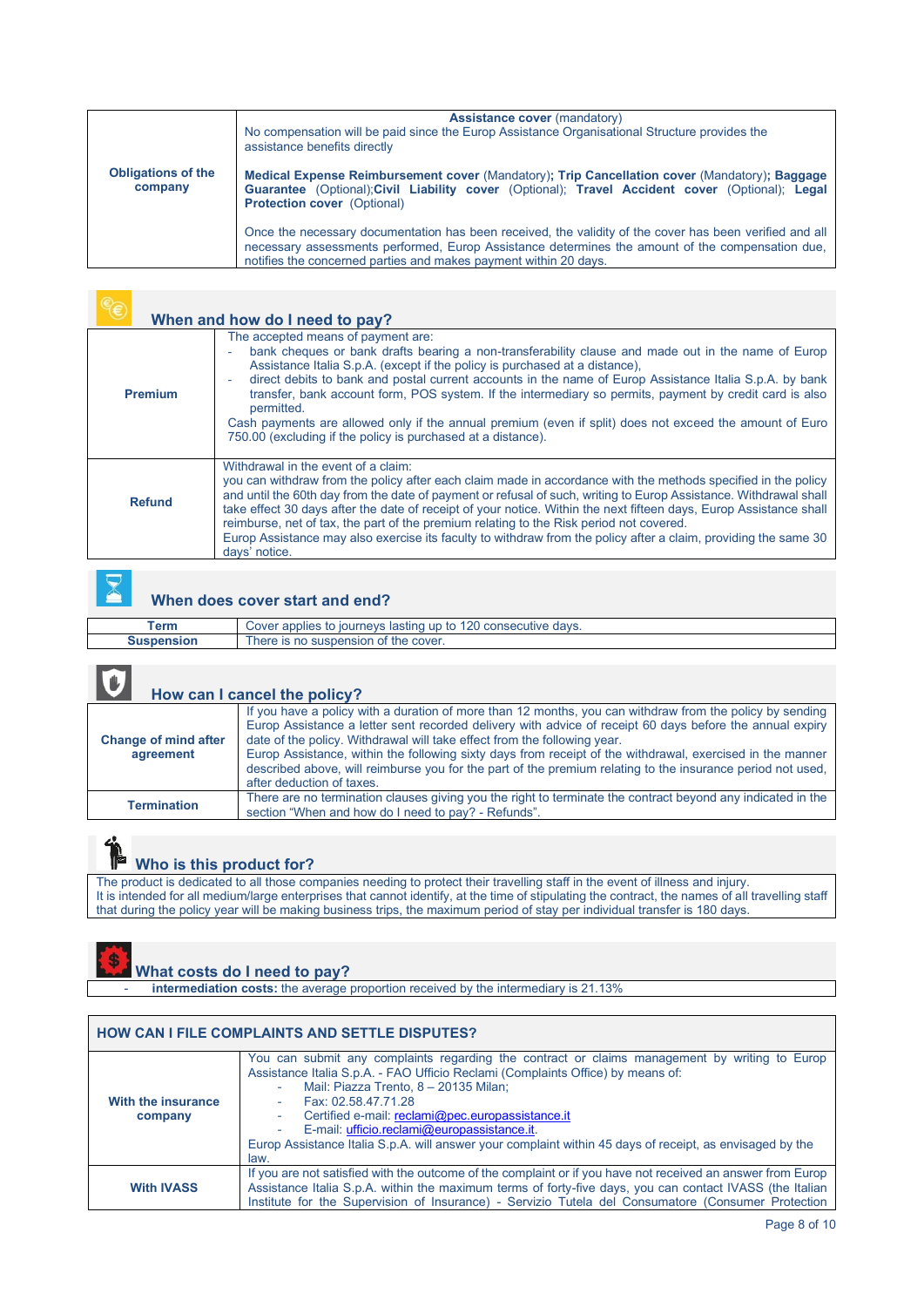| Obligations of the company | **Assistance cover** (mandatory)<br>No compensation will be paid since the Europ Assistance Organisational Structure provides the assistance benefits directly<br><br>**Medical Expense Reimbursement cover** (Mandatory)**; Trip Cancellation cover** (Mandatory)**; Baggage Guarantee** (Optional);**Civil Liability cover** (Optional); **Travel Accident cover** (Optional); **Legal Protection cover** (Optional)<br><br>Once the necessary documentation has been received, the validity of the cover has been verified and all necessary assessments performed, Europ Assistance determines the amount of the compensation due, notifies the concerned parties and makes payment within 20 days. |
|---|---|

## When and how do I need to pay?

| **Premium** | The accepted means of payment are:<br>- bank cheques or bank drafts bearing a non-transferability clause and made out in the name of Europ Assistance Italia S.p.A. (except if the policy is purchased at a distance),<br>- direct debits to bank and postal current accounts in the name of Europ Assistance Italia S.p.A. by bank transfer, bank account form, POS system. If the intermediary so permits, payment by credit card is also permitted.<br>Cash payments are allowed only if the annual premium (even if split) does not exceed the amount of Euro 750.00 (excluding if the policy is purchased at a distance). |
|---|---|
| **Refund** | Withdrawal in the event of a claim:<br>you can withdraw from the policy after each claim made in accordance with the methods specified in the policy and until the 60th day from the date of payment or refusal of such, writing to Europ Assistance. Withdrawal shall take effect 30 days after the date of receipt of your notice. Within the next fifteen days, Europ Assistance shall reimburse, net of tax, the part of the premium relating to the Risk period not covered.<br>Europ Assistance may also exercise its faculty to withdraw from the policy after a claim, providing the same 30 days' notice. |

## When does cover start and end?

| **Term** | Cover applies to journeys lasting up to 120 consecutive days. |
|---|---|
| **Suspension** | There is no suspension of the cover. |

## How can I cancel the policy?

| **Change of mind after agreement** | If you have a policy with a duration of more than 12 months, you can withdraw from the policy by sending Europ Assistance a letter sent recorded delivery with advice of receipt 60 days before the annual expiry date of the policy. Withdrawal will take effect from the following year.<br>Europ Assistance, within the following sixty days from receipt of the withdrawal, exercised in the manner described above, will reimburse you for the part of the premium relating to the insurance period not used, after deduction of taxes. |
|---|---|
| **Termination** | There are no termination clauses giving you the right to terminate the contract beyond any indicated in the section "When and how do I need to pay? - Refunds". |

## Who is this product for?

The product is dedicated to all those companies needing to protect their travelling staff in the event of illness and injury.
It is intended for all medium/large enterprises that cannot identify, at the time of stipulating the contract, the names of all travelling staff that during the policy year will be making business trips, the maximum period of stay per individual transfer is 180 days.

## What costs do I need to pay?

- **intermediation costs:** the average proportion received by the intermediary is 21.13%

## HOW CAN I FILE COMPLAINTS AND SETTLE DISPUTES?

| **With the insurance company** | You can submit any complaints regarding the contract or claims management by writing to Europ Assistance Italia S.p.A. - FAO Ufficio Reclami (Complaints Office) by means of:<br>- Mail: Piazza Trento, 8 – 20135 Milan;<br>- Fax: 02.58.47.71.28<br>- Certified e-mail: reclami@pec.europassistance.it<br>- E-mail: ufficio.reclami@europassistance.it.<br>Europ Assistance Italia S.p.A. will answer your complaint within 45 days of receipt, as envisaged by the law. |
|---|---|
| **With IVASS** | If you are not satisfied with the outcome of the complaint or if you have not received an answer from Europ Assistance Italia S.p.A. within the maximum terms of forty-five days, you can contact IVASS (the Italian Institute for the Supervision of Insurance) - Servizio Tutela del Consumatore (Consumer Protection |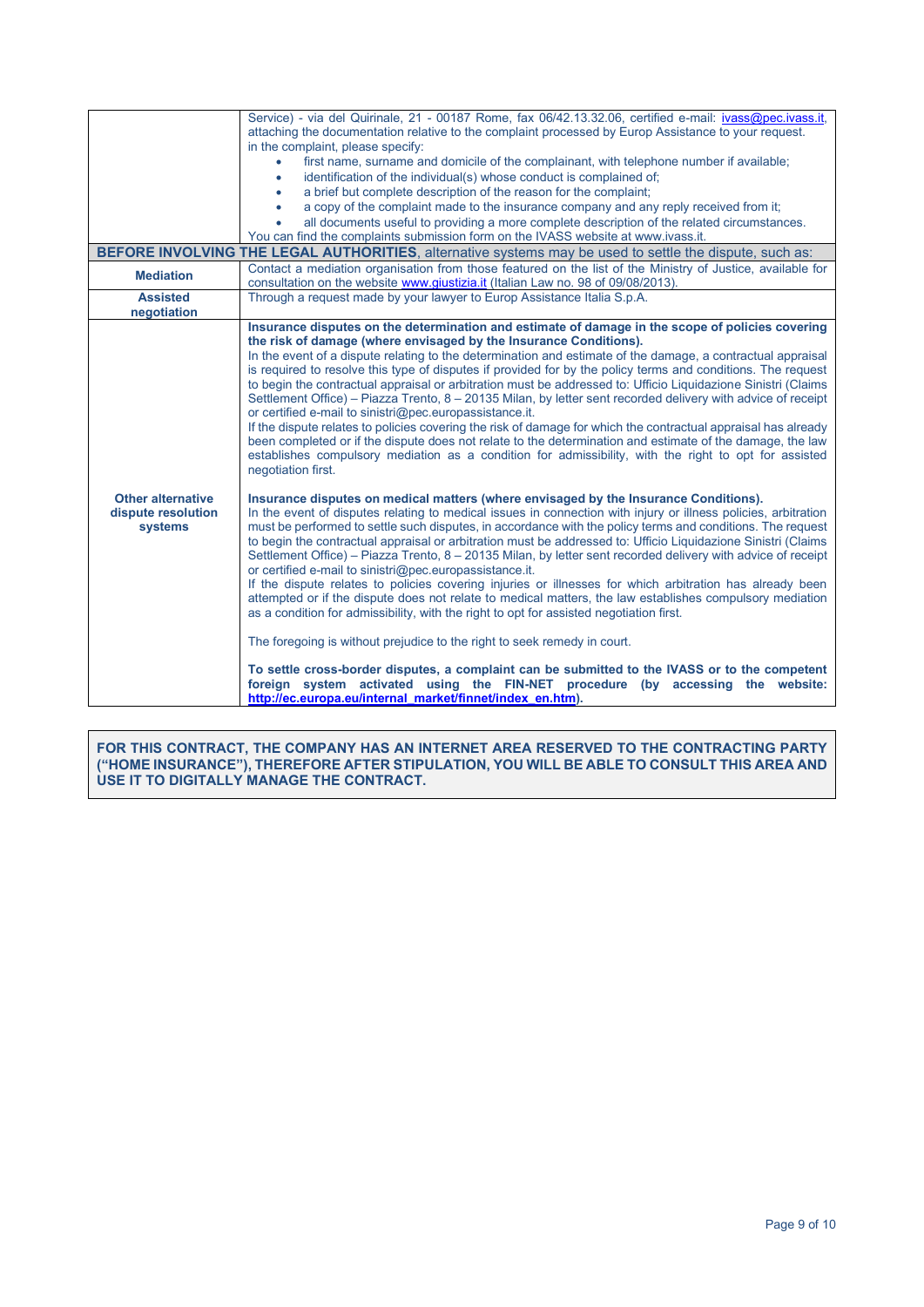| | |
|---|---|
| | Service) - via del Quirinale, 21 - 00187 Rome, fax 06/42.13.32.06, certified e-mail: ivass@pec.ivass.it, attaching the documentation relative to the complaint processed by Europ Assistance to your request.<br>in the complaint, please specify:<br>• first name, surname and domicile of the complainant, with telephone number if available;<br>• identification of the individual(s) whose conduct is complained of;<br>• a brief but complete description of the reason for the complaint;<br>• a copy of the complaint made to the insurance company and any reply received from it;<br>• all documents useful to providing a more complete description of the related circumstances.<br>You can find the complaints submission form on the IVASS website at www.ivass.it. |
| **BEFORE INVOLVING THE LEGAL AUTHORITIES**, alternative systems may be used to settle the dispute, such as: | |
| **Mediation** | Contact a mediation organisation from those featured on the list of the Ministry of Justice, available for consultation on the website www.giustizia.it (Italian Law no. 98 of 09/08/2013). |
| **Assisted negotiation** | Through a request made by your lawyer to Europ Assistance Italia S.p.A. |
| **Other alternative dispute resolution systems** | **Insurance disputes on the determination and estimate of damage in the scope of policies covering the risk of damage (where envisaged by the Insurance Conditions).**<br>In the event of a dispute relating to the determination and estimate of the damage, a contractual appraisal is required to resolve this type of disputes if provided for by the policy terms and conditions. The request to begin the contractual appraisal or arbitration must be addressed to: Ufficio Liquidazione Sinistri (Claims Settlement Office) – Piazza Trento, 8 – 20135 Milan, by letter sent recorded delivery with advice of receipt or certified e-mail to sinistri@pec.europassistance.it.<br>If the dispute relates to policies covering the risk of damage for which the contractual appraisal has already been completed or if the dispute does not relate to the determination and estimate of the damage, the law establishes compulsory mediation as a condition for admissibility, with the right to opt for assisted negotiation first.<br><br>**Insurance disputes on medical matters (where envisaged by the Insurance Conditions).**<br>In the event of disputes relating to medical issues in connection with injury or illness policies, arbitration must be performed to settle such disputes, in accordance with the policy terms and conditions. The request to begin the contractual appraisal or arbitration must be addressed to: Ufficio Liquidazione Sinistri (Claims Settlement Office) – Piazza Trento, 8 – 20135 Milan, by letter sent recorded delivery with advice of receipt or certified e-mail to sinistri@pec.europassistance.it.<br>If the dispute relates to policies covering injuries or illnesses for which arbitration has already been attempted or if the dispute does not relate to medical matters, the law establishes compulsory mediation as a condition for admissibility, with the right to opt for assisted negotiation first.<br><br>The foregoing is without prejudice to the right to seek remedy in court.<br><br>**To settle cross-border disputes, a complaint can be submitted to the IVASS or to the competent foreign system activated using the FIN-NET procedure (by accessing the website: http://ec.europa.eu/internal_market/finnet/index_en.htm).** |

**FOR THIS CONTRACT, THE COMPANY HAS AN INTERNET AREA RESERVED TO THE CONTRACTING PARTY ("HOME INSURANCE"), THEREFORE AFTER STIPULATION, YOU WILL BE ABLE TO CONSULT THIS AREA AND USE IT TO DIGITALLY MANAGE THE CONTRACT.**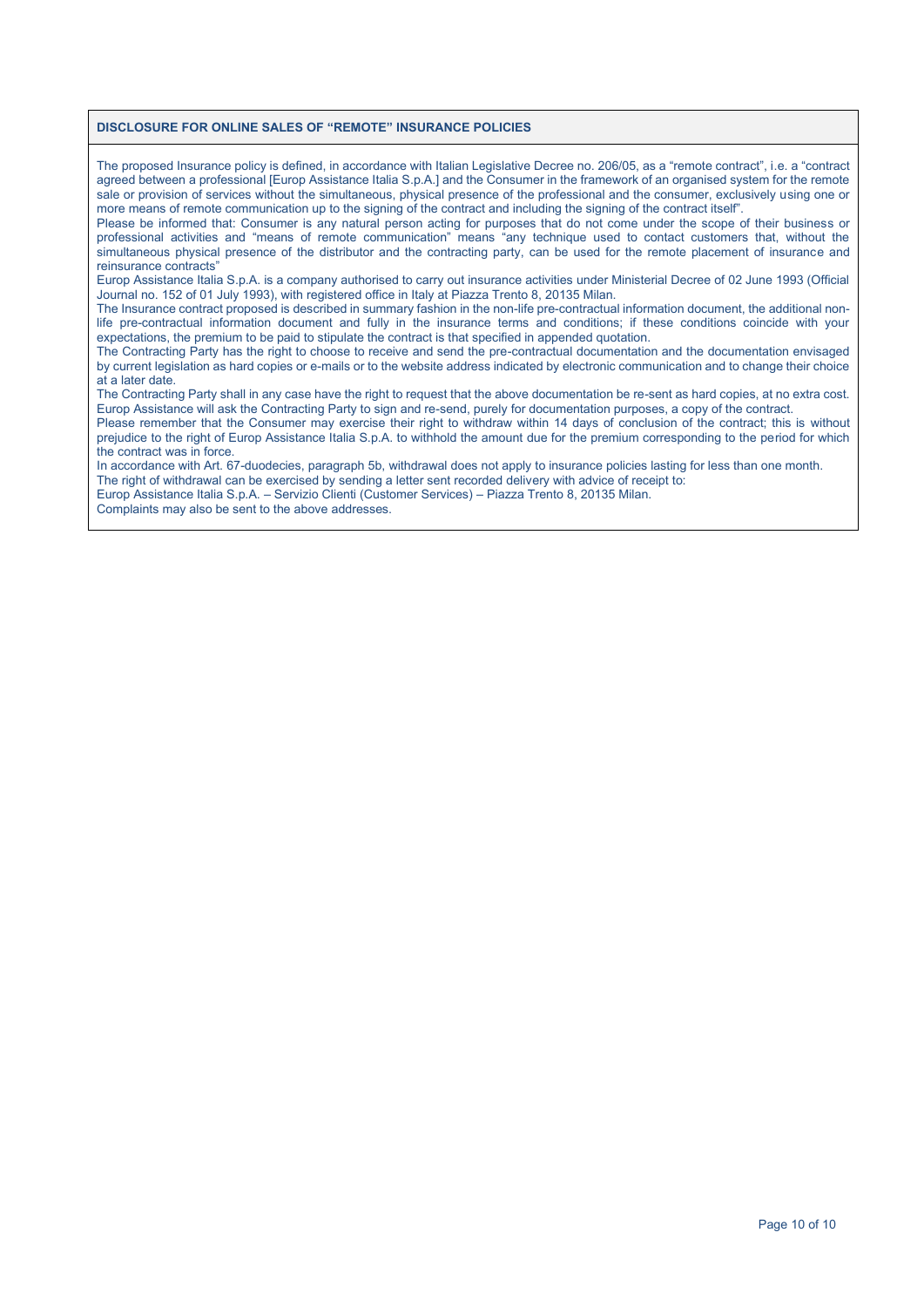**DISCLOSURE FOR ONLINE SALES OF "REMOTE" INSURANCE POLICIES**

The proposed Insurance policy is defined, in accordance with Italian Legislative Decree no. 206/05, as a "remote contract", i.e. a "contract agreed between a professional [Europ Assistance Italia S.p.A.] and the Consumer in the framework of an organised system for the remote sale or provision of services without the simultaneous, physical presence of the professional and the consumer, exclusively using one or more means of remote communication up to the signing of the contract and including the signing of the contract itself".

Please be informed that: Consumer is any natural person acting for purposes that do not come under the scope of their business or professional activities and "means of remote communication" means "any technique used to contact customers that, without the simultaneous physical presence of the distributor and the contracting party, can be used for the remote placement of insurance and reinsurance contracts"

Europ Assistance Italia S.p.A. is a company authorised to carry out insurance activities under Ministerial Decree of 02 June 1993 (Official Journal no. 152 of 01 July 1993), with registered office in Italy at Piazza Trento 8, 20135 Milan.

The Insurance contract proposed is described in summary fashion in the non-life pre-contractual information document, the additional non-life pre-contractual information document and fully in the insurance terms and conditions; if these conditions coincide with your expectations, the premium to be paid to stipulate the contract is that specified in appended quotation.

The Contracting Party has the right to choose to receive and send the pre-contractual documentation and the documentation envisaged by current legislation as hard copies or e-mails or to the website address indicated by electronic communication and to change their choice at a later date.

The Contracting Party shall in any case have the right to request that the above documentation be re-sent as hard copies, at no extra cost. Europ Assistance will ask the Contracting Party to sign and re-send, purely for documentation purposes, a copy of the contract.

Please remember that the Consumer may exercise their right to withdraw within 14 days of conclusion of the contract; this is without prejudice to the right of Europ Assistance Italia S.p.A. to withhold the amount due for the premium corresponding to the period for which the contract was in force.

In accordance with Art. 67-duodecies, paragraph 5b, withdrawal does not apply to insurance policies lasting for less than one month.

The right of withdrawal can be exercised by sending a letter sent recorded delivery with advice of receipt to:

Europ Assistance Italia S.p.A. – Servizio Clienti (Customer Services) – Piazza Trento 8, 20135 Milan.

Complaints may also be sent to the above addresses.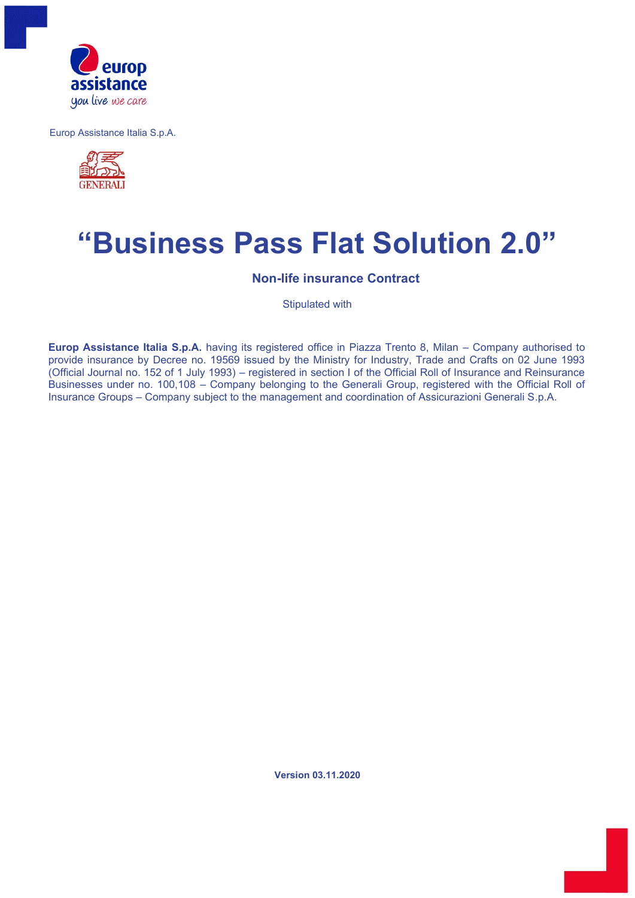Europ Assistance Italia S.p.A.

# “Business Pass Flat Solution 2.0”

### Non-life insurance Contract

Stipulated with

**Europ Assistance Italia S.p.A.** having its registered office in Piazza Trento 8, Milan – Company authorised to provide insurance by Decree no. 19569 issued by the Ministry for Industry, Trade and Crafts on 02 June 1993 (Official Journal no. 152 of 1 July 1993) – registered in section I of the Official Roll of Insurance and Reinsurance Businesses under no. 100,108 – Company belonging to the Generali Group, registered with the Official Roll of Insurance Groups – Company subject to the management and coordination of Assicurazioni Generali S.p.A.

**Version 03.11.2020**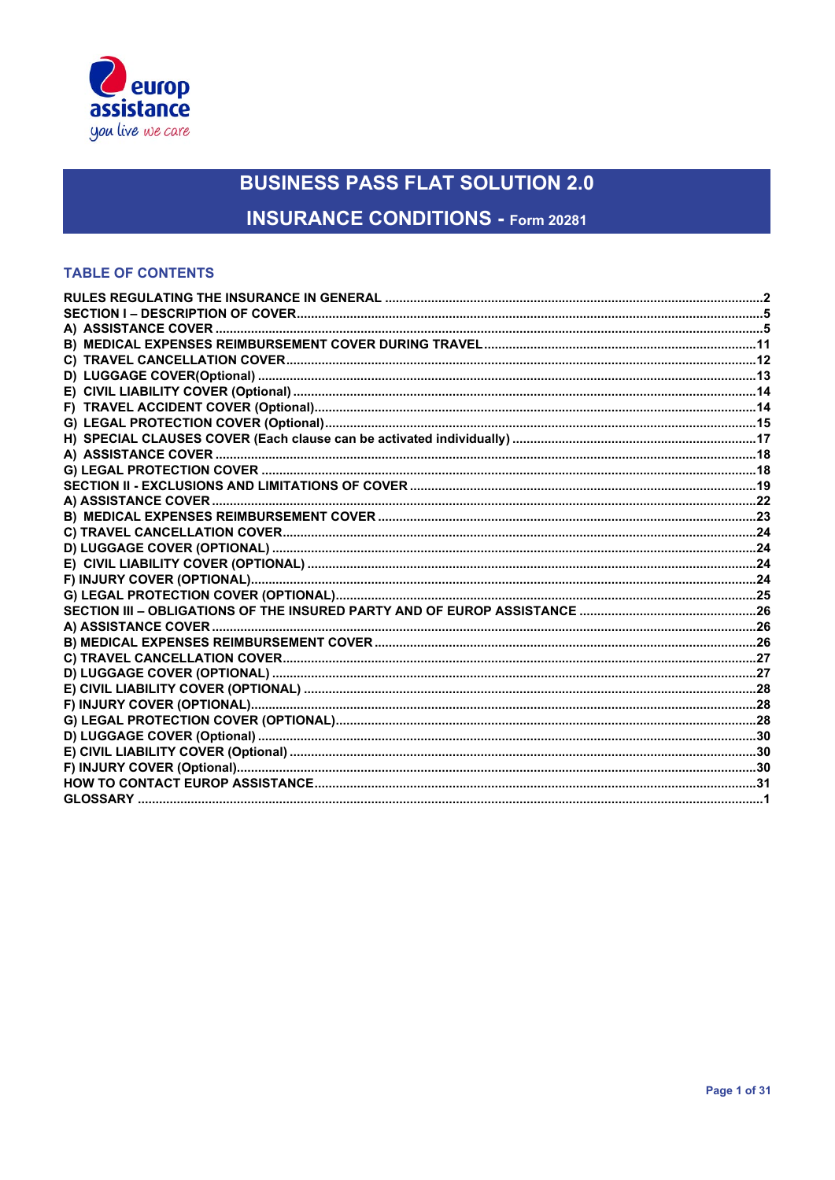# BUSINESS PASS FLAT SOLUTION 2.0

## INSURANCE CONDITIONS - Form 20281

### TABLE OF CONTENTS

RULES REGULATING THE INSURANCE IN GENERAL ........................................ 2
SECTION I – DESCRIPTION OF COVER ........................................ 5
A) ASSISTANCE COVER ........................................ 5
B) MEDICAL EXPENSES REIMBURSEMENT COVER DURING TRAVEL ........................................ 11
C) TRAVEL CANCELLATION COVER ........................................ 12
D) LUGGAGE COVER(Optional) ........................................ 13
E) CIVIL LIABILITY COVER (Optional) ........................................ 14
F) TRAVEL ACCIDENT COVER (Optional) ........................................ 14
G) LEGAL PROTECTION COVER (Optional) ........................................ 15
H) SPECIAL CLAUSES COVER (Each clause can be activated individually) ........................................ 17
A) ASSISTANCE COVER ........................................ 18
G) LEGAL PROTECTION COVER ........................................ 18
SECTION II - EXCLUSIONS AND LIMITATIONS OF COVER ........................................ 19
A) ASSISTANCE COVER ........................................ 22
B) MEDICAL EXPENSES REIMBURSEMENT COVER ........................................ 23
C) TRAVEL CANCELLATION COVER ........................................ 24
D) LUGGAGE COVER (OPTIONAL) ........................................ 24
E) CIVIL LIABILITY COVER (OPTIONAL) ........................................ 24
F) INJURY COVER (OPTIONAL) ........................................ 24
G) LEGAL PROTECTION COVER (OPTIONAL) ........................................ 25
SECTION III – OBLIGATIONS OF THE INSURED PARTY AND OF EUROP ASSISTANCE ........................................ 26
A) ASSISTANCE COVER ........................................ 26
B) MEDICAL EXPENSES REIMBURSEMENT COVER ........................................ 26
C) TRAVEL CANCELLATION COVER ........................................ 27
D) LUGGAGE COVER (OPTIONAL) ........................................ 27
E) CIVIL LIABILITY COVER (OPTIONAL) ........................................ 28
F) INJURY COVER (OPTIONAL) ........................................ 28
G) LEGAL PROTECTION COVER (OPTIONAL) ........................................ 28
D) LUGGAGE COVER (Optional) ........................................ 30
E) CIVIL LIABILITY COVER (Optional) ........................................ 30
F) INJURY COVER (Optional) ........................................ 30
HOW TO CONTACT EUROP ASSISTANCE ........................................ 31
GLOSSARY ........................................ 1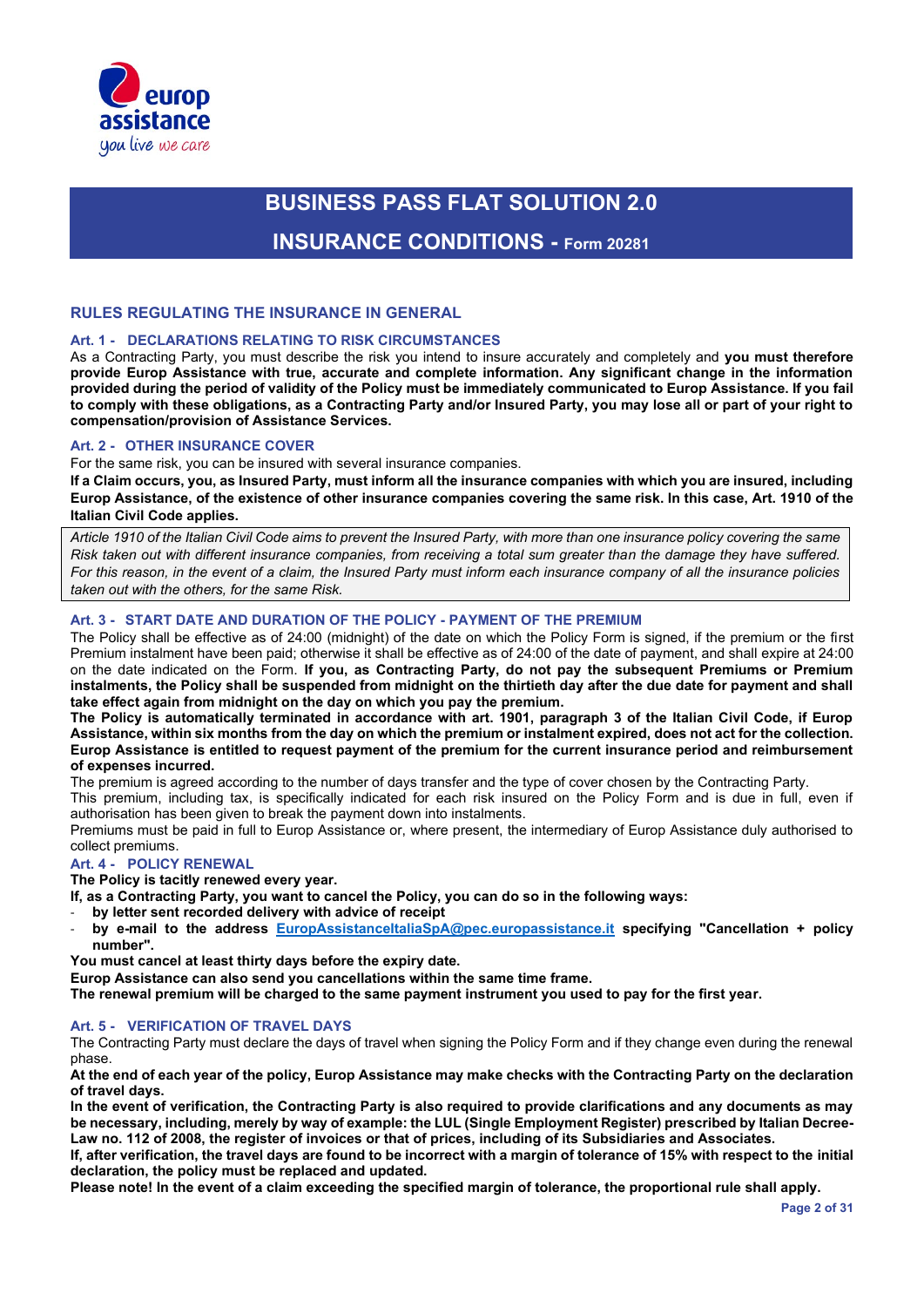# BUSINESS PASS FLAT SOLUTION 2.0

## INSURANCE CONDITIONS - Form 20281

### RULES REGULATING THE INSURANCE IN GENERAL

#### Art. 1 - DECLARATIONS RELATING TO RISK CIRCUMSTANCES

As a Contracting Party, you must describe the risk you intend to insure accurately and completely and **you must therefore provide Europ Assistance with true, accurate and complete information. Any significant change in the information provided during the period of validity of the Policy must be immediately communicated to Europ Assistance. If you fail to comply with these obligations, as a Contracting Party and/or Insured Party, you may lose all or part of your right to compensation/provision of Assistance Services.**

#### Art. 2 - OTHER INSURANCE COVER

For the same risk, you can be insured with several insurance companies.

**If a Claim occurs, you, as Insured Party, must inform all the insurance companies with which you are insured, including Europ Assistance, of the existence of other insurance companies covering the same risk. In this case, Art. 1910 of the Italian Civil Code applies.**

*Article 1910 of the Italian Civil Code aims to prevent the Insured Party, with more than one insurance policy covering the same Risk taken out with different insurance companies, from receiving a total sum greater than the damage they have suffered. For this reason, in the event of a claim, the Insured Party must inform each insurance company of all the insurance policies taken out with the others, for the same Risk.*

#### Art. 3 - START DATE AND DURATION OF THE POLICY - PAYMENT OF THE PREMIUM

The Policy shall be effective as of 24:00 (midnight) of the date on which the Policy Form is signed, if the premium or the first Premium instalment have been paid; otherwise it shall be effective as of 24:00 of the date of payment, and shall expire at 24:00 on the date indicated on the Form. **If you, as Contracting Party, do not pay the subsequent Premiums or Premium instalments, the Policy shall be suspended from midnight on the thirtieth day after the due date for payment and shall take effect again from midnight on the day on which you pay the premium.**

**The Policy is automatically terminated in accordance with art. 1901, paragraph 3 of the Italian Civil Code, if Europ Assistance, within six months from the day on which the premium or instalment expired, does not act for the collection. Europ Assistance is entitled to request payment of the premium for the current insurance period and reimbursement of expenses incurred.**

The premium is agreed according to the number of days transfer and the type of cover chosen by the Contracting Party.

This premium, including tax, is specifically indicated for each risk insured on the Policy Form and is due in full, even if authorisation has been given to break the payment down into instalments.

Premiums must be paid in full to Europ Assistance or, where present, the intermediary of Europ Assistance duly authorised to collect premiums.

#### Art. 4 - POLICY RENEWAL

**The Policy is tacitly renewed every year.**

**If, as a Contracting Party, you want to cancel the Policy, you can do so in the following ways:**

- **by letter sent recorded delivery with advice of receipt**
- **by e-mail to the address EuropAssistanceItaliaSpA@pec.europassistance.it specifying "Cancellation + policy number".**

**You must cancel at least thirty days before the expiry date.**

**Europ Assistance can also send you cancellations within the same time frame.**

**The renewal premium will be charged to the same payment instrument you used to pay for the first year.**

#### Art. 5 - VERIFICATION OF TRAVEL DAYS

The Contracting Party must declare the days of travel when signing the Policy Form and if they change even during the renewal phase.

**At the end of each year of the policy, Europ Assistance may make checks with the Contracting Party on the declaration of travel days.**

**In the event of verification, the Contracting Party is also required to provide clarifications and any documents as may be necessary, including, merely by way of example: the LUL (Single Employment Register) prescribed by Italian Decree-Law no. 112 of 2008, the register of invoices or that of prices, including of its Subsidiaries and Associates.**

**If, after verification, the travel days are found to be incorrect with a margin of tolerance of 15% with respect to the initial declaration, the policy must be replaced and updated.**

**Please note! In the event of a claim exceeding the specified margin of tolerance, the proportional rule shall apply.**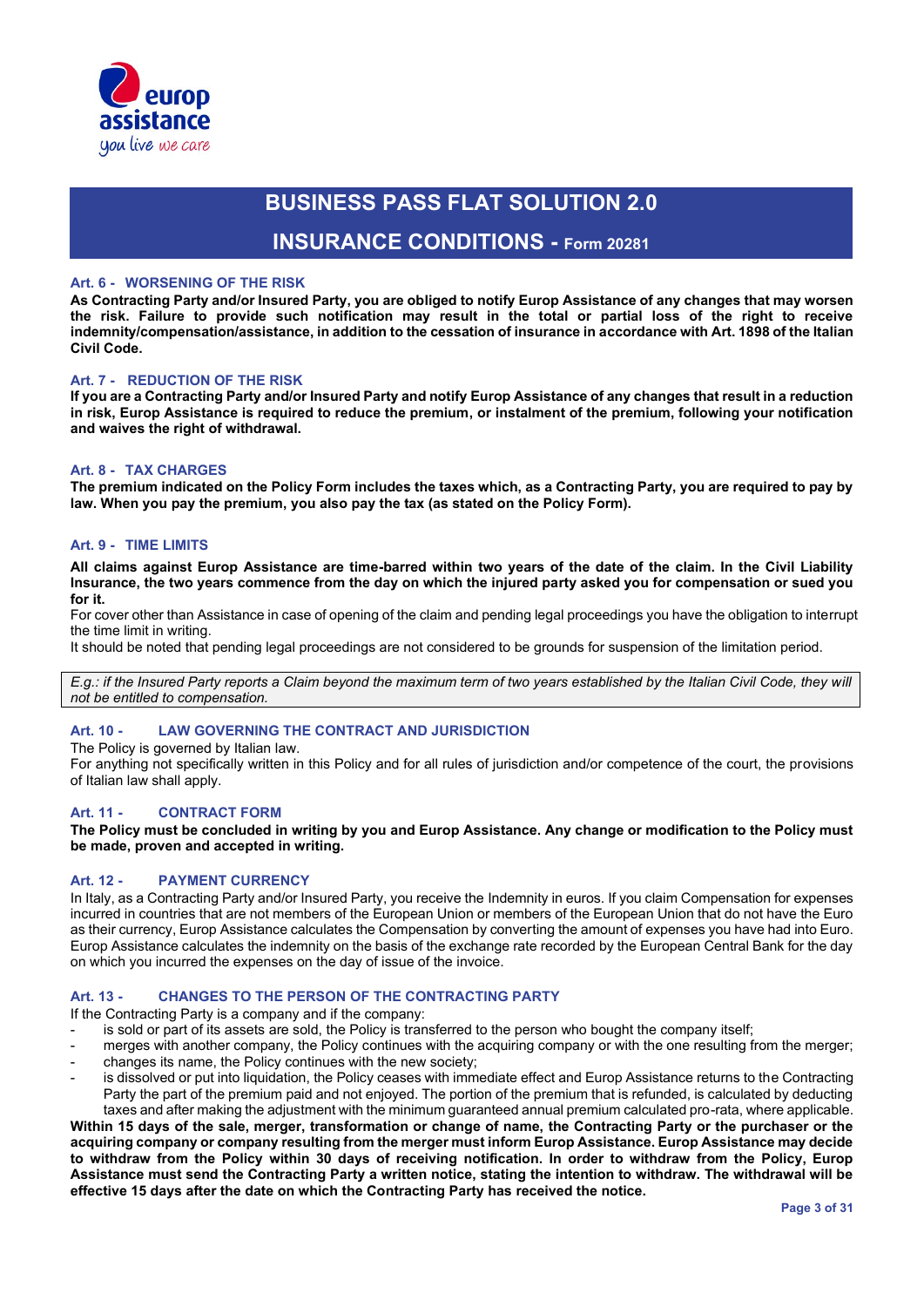# BUSINESS PASS FLAT SOLUTION 2.0

## INSURANCE CONDITIONS - Form 20281

### Art. 6 - WORSENING OF THE RISK

**As Contracting Party and/or Insured Party, you are obliged to notify Europ Assistance of any changes that may worsen the risk. Failure to provide such notification may result in the total or partial loss of the right to receive indemnity/compensation/assistance, in addition to the cessation of insurance in accordance with Art. 1898 of the Italian Civil Code.**

### Art. 7 - REDUCTION OF THE RISK

**If you are a Contracting Party and/or Insured Party and notify Europ Assistance of any changes that result in a reduction in risk, Europ Assistance is required to reduce the premium, or instalment of the premium, following your notification and waives the right of withdrawal.**

### Art. 8 - TAX CHARGES

**The premium indicated on the Policy Form includes the taxes which, as a Contracting Party, you are required to pay by law. When you pay the premium, you also pay the tax (as stated on the Policy Form).**

### Art. 9 - TIME LIMITS

**All claims against Europ Assistance are time-barred within two years of the date of the claim. In the Civil Liability Insurance, the two years commence from the day on which the injured party asked you for compensation or sued you for it.**

For cover other than Assistance in case of opening of the claim and pending legal proceedings you have the obligation to interrupt the time limit in writing.

It should be noted that pending legal proceedings are not considered to be grounds for suspension of the limitation period.

*E.g.: if the Insured Party reports a Claim beyond the maximum term of two years established by the Italian Civil Code, they will not be entitled to compensation.*

### Art. 10 - LAW GOVERNING THE CONTRACT AND JURISDICTION

The Policy is governed by Italian law.

For anything not specifically written in this Policy and for all rules of jurisdiction and/or competence of the court, the provisions of Italian law shall apply.

### Art. 11 - CONTRACT FORM

**The Policy must be concluded in writing by you and Europ Assistance. Any change or modification to the Policy must be made, proven and accepted in writing.**

### Art. 12 - PAYMENT CURRENCY

In Italy, as a Contracting Party and/or Insured Party, you receive the Indemnity in euros. If you claim Compensation for expenses incurred in countries that are not members of the European Union or members of the European Union that do not have the Euro as their currency, Europ Assistance calculates the Compensation by converting the amount of expenses you have had into Euro. Europ Assistance calculates the indemnity on the basis of the exchange rate recorded by the European Central Bank for the day on which you incurred the expenses on the day of issue of the invoice.

### Art. 13 - CHANGES TO THE PERSON OF THE CONTRACTING PARTY

If the Contracting Party is a company and if the company:

- is sold or part of its assets are sold, the Policy is transferred to the person who bought the company itself;
- merges with another company, the Policy continues with the acquiring company or with the one resulting from the merger;
- changes its name, the Policy continues with the new society;
- is dissolved or put into liquidation, the Policy ceases with immediate effect and Europ Assistance returns to the Contracting Party the part of the premium paid and not enjoyed. The portion of the premium that is refunded, is calculated by deducting taxes and after making the adjustment with the minimum guaranteed annual premium calculated pro-rata, where applicable.

**Within 15 days of the sale, merger, transformation or change of name, the Contracting Party or the purchaser or the acquiring company or company resulting from the merger must inform Europ Assistance. Europ Assistance may decide to withdraw from the Policy within 30 days of receiving notification. In order to withdraw from the Policy, Europ Assistance must send the Contracting Party a written notice, stating the intention to withdraw. The withdrawal will be effective 15 days after the date on which the Contracting Party has received the notice.**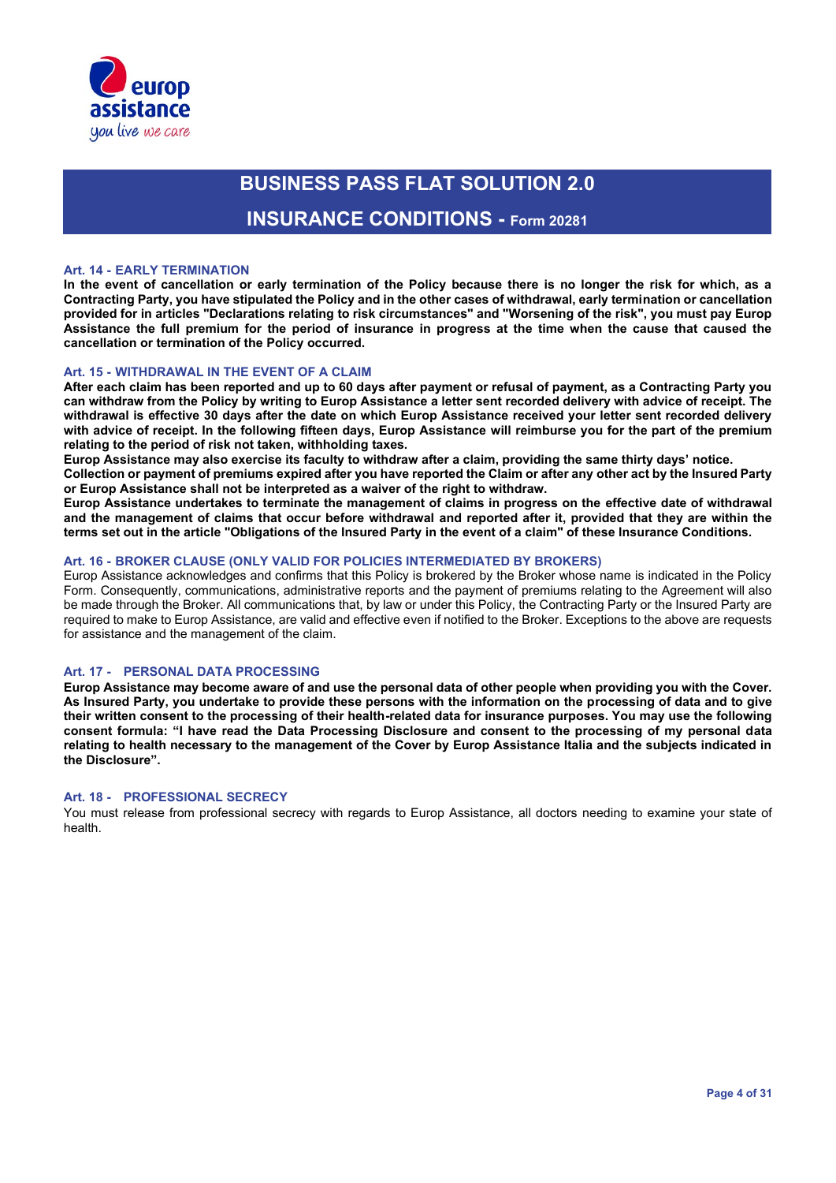# BUSINESS PASS FLAT SOLUTION 2.0

## INSURANCE CONDITIONS - Form 20281

### Art. 14 - EARLY TERMINATION

**In the event of cancellation or early termination of the Policy because there is no longer the risk for which, as a Contracting Party, you have stipulated the Policy and in the other cases of withdrawal, early termination or cancellation provided for in articles "Declarations relating to risk circumstances" and "Worsening of the risk", you must pay Europ Assistance the full premium for the period of insurance in progress at the time when the cause that caused the cancellation or termination of the Policy occurred.**

### Art. 15 - WITHDRAWAL IN THE EVENT OF A CLAIM

**After each claim has been reported and up to 60 days after payment or refusal of payment, as a Contracting Party you can withdraw from the Policy by writing to Europ Assistance a letter sent recorded delivery with advice of receipt. The withdrawal is effective 30 days after the date on which Europ Assistance received your letter sent recorded delivery with advice of receipt. In the following fifteen days, Europ Assistance will reimburse you for the part of the premium relating to the period of risk not taken, withholding taxes.**

**Europ Assistance may also exercise its faculty to withdraw after a claim, providing the same thirty days' notice.**

**Collection or payment of premiums expired after you have reported the Claim or after any other act by the Insured Party or Europ Assistance shall not be interpreted as a waiver of the right to withdraw.**

**Europ Assistance undertakes to terminate the management of claims in progress on the effective date of withdrawal and the management of claims that occur before withdrawal and reported after it, provided that they are within the terms set out in the article "Obligations of the Insured Party in the event of a claim" of these Insurance Conditions.**

### Art. 16 - BROKER CLAUSE (ONLY VALID FOR POLICIES INTERMEDIATED BY BROKERS)

Europ Assistance acknowledges and confirms that this Policy is brokered by the Broker whose name is indicated in the Policy Form. Consequently, communications, administrative reports and the payment of premiums relating to the Agreement will also be made through the Broker. All communications that, by law or under this Policy, the Contracting Party or the Insured Party are required to make to Europ Assistance, are valid and effective even if notified to the Broker. Exceptions to the above are requests for assistance and the management of the claim.

### Art. 17 - PERSONAL DATA PROCESSING

**Europ Assistance may become aware of and use the personal data of other people when providing you with the Cover. As Insured Party, you undertake to provide these persons with the information on the processing of data and to give their written consent to the processing of their health-related data for insurance purposes. You may use the following consent formula: "I have read the Data Processing Disclosure and consent to the processing of my personal data relating to health necessary to the management of the Cover by Europ Assistance Italia and the subjects indicated in the Disclosure".**

### Art. 18 - PROFESSIONAL SECRECY

You must release from professional secrecy with regards to Europ Assistance, all doctors needing to examine your state of health.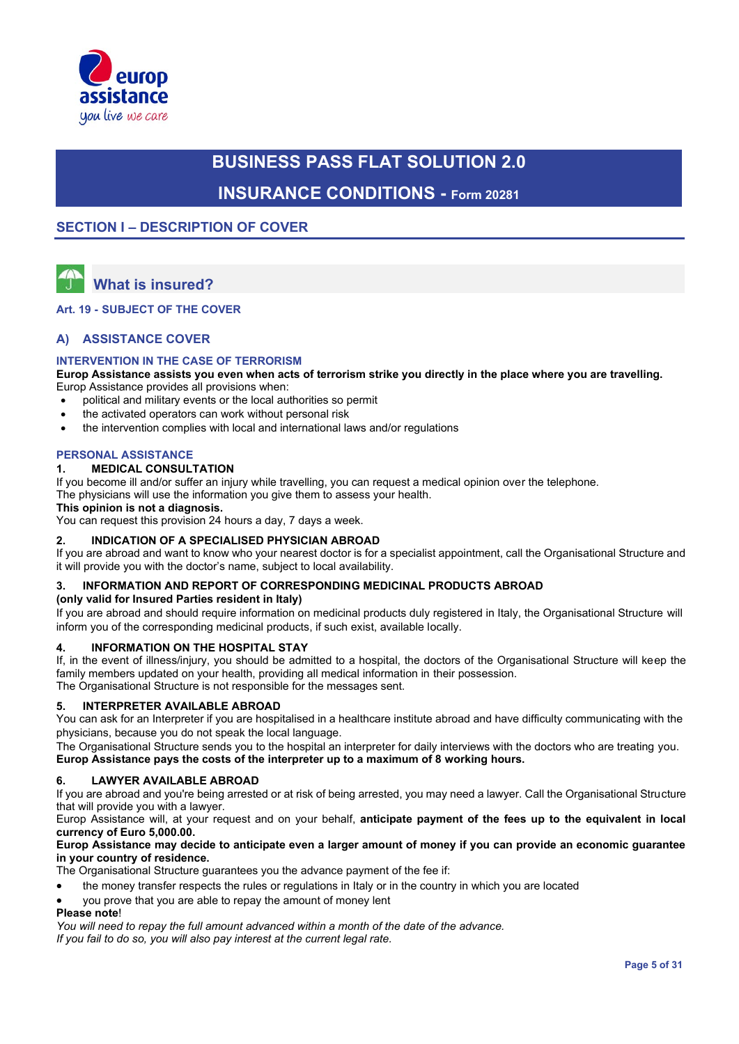# BUSINESS PASS FLAT SOLUTION 2.0

## INSURANCE CONDITIONS - Form 20281

## SECTION I – DESCRIPTION OF COVER

### What is insured?

**Art. 19 - SUBJECT OF THE COVER**

### A) ASSISTANCE COVER

**INTERVENTION IN THE CASE OF TERRORISM**

**Europ Assistance assists you even when acts of terrorism strike you directly in the place where you are travelling.**
Europ Assistance provides all provisions when:

- political and military events or the local authorities so permit
- the activated operators can work without personal risk
- the intervention complies with local and international laws and/or regulations

**PERSONAL ASSISTANCE**

**1. MEDICAL CONSULTATION**

If you become ill and/or suffer an injury while travelling, you can request a medical opinion over the telephone.
The physicians will use the information you give them to assess your health.
**This opinion is not a diagnosis.**
You can request this provision 24 hours a day, 7 days a week.

**2. INDICATION OF A SPECIALISED PHYSICIAN ABROAD**

If you are abroad and want to know who your nearest doctor is for a specialist appointment, call the Organisational Structure and it will provide you with the doctor's name, subject to local availability.

**3. INFORMATION AND REPORT OF CORRESPONDING MEDICINAL PRODUCTS ABROAD**
**(only valid for Insured Parties resident in Italy)**

If you are abroad and should require information on medicinal products duly registered in Italy, the Organisational Structure will inform you of the corresponding medicinal products, if such exist, available locally.

**4. INFORMATION ON THE HOSPITAL STAY**

If, in the event of illness/injury, you should be admitted to a hospital, the doctors of the Organisational Structure will keep the family members updated on your health, providing all medical information in their possession.
The Organisational Structure is not responsible for the messages sent.

**5. INTERPRETER AVAILABLE ABROAD**

You can ask for an Interpreter if you are hospitalised in a healthcare institute abroad and have difficulty communicating with the physicians, because you do not speak the local language.
The Organisational Structure sends you to the hospital an interpreter for daily interviews with the doctors who are treating you.
**Europ Assistance pays the costs of the interpreter up to a maximum of 8 working hours.**

**6. LAWYER AVAILABLE ABROAD**

If you are abroad and you're being arrested or at risk of being arrested, you may need a lawyer. Call the Organisational Structure that will provide you with a lawyer.
Europ Assistance will, at your request and on your behalf, **anticipate payment of the fees up to the equivalent in local currency of Euro 5,000.00.**
**Europ Assistance may decide to anticipate even a larger amount of money if you can provide an economic guarantee in your country of residence.**
The Organisational Structure guarantees you the advance payment of the fee if:

- the money transfer respects the rules or regulations in Italy or in the country in which you are located
- you prove that you are able to repay the amount of money lent

**Please note**!
*You will need to repay the full amount advanced within a month of the date of the advance.*
*If you fail to do so, you will also pay interest at the current legal rate.*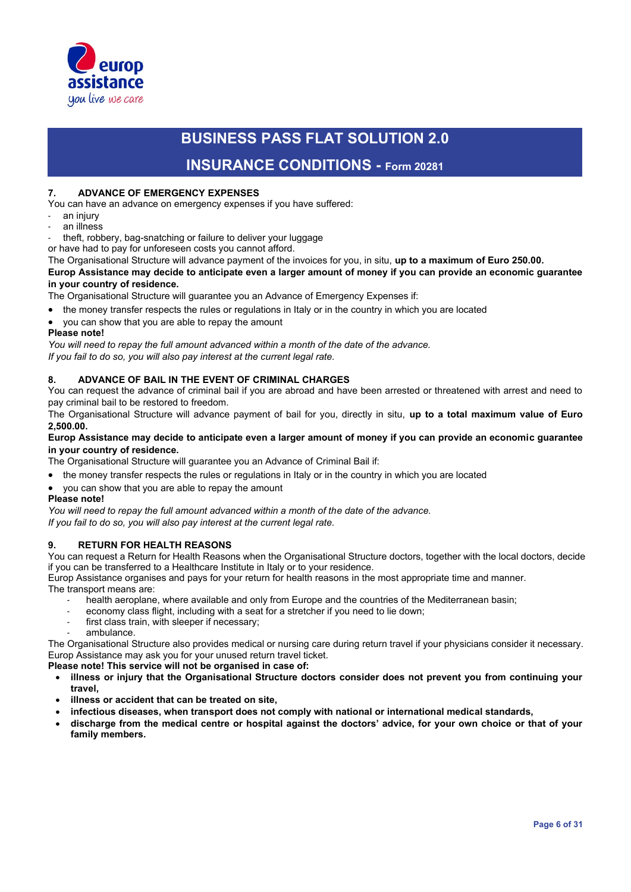## 7. ADVANCE OF EMERGENCY EXPENSES

You can have an advance on emergency expenses if you have suffered:

- an injury
- an illness
- theft, robbery, bag-snatching or failure to deliver your luggage

or have had to pay for unforeseen costs you cannot afford.

The Organisational Structure will advance payment of the invoices for you, in situ, **up to a maximum of Euro 250.00.**

**Europ Assistance may decide to anticipate even a larger amount of money if you can provide an economic guarantee in your country of residence.**

The Organisational Structure will guarantee you an Advance of Emergency Expenses if:

- the money transfer respects the rules or regulations in Italy or in the country in which you are located
- you can show that you are able to repay the amount

**Please note!**

*You will need to repay the full amount advanced within a month of the date of the advance.*
*If you fail to do so, you will also pay interest at the current legal rate.*

## 8. ADVANCE OF BAIL IN THE EVENT OF CRIMINAL CHARGES

You can request the advance of criminal bail if you are abroad and have been arrested or threatened with arrest and need to pay criminal bail to be restored to freedom.

The Organisational Structure will advance payment of bail for you, directly in situ, **up to a total maximum value of Euro 2,500.00.**

**Europ Assistance may decide to anticipate even a larger amount of money if you can provide an economic guarantee in your country of residence.**

The Organisational Structure will guarantee you an Advance of Criminal Bail if:

- the money transfer respects the rules or regulations in Italy or in the country in which you are located
- you can show that you are able to repay the amount

**Please note!**

*You will need to repay the full amount advanced within a month of the date of the advance.*
*If you fail to do so, you will also pay interest at the current legal rate.*

## 9. RETURN FOR HEALTH REASONS

You can request a Return for Health Reasons when the Organisational Structure doctors, together with the local doctors, decide if you can be transferred to a Healthcare Institute in Italy or to your residence.

Europ Assistance organises and pays for your return for health reasons in the most appropriate time and manner.

The transport means are:

- health aeroplane, where available and only from Europe and the countries of the Mediterranean basin;
- economy class flight, including with a seat for a stretcher if you need to lie down;
- first class train, with sleeper if necessary;
- ambulance.

The Organisational Structure also provides medical or nursing care during return travel if your physicians consider it necessary.

Europ Assistance may ask you for your unused return travel ticket.

**Please note! This service will not be organised in case of:**

- **illness or injury that the Organisational Structure doctors consider does not prevent you from continuing your travel,**
- **illness or accident that can be treated on site,**
- **infectious diseases, when transport does not comply with national or international medical standards,**
- **discharge from the medical centre or hospital against the doctors' advice, for your own choice or that of your family members.**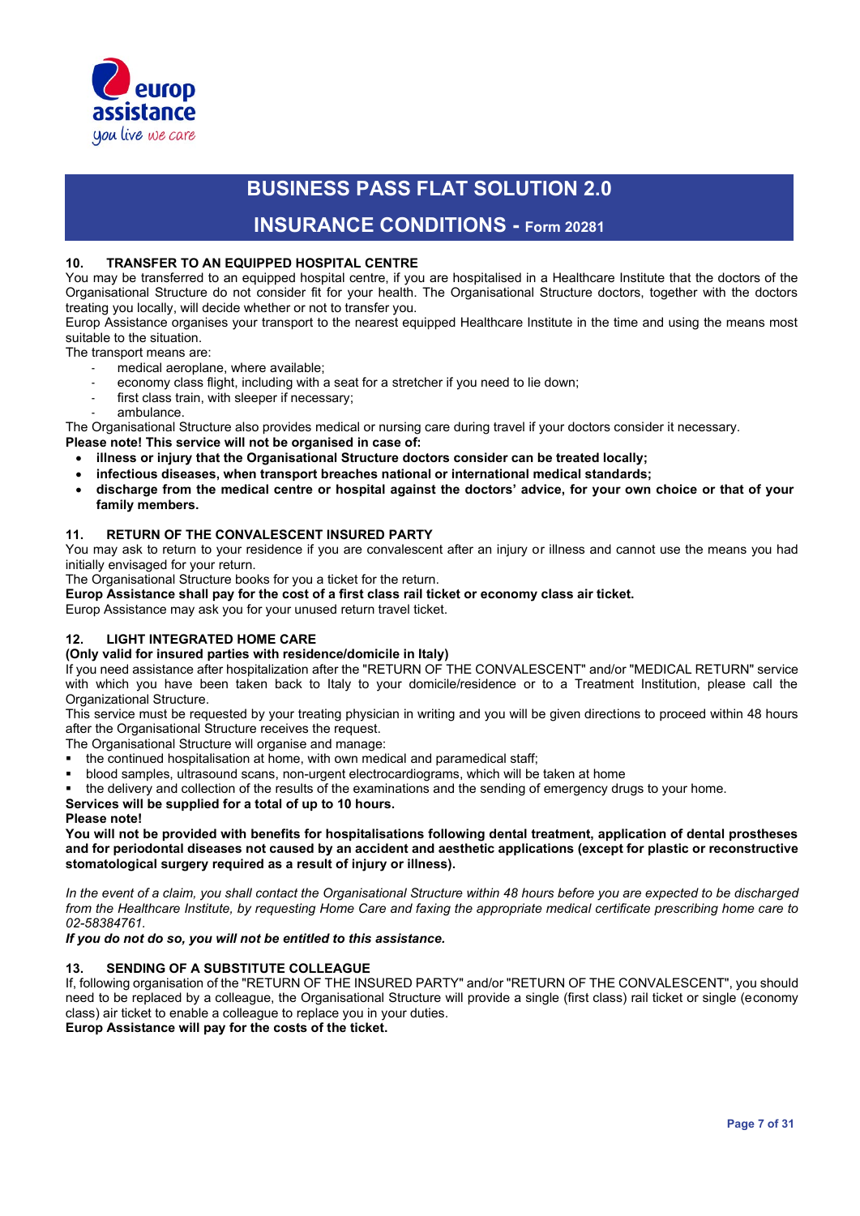# BUSINESS PASS FLAT SOLUTION 2.0

## INSURANCE CONDITIONS - Form 20281

### 10. TRANSFER TO AN EQUIPPED HOSPITAL CENTRE

You may be transferred to an equipped hospital centre, if you are hospitalised in a Healthcare Institute that the doctors of the Organisational Structure do not consider fit for your health. The Organisational Structure doctors, together with the doctors treating you locally, will decide whether or not to transfer you.

Europ Assistance organises your transport to the nearest equipped Healthcare Institute in the time and using the means most suitable to the situation.

The transport means are:

- medical aeroplane, where available;
- economy class flight, including with a seat for a stretcher if you need to lie down;
- first class train, with sleeper if necessary;
- ambulance.

The Organisational Structure also provides medical or nursing care during travel if your doctors consider it necessary.

**Please note! This service will not be organised in case of:**

- **illness or injury that the Organisational Structure doctors consider can be treated locally;**
- **infectious diseases, when transport breaches national or international medical standards;**
- **discharge from the medical centre or hospital against the doctors' advice, for your own choice or that of your family members.**

### 11. RETURN OF THE CONVALESCENT INSURED PARTY

You may ask to return to your residence if you are convalescent after an injury or illness and cannot use the means you had initially envisaged for your return.

The Organisational Structure books for you a ticket for the return.

**Europ Assistance shall pay for the cost of a first class rail ticket or economy class air ticket.**

Europ Assistance may ask you for your unused return travel ticket.

### 12. LIGHT INTEGRATED HOME CARE

**(Only valid for insured parties with residence/domicile in Italy)**

If you need assistance after hospitalization after the "RETURN OF THE CONVALESCENT" and/or "MEDICAL RETURN" service with which you have been taken back to Italy to your domicile/residence or to a Treatment Institution, please call the Organizational Structure.

This service must be requested by your treating physician in writing and you will be given directions to proceed within 48 hours after the Organisational Structure receives the request.

The Organisational Structure will organise and manage:

- the continued hospitalisation at home, with own medical and paramedical staff;
- blood samples, ultrasound scans, non-urgent electrocardiograms, which will be taken at home
- the delivery and collection of the results of the examinations and the sending of emergency drugs to your home.

**Services will be supplied for a total of up to 10 hours.**

**Please note!**

**You will not be provided with benefits for hospitalisations following dental treatment, application of dental prostheses and for periodontal diseases not caused by an accident and aesthetic applications (except for plastic or reconstructive stomatological surgery required as a result of injury or illness).**

*In the event of a claim, you shall contact the Organisational Structure within 48 hours before you are expected to be discharged from the Healthcare Institute, by requesting Home Care and faxing the appropriate medical certificate prescribing home care to 02-58384761.*

***If you do not do so, you will not be entitled to this assistance.***

### 13. SENDING OF A SUBSTITUTE COLLEAGUE

If, following organisation of the "RETURN OF THE INSURED PARTY" and/or "RETURN OF THE CONVALESCENT", you should need to be replaced by a colleague, the Organisational Structure will provide a single (first class) rail ticket or single (economy class) air ticket to enable a colleague to replace you in your duties.

**Europ Assistance will pay for the costs of the ticket.**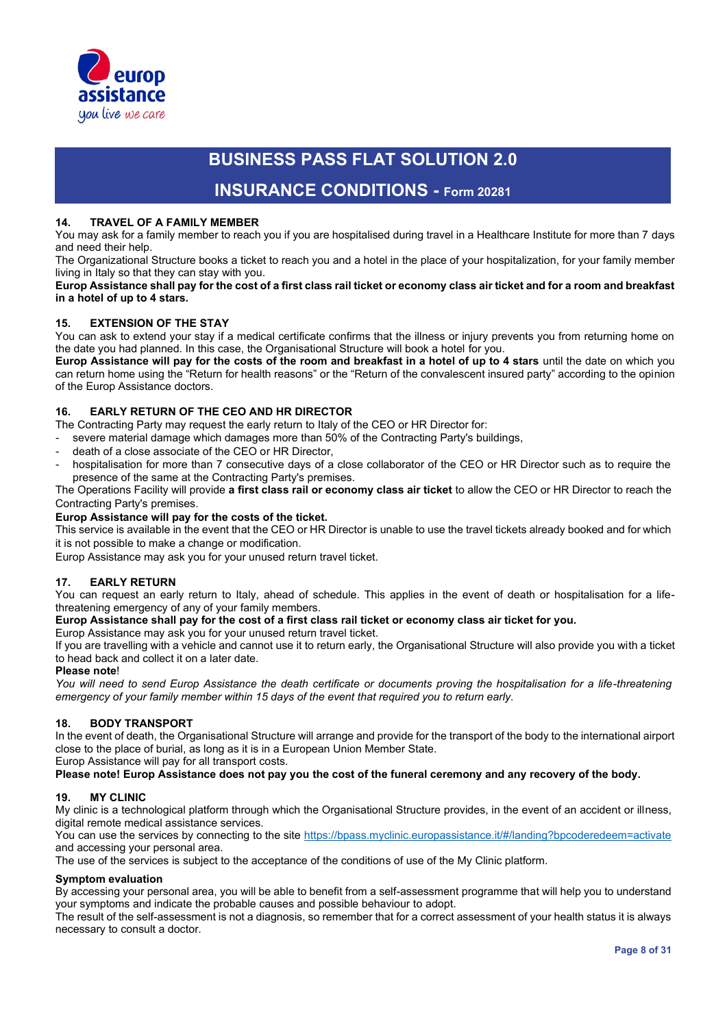## 14. TRAVEL OF A FAMILY MEMBER

You may ask for a family member to reach you if you are hospitalised during travel in a Healthcare Institute for more than 7 days and need their help.

The Organizational Structure books a ticket to reach you and a hotel in the place of your hospitalization, for your family member living in Italy so that they can stay with you.

**Europ Assistance shall pay for the cost of a first class rail ticket or economy class air ticket and for a room and breakfast in a hotel of up to 4 stars.**

## 15. EXTENSION OF THE STAY

You can ask to extend your stay if a medical certificate confirms that the illness or injury prevents you from returning home on the date you had planned. In this case, the Organisational Structure will book a hotel for you.

**Europ Assistance will pay for the costs of the room and breakfast in a hotel of up to 4 stars** until the date on which you can return home using the "Return for health reasons" or the "Return of the convalescent insured party" according to the opinion of the Europ Assistance doctors.

## 16. EARLY RETURN OF THE CEO AND HR DIRECTOR

The Contracting Party may request the early return to Italy of the CEO or HR Director for:

- severe material damage which damages more than 50% of the Contracting Party's buildings,
- death of a close associate of the CEO or HR Director,
- hospitalisation for more than 7 consecutive days of a close collaborator of the CEO or HR Director such as to require the presence of the same at the Contracting Party's premises.

The Operations Facility will provide **a first class rail or economy class air ticket** to allow the CEO or HR Director to reach the Contracting Party's premises.

**Europ Assistance will pay for the costs of the ticket.**

This service is available in the event that the CEO or HR Director is unable to use the travel tickets already booked and for which it is not possible to make a change or modification.

Europ Assistance may ask you for your unused return travel ticket.

## 17. EARLY RETURN

You can request an early return to Italy, ahead of schedule. This applies in the event of death or hospitalisation for a life-threatening emergency of any of your family members.

**Europ Assistance shall pay for the cost of a first class rail ticket or economy class air ticket for you.**

Europ Assistance may ask you for your unused return travel ticket.

If you are travelling with a vehicle and cannot use it to return early, the Organisational Structure will also provide you with a ticket to head back and collect it on a later date.

**Please note**!

*You will need to send Europ Assistance the death certificate or documents proving the hospitalisation for a life-threatening emergency of your family member within 15 days of the event that required you to return early.*

## 18. BODY TRANSPORT

In the event of death, the Organisational Structure will arrange and provide for the transport of the body to the international airport close to the place of burial, as long as it is in a European Union Member State.

Europ Assistance will pay for all transport costs.

**Please note! Europ Assistance does not pay you the cost of the funeral ceremony and any recovery of the body.**

## 19. MY CLINIC

My clinic is a technological platform through which the Organisational Structure provides, in the event of an accident or illness, digital remote medical assistance services.

You can use the services by connecting to the site https://bpass.myclinic.europassistance.it/#/landing?bpcoderedeem=activate and accessing your personal area.

The use of the services is subject to the acceptance of the conditions of use of the My Clinic platform.

**Symptom evaluation**

By accessing your personal area, you will be able to benefit from a self-assessment programme that will help you to understand your symptoms and indicate the probable causes and possible behaviour to adopt.

The result of the self-assessment is not a diagnosis, so remember that for a correct assessment of your health status it is always necessary to consult a doctor.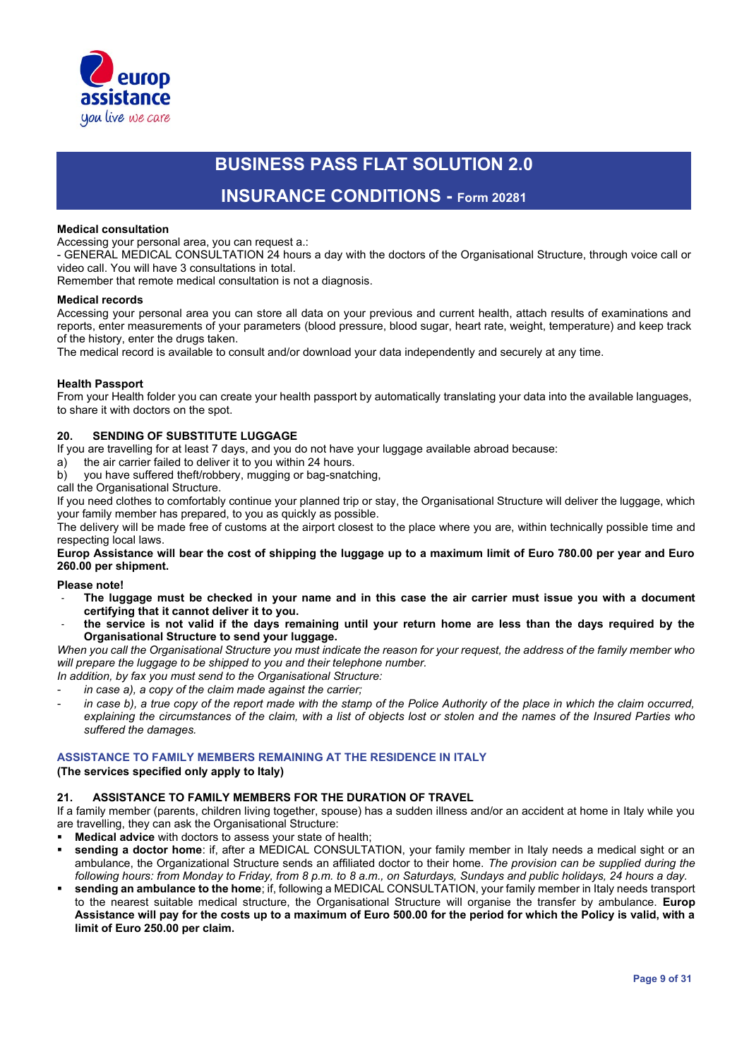**Medical consultation**

Accessing your personal area, you can request a.:

- GENERAL MEDICAL CONSULTATION 24 hours a day with the doctors of the Organisational Structure, through voice call or video call. You will have 3 consultations in total.

Remember that remote medical consultation is not a diagnosis.

**Medical records**

Accessing your personal area you can store all data on your previous and current health, attach results of examinations and reports, enter measurements of your parameters (blood pressure, blood sugar, heart rate, weight, temperature) and keep track of the history, enter the drugs taken.

The medical record is available to consult and/or download your data independently and securely at any time.

**Health Passport**

From your Health folder you can create your health passport by automatically translating your data into the available languages, to share it with doctors on the spot.

## 20. SENDING OF SUBSTITUTE LUGGAGE

If you are travelling for at least 7 days, and you do not have your luggage available abroad because:

a) the air carrier failed to deliver it to you within 24 hours.
b) you have suffered theft/robbery, mugging or bag-snatching,

call the Organisational Structure.

If you need clothes to comfortably continue your planned trip or stay, the Organisational Structure will deliver the luggage, which your family member has prepared, to you as quickly as possible.

The delivery will be made free of customs at the airport closest to the place where you are, within technically possible time and respecting local laws.

**Europ Assistance will bear the cost of shipping the luggage up to a maximum limit of Euro 780.00 per year and Euro 260.00 per shipment.**

**Please note!**

- **The luggage must be checked in your name and in this case the air carrier must issue you with a document certifying that it cannot deliver it to you.**
- **the service is not valid if the days remaining until your return home are less than the days required by the Organisational Structure to send your luggage.**

*When you call the Organisational Structure you must indicate the reason for your request, the address of the family member who will prepare the luggage to be shipped to you and their telephone number.*

*In addition, by fax you must send to the Organisational Structure:*

- *in case a), a copy of the claim made against the carrier;*
- *in case b), a true copy of the report made with the stamp of the Police Authority of the place in which the claim occurred, explaining the circumstances of the claim, with a list of objects lost or stolen and the names of the Insured Parties who suffered the damages.*

## ASSISTANCE TO FAMILY MEMBERS REMAINING AT THE RESIDENCE IN ITALY

**(The services specified only apply to Italy)**

## 21. ASSISTANCE TO FAMILY MEMBERS FOR THE DURATION OF TRAVEL

If a family member (parents, children living together, spouse) has a sudden illness and/or an accident at home in Italy while you are travelling, they can ask the Organisational Structure:

- **Medical advice** with doctors to assess your state of health;
- **sending a doctor home**: if, after a MEDICAL CONSULTATION, your family member in Italy needs a medical sight or an ambulance, the Organizational Structure sends an affiliated doctor to their home. *The provision can be supplied during the following hours: from Monday to Friday, from 8 p.m. to 8 a.m., on Saturdays, Sundays and public holidays, 24 hours a day.*
- **sending an ambulance to the home**; if, following a MEDICAL CONSULTATION, your family member in Italy needs transport to the nearest suitable medical structure, the Organisational Structure will organise the transfer by ambulance. **Europ Assistance will pay for the costs up to a maximum of Euro 500.00 for the period for which the Policy is valid, with a limit of Euro 250.00 per claim.**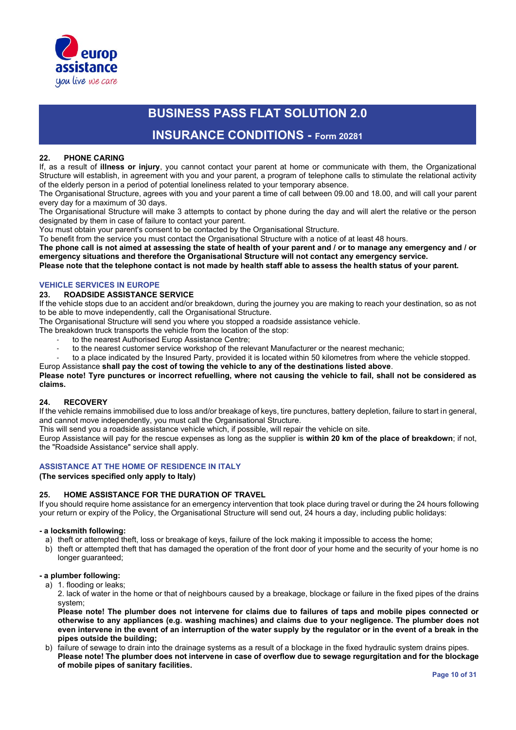## 22. PHONE CARING

If, as a result of **illness or injury**, you cannot contact your parent at home or communicate with them, the Organizational Structure will establish, in agreement with you and your parent, a program of telephone calls to stimulate the relational activity of the elderly person in a period of potential loneliness related to your temporary absence.

The Organisational Structure, agrees with you and your parent a time of call between 09.00 and 18.00, and will call your parent every day for a maximum of 30 days.

The Organisational Structure will make 3 attempts to contact by phone during the day and will alert the relative or the person designated by them in case of failure to contact your parent.

You must obtain your parent's consent to be contacted by the Organisational Structure.

To benefit from the service you must contact the Organisational Structure with a notice of at least 48 hours.

**The phone call is not aimed at assessing the state of health of your parent and / or to manage any emergency and / or emergency situations and therefore the Organisational Structure will not contact any emergency service.**

**Please note that the telephone contact is not made by health staff able to assess the health status of your parent.**

# VEHICLE SERVICES IN EUROPE

## 23. ROADSIDE ASSISTANCE SERVICE

If the vehicle stops due to an accident and/or breakdown, during the journey you are making to reach your destination, so as not to be able to move independently, call the Organisational Structure.

The Organisational Structure will send you where you stopped a roadside assistance vehicle.

The breakdown truck transports the vehicle from the location of the stop:

- to the nearest Authorised Europ Assistance Centre;
- to the nearest customer service workshop of the relevant Manufacturer or the nearest mechanic;
- to a place indicated by the Insured Party, provided it is located within 50 kilometres from where the vehicle stopped.

Europ Assistance **shall pay the cost of towing the vehicle to any of the destinations listed above**.

**Please note! Tyre punctures or incorrect refuelling, where not causing the vehicle to fail, shall not be considered as claims.**

## 24. RECOVERY

If the vehicle remains immobilised due to loss and/or breakage of keys, tire punctures, battery depletion, failure to start in general, and cannot move independently, you must call the Organisational Structure.

This will send you a roadside assistance vehicle which, if possible, will repair the vehicle on site.

Europ Assistance will pay for the rescue expenses as long as the supplier is **within 20 km of the place of breakdown**; if not, the "Roadside Assistance" service shall apply.

# ASSISTANCE AT THE HOME OF RESIDENCE IN ITALY

**(The services specified only apply to Italy)**

## 25. HOME ASSISTANCE FOR THE DURATION OF TRAVEL

If you should require home assistance for an emergency intervention that took place during travel or during the 24 hours following your return or expiry of the Policy, the Organisational Structure will send out, 24 hours a day, including public holidays:

**- a locksmith following:**

a) theft or attempted theft, loss or breakage of keys, failure of the lock making it impossible to access the home;

b) theft or attempted theft that has damaged the operation of the front door of your home and the security of your home is no longer guaranteed;

**- a plumber following:**

a) 1. flooding or leaks;

   2. lack of water in the home or that of neighbours caused by a breakage, blockage or failure in the fixed pipes of the drains system;

   **Please note! The plumber does not intervene for claims due to failures of taps and mobile pipes connected or otherwise to any appliances (e.g. washing machines) and claims due to your negligence. The plumber does not even intervene in the event of an interruption of the water supply by the regulator or in the event of a break in the pipes outside the building;**

b) failure of sewage to drain into the drainage systems as a result of a blockage in the fixed hydraulic system drains pipes.

   **Please note! The plumber does not intervene in case of overflow due to sewage regurgitation and for the blockage of mobile pipes of sanitary facilities.**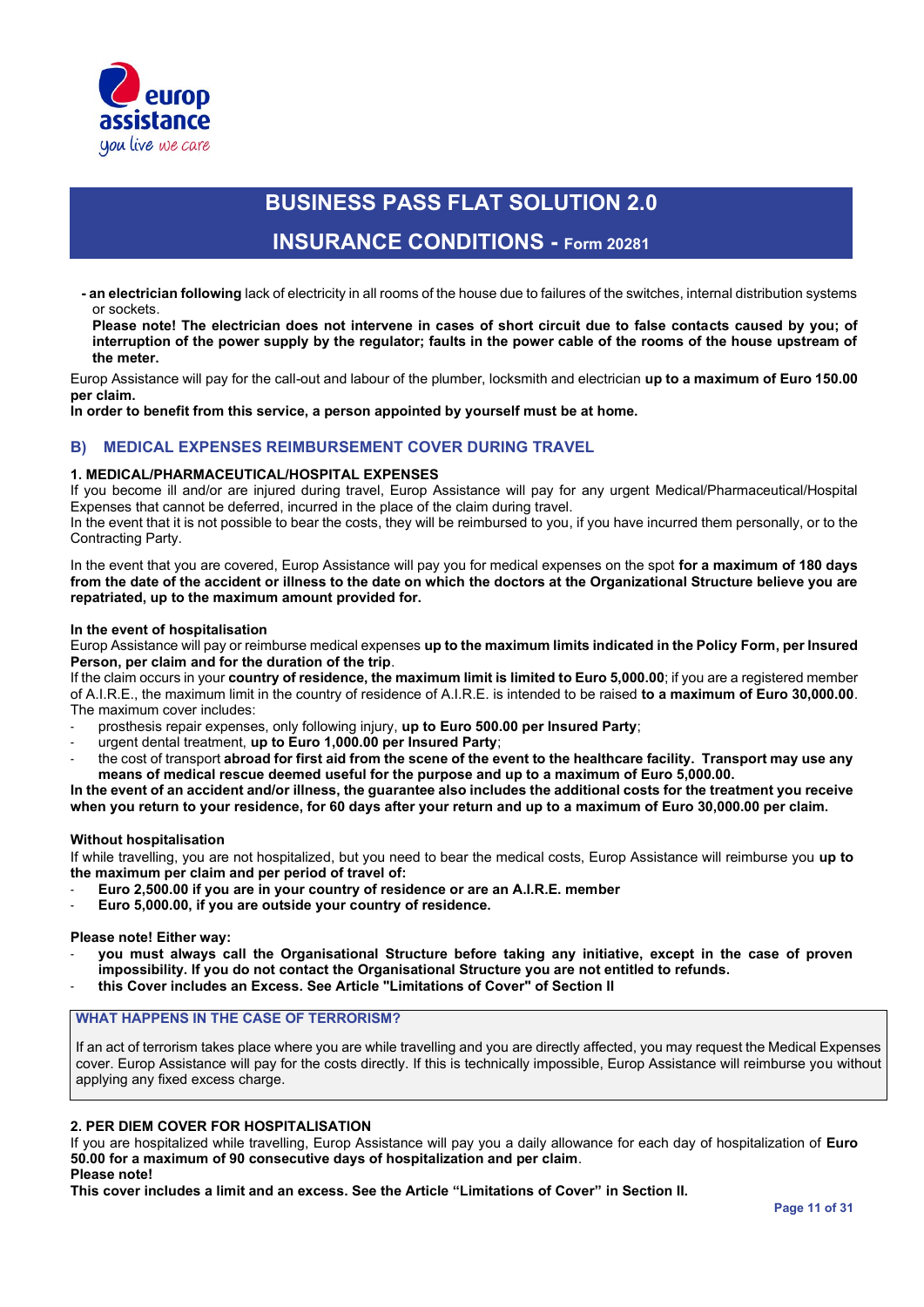- **an electrician following** lack of electricity in all rooms of the house due to failures of the switches, internal distribution systems or sockets.
  **Please note! The electrician does not intervene in cases of short circuit due to false contacts caused by you; of interruption of the power supply by the regulator; faults in the power cable of the rooms of the house upstream of the meter.**

Europ Assistance will pay for the call-out and labour of the plumber, locksmith and electrician **up to a maximum of Euro 150.00 per claim.**

**In order to benefit from this service, a person appointed by yourself must be at home.**

## B) MEDICAL EXPENSES REIMBURSEMENT COVER DURING TRAVEL

### 1. MEDICAL/PHARMACEUTICAL/HOSPITAL EXPENSES

If you become ill and/or are injured during travel, Europ Assistance will pay for any urgent Medical/Pharmaceutical/Hospital Expenses that cannot be deferred, incurred in the place of the claim during travel.

In the event that it is not possible to bear the costs, they will be reimbursed to you, if you have incurred them personally, or to the Contracting Party.

In the event that you are covered, Europ Assistance will pay you for medical expenses on the spot **for a maximum of 180 days from the date of the accident or illness to the date on which the doctors at the Organizational Structure believe you are repatriated, up to the maximum amount provided for.**

**In the event of hospitalisation**

Europ Assistance will pay or reimburse medical expenses **up to the maximum limits indicated in the Policy Form, per Insured Person, per claim and for the duration of the trip**.

If the claim occurs in your **country of residence, the maximum limit is limited to Euro 5,000.00**; if you are a registered member of A.I.R.E., the maximum limit in the country of residence of A.I.R.E. is intended to be raised **to a maximum of Euro 30,000.00**.

The maximum cover includes:

- prosthesis repair expenses, only following injury, **up to Euro 500.00 per Insured Party**;
- urgent dental treatment, **up to Euro 1,000.00 per Insured Party**;
- the cost of transport **abroad for first aid from the scene of the event to the healthcare facility. Transport may use any means of medical rescue deemed useful for the purpose and up to a maximum of Euro 5,000.00.**

**In the event of an accident and/or illness, the guarantee also includes the additional costs for the treatment you receive when you return to your residence, for 60 days after your return and up to a maximum of Euro 30,000.00 per claim.**

**Without hospitalisation**

If while travelling, you are not hospitalized, but you need to bear the medical costs, Europ Assistance will reimburse you **up to the maximum per claim and per period of travel of:**

- **Euro 2,500.00 if you are in your country of residence or are an A.I.R.E. member**
- **Euro 5,000.00, if you are outside your country of residence.**

**Please note! Either way:**

- **you must always call the Organisational Structure before taking any initiative, except in the case of proven impossibility. If you do not contact the Organisational Structure you are not entitled to refunds.**
- **this Cover includes an Excess. See Article "Limitations of Cover" of Section II**

**WHAT HAPPENS IN THE CASE OF TERRORISM?**

If an act of terrorism takes place where you are while travelling and you are directly affected, you may request the Medical Expenses cover. Europ Assistance will pay for the costs directly. If this is technically impossible, Europ Assistance will reimburse you without applying any fixed excess charge.

### 2. PER DIEM COVER FOR HOSPITALISATION

If you are hospitalized while travelling, Europ Assistance will pay you a daily allowance for each day of hospitalization of **Euro 50.00 for a maximum of 90 consecutive days of hospitalization and per claim**.

**Please note!**

**This cover includes a limit and an excess. See the Article "Limitations of Cover" in Section II.**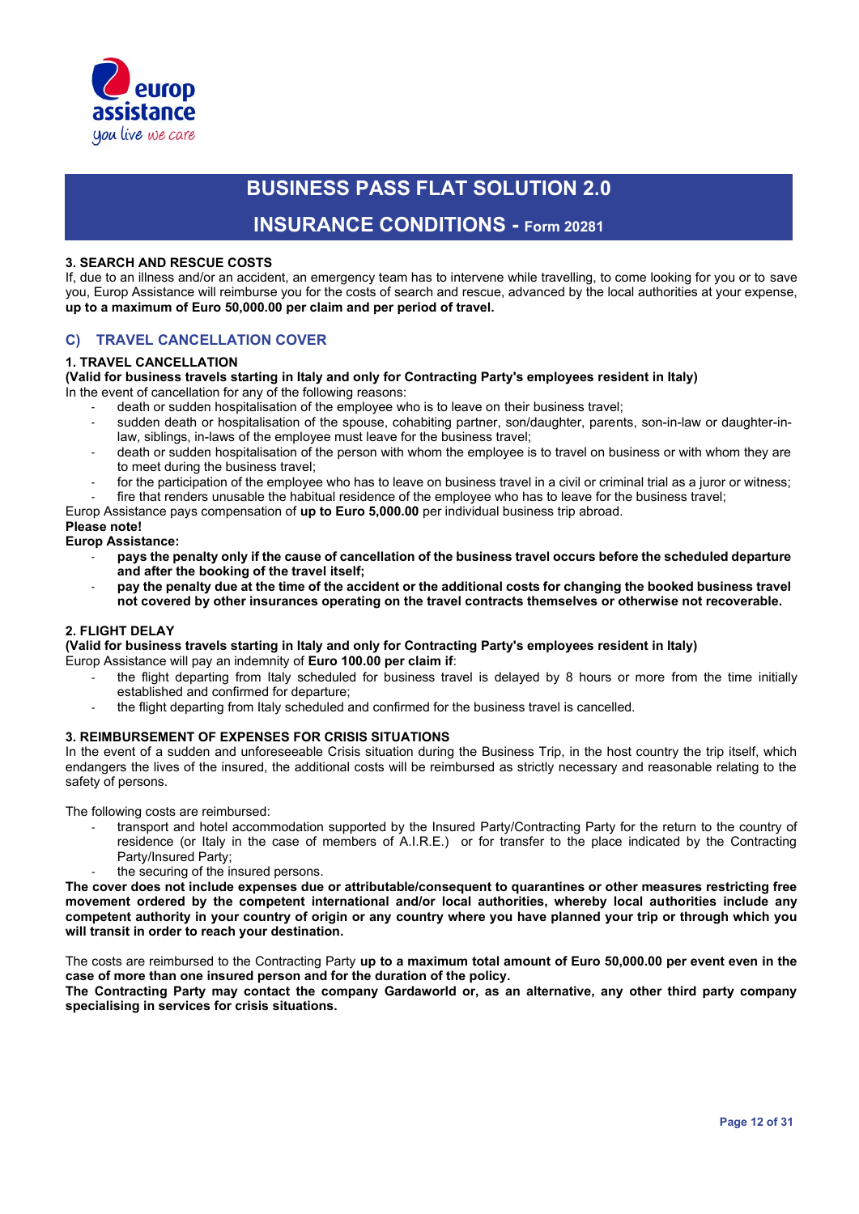### 3. SEARCH AND RESCUE COSTS

If, due to an illness and/or an accident, an emergency team has to intervene while travelling, to come looking for you or to save you, Europ Assistance will reimburse you for the costs of search and rescue, advanced by the local authorities at your expense, **up to a maximum of Euro 50,000.00 per claim and per period of travel.**

## C) TRAVEL CANCELLATION COVER

### 1. TRAVEL CANCELLATION

**(Valid for business travels starting in Italy and only for Contracting Party's employees resident in Italy)**

In the event of cancellation for any of the following reasons:

- death or sudden hospitalisation of the employee who is to leave on their business travel;
- sudden death or hospitalisation of the spouse, cohabiting partner, son/daughter, parents, son-in-law or daughter-in-law, siblings, in-laws of the employee must leave for the business travel;
- death or sudden hospitalisation of the person with whom the employee is to travel on business or with whom they are to meet during the business travel;
- for the participation of the employee who has to leave on business travel in a civil or criminal trial as a juror or witness;
- fire that renders unusable the habitual residence of the employee who has to leave for the business travel;

Europ Assistance pays compensation of **up to Euro 5,000.00** per individual business trip abroad.

**Please note!**

**Europ Assistance:**

- **pays the penalty only if the cause of cancellation of the business travel occurs before the scheduled departure and after the booking of the travel itself;**
- **pay the penalty due at the time of the accident or the additional costs for changing the booked business travel not covered by other insurances operating on the travel contracts themselves or otherwise not recoverable.**

### 2. FLIGHT DELAY

**(Valid for business travels starting in Italy and only for Contracting Party's employees resident in Italy)**

Europ Assistance will pay an indemnity of **Euro 100.00 per claim if**:

- the flight departing from Italy scheduled for business travel is delayed by 8 hours or more from the time initially established and confirmed for departure;
- the flight departing from Italy scheduled and confirmed for the business travel is cancelled.

### 3. REIMBURSEMENT OF EXPENSES FOR CRISIS SITUATIONS

In the event of a sudden and unforeseeable Crisis situation during the Business Trip, in the host country the trip itself, which endangers the lives of the insured, the additional costs will be reimbursed as strictly necessary and reasonable relating to the safety of persons.

The following costs are reimbursed:

- transport and hotel accommodation supported by the Insured Party/Contracting Party for the return to the country of residence (or Italy in the case of members of A.I.R.E.) or for transfer to the place indicated by the Contracting Party/Insured Party;
- the securing of the insured persons.

**The cover does not include expenses due or attributable/consequent to quarantines or other measures restricting free movement ordered by the competent international and/or local authorities, whereby local authorities include any competent authority in your country of origin or any country where you have planned your trip or through which you will transit in order to reach your destination.**

The costs are reimbursed to the Contracting Party **up to a maximum total amount of Euro 50,000.00 per event even in the case of more than one insured person and for the duration of the policy.**

**The Contracting Party may contact the company Gardaworld or, as an alternative, any other third party company specialising in services for crisis situations.**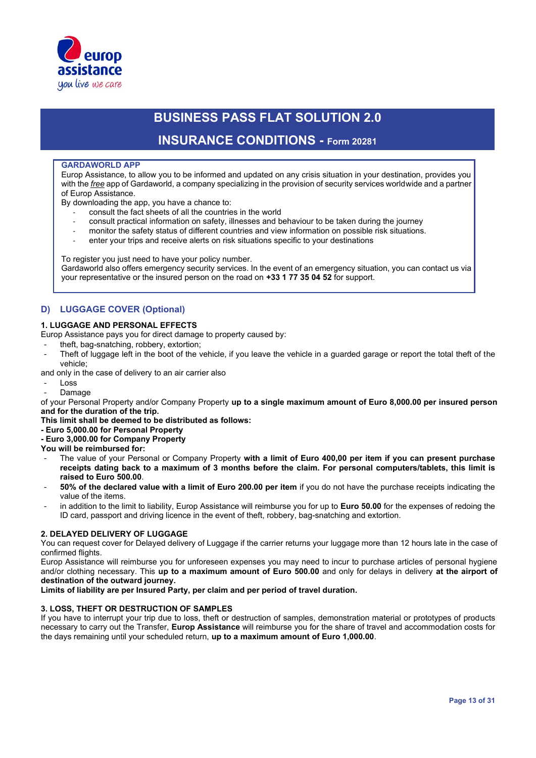# BUSINESS PASS FLAT SOLUTION 2.0

## INSURANCE CONDITIONS - Form 20281

**GARDAWORLD APP**

Europ Assistance, to allow you to be informed and updated on any crisis situation in your destination, provides you with the *free* app of Gardaworld, a company specializing in the provision of security services worldwide and a partner of Europ Assistance.

By downloading the app, you have a chance to:

- consult the fact sheets of all the countries in the world
- consult practical information on safety, illnesses and behaviour to be taken during the journey
- monitor the safety status of different countries and view information on possible risk situations.
- enter your trips and receive alerts on risk situations specific to your destinations

To register you just need to have your policy number.

Gardaworld also offers emergency security services. In the event of an emergency situation, you can contact us via your representative or the insured person on the road on **+33 1 77 35 04 52** for support.

## D) LUGGAGE COVER (Optional)

### 1. LUGGAGE AND PERSONAL EFFECTS

Europ Assistance pays you for direct damage to property caused by:

- theft, bag-snatching, robbery, extortion;
- Theft of luggage left in the boot of the vehicle, if you leave the vehicle in a guarded garage or report the total theft of the vehicle;

and only in the case of delivery to an air carrier also

- Loss
- Damage

of your Personal Property and/or Company Property **up to a single maximum amount of Euro 8,000.00 per insured person and for the duration of the trip.**

**This limit shall be deemed to be distributed as follows:**

**- Euro 5,000.00 for Personal Property**

**- Euro 3,000.00 for Company Property**

**You will be reimbursed for:**

- The value of your Personal or Company Property **with a limit of Euro 400,00 per item if you can present purchase receipts dating back to a maximum of 3 months before the claim. For personal computers/tablets, this limit is raised to Euro 500.00**.
- **50% of the declared value with a limit of Euro 200.00 per item** if you do not have the purchase receipts indicating the value of the items.
- in addition to the limit to liability, Europ Assistance will reimburse you for up to **Euro 50.00** for the expenses of redoing the ID card, passport and driving licence in the event of theft, robbery, bag-snatching and extortion.

### 2. DELAYED DELIVERY OF LUGGAGE

You can request cover for Delayed delivery of Luggage if the carrier returns your luggage more than 12 hours late in the case of confirmed flights.

Europ Assistance will reimburse you for unforeseen expenses you may need to incur to purchase articles of personal hygiene and/or clothing necessary. This **up to a maximum amount of Euro 500.00** and only for delays in delivery **at the airport of destination of the outward journey.**

**Limits of liability are per Insured Party, per claim and per period of travel duration.**

### 3. LOSS, THEFT OR DESTRUCTION OF SAMPLES

If you have to interrupt your trip due to loss, theft or destruction of samples, demonstration material or prototypes of products necessary to carry out the Transfer, **Europ Assistance** will reimburse you for the share of travel and accommodation costs for the days remaining until your scheduled return, **up to a maximum amount of Euro 1,000.00**.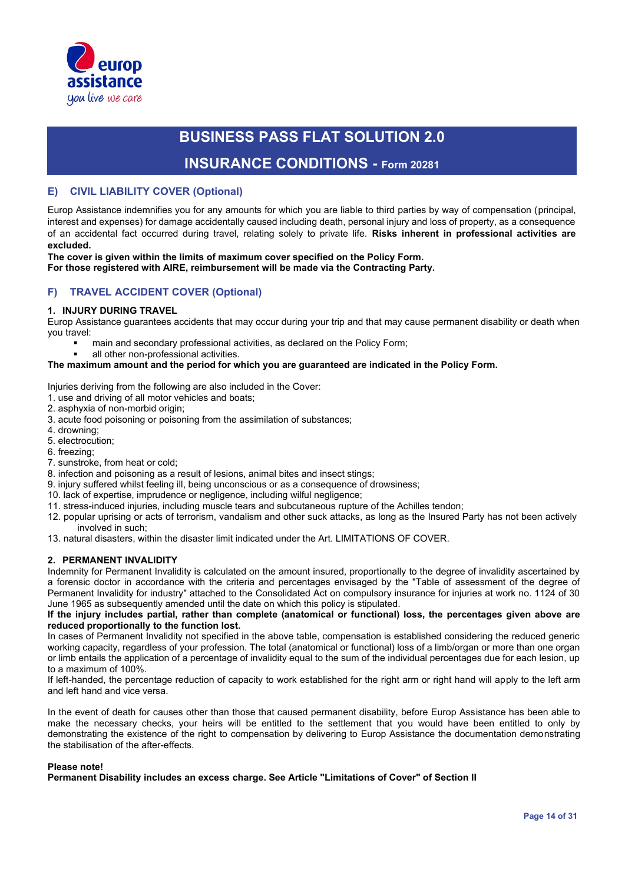# BUSINESS PASS FLAT SOLUTION 2.0

## INSURANCE CONDITIONS - Form 20281

### E) CIVIL LIABILITY COVER (Optional)

Europ Assistance indemnifies you for any amounts for which you are liable to third parties by way of compensation (principal, interest and expenses) for damage accidentally caused including death, personal injury and loss of property, as a consequence of an accidental fact occurred during travel, relating solely to private life. **Risks inherent in professional activities are excluded.**

**The cover is given within the limits of maximum cover specified on the Policy Form.**
**For those registered with AIRE, reimbursement will be made via the Contracting Party.**

### F) TRAVEL ACCIDENT COVER (Optional)

#### 1. INJURY DURING TRAVEL

Europ Assistance guarantees accidents that may occur during your trip and that may cause permanent disability or death when you travel:

- main and secondary professional activities, as declared on the Policy Form;
- all other non-professional activities.

**The maximum amount and the period for which you are guaranteed are indicated in the Policy Form.**

Injuries deriving from the following are also included in the Cover:

1. use and driving of all motor vehicles and boats;
2. asphyxia of non-morbid origin;
3. acute food poisoning or poisoning from the assimilation of substances;
4. drowning;
5. electrocution;
6. freezing;
7. sunstroke, from heat or cold;
8. infection and poisoning as a result of lesions, animal bites and insect stings;
9. injury suffered whilst feeling ill, being unconscious or as a consequence of drowsiness;
10. lack of expertise, imprudence or negligence, including wilful negligence;
11. stress-induced injuries, including muscle tears and subcutaneous rupture of the Achilles tendon;
12. popular uprising or acts of terrorism, vandalism and other suck attacks, as long as the Insured Party has not been actively involved in such;
13. natural disasters, within the disaster limit indicated under the Art. LIMITATIONS OF COVER.

#### 2. PERMANENT INVALIDITY

Indemnity for Permanent Invalidity is calculated on the amount insured, proportionally to the degree of invalidity ascertained by a forensic doctor in accordance with the criteria and percentages envisaged by the "Table of assessment of the degree of Permanent Invalidity for industry" attached to the Consolidated Act on compulsory insurance for injuries at work no. 1124 of 30 June 1965 as subsequently amended until the date on which this policy is stipulated.

**If the injury includes partial, rather than complete (anatomical or functional) loss, the percentages given above are reduced proportionally to the function lost.**

In cases of Permanent Invalidity not specified in the above table, compensation is established considering the reduced generic working capacity, regardless of your profession. The total (anatomical or functional) loss of a limb/organ or more than one organ or limb entails the application of a percentage of invalidity equal to the sum of the individual percentages due for each lesion, up to a maximum of 100%.

If left-handed, the percentage reduction of capacity to work established for the right arm or right hand will apply to the left arm and left hand and vice versa.

In the event of death for causes other than those that caused permanent disability, before Europ Assistance has been able to make the necessary checks, your heirs will be entitled to the settlement that you would have been entitled to only by demonstrating the existence of the right to compensation by delivering to Europ Assistance the documentation demonstrating the stabilisation of the after-effects.

**Please note!**
**Permanent Disability includes an excess charge. See Article "Limitations of Cover" of Section II**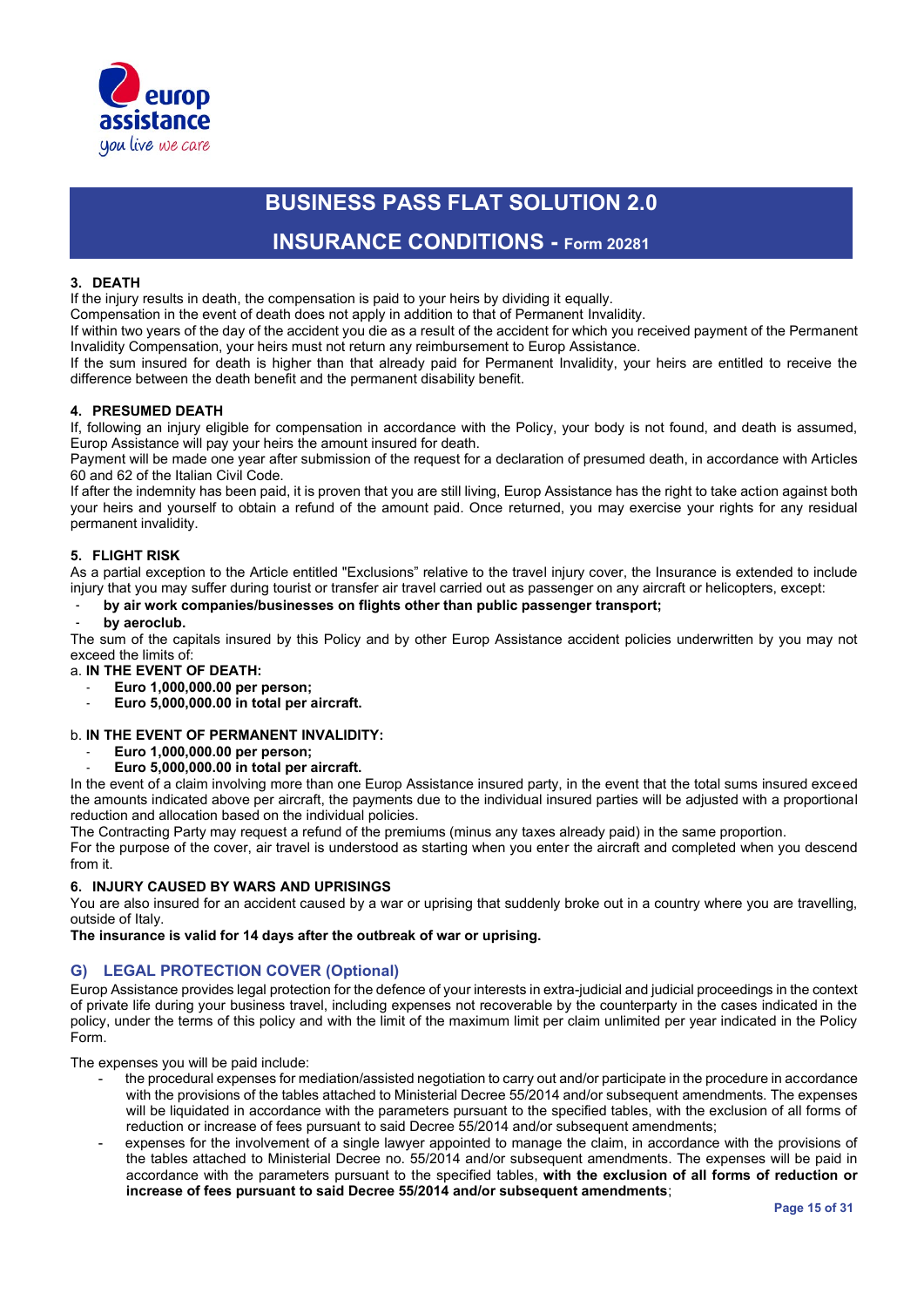### 3. DEATH

If the injury results in death, the compensation is paid to your heirs by dividing it equally.
Compensation in the event of death does not apply in addition to that of Permanent Invalidity.
If within two years of the day of the accident you die as a result of the accident for which you received payment of the Permanent Invalidity Compensation, your heirs must not return any reimbursement to Europ Assistance.
If the sum insured for death is higher than that already paid for Permanent Invalidity, your heirs are entitled to receive the difference between the death benefit and the permanent disability benefit.

### 4. PRESUMED DEATH

If, following an injury eligible for compensation in accordance with the Policy, your body is not found, and death is assumed, Europ Assistance will pay your heirs the amount insured for death.
Payment will be made one year after submission of the request for a declaration of presumed death, in accordance with Articles 60 and 62 of the Italian Civil Code.
If after the indemnity has been paid, it is proven that you are still living, Europ Assistance has the right to take action against both your heirs and yourself to obtain a refund of the amount paid. Once returned, you may exercise your rights for any residual permanent invalidity.

### 5. FLIGHT RISK

As a partial exception to the Article entitled "Exclusions" relative to the travel injury cover, the Insurance is extended to include injury that you may suffer during tourist or transfer air travel carried out as passenger on any aircraft or helicopters, except:

- **by air work companies/businesses on flights other than public passenger transport;**
- **by aeroclub.**

The sum of the capitals insured by this Policy and by other Europ Assistance accident policies underwritten by you may not exceed the limits of:

a. **IN THE EVENT OF DEATH:**

- **Euro 1,000,000.00 per person;**
- **Euro 5,000,000.00 in total per aircraft.**

b. **IN THE EVENT OF PERMANENT INVALIDITY:**

- **Euro 1,000,000.00 per person;**
- **Euro 5,000,000.00 in total per aircraft.**

In the event of a claim involving more than one Europ Assistance insured party, in the event that the total sums insured exceed the amounts indicated above per aircraft, the payments due to the individual insured parties will be adjusted with a proportional reduction and allocation based on the individual policies.
The Contracting Party may request a refund of the premiums (minus any taxes already paid) in the same proportion.
For the purpose of the cover, air travel is understood as starting when you enter the aircraft and completed when you descend from it.

### 6. INJURY CAUSED BY WARS AND UPRISINGS

You are also insured for an accident caused by a war or uprising that suddenly broke out in a country where you are travelling, outside of Italy.
**The insurance is valid for 14 days after the outbreak of war or uprising.**

## G) LEGAL PROTECTION COVER (Optional)

Europ Assistance provides legal protection for the defence of your interests in extra-judicial and judicial proceedings in the context of private life during your business travel, including expenses not recoverable by the counterparty in the cases indicated in the policy, under the terms of this policy and with the limit of the maximum limit per claim unlimited per year indicated in the Policy Form.

The expenses you will be paid include:

- the procedural expenses for mediation/assisted negotiation to carry out and/or participate in the procedure in accordance with the provisions of the tables attached to Ministerial Decree 55/2014 and/or subsequent amendments. The expenses will be liquidated in accordance with the parameters pursuant to the specified tables, with the exclusion of all forms of reduction or increase of fees pursuant to said Decree 55/2014 and/or subsequent amendments;
- expenses for the involvement of a single lawyer appointed to manage the claim, in accordance with the provisions of the tables attached to Ministerial Decree no. 55/2014 and/or subsequent amendments. The expenses will be paid in accordance with the parameters pursuant to the specified tables, **with the exclusion of all forms of reduction or increase of fees pursuant to said Decree 55/2014 and/or subsequent amendments**;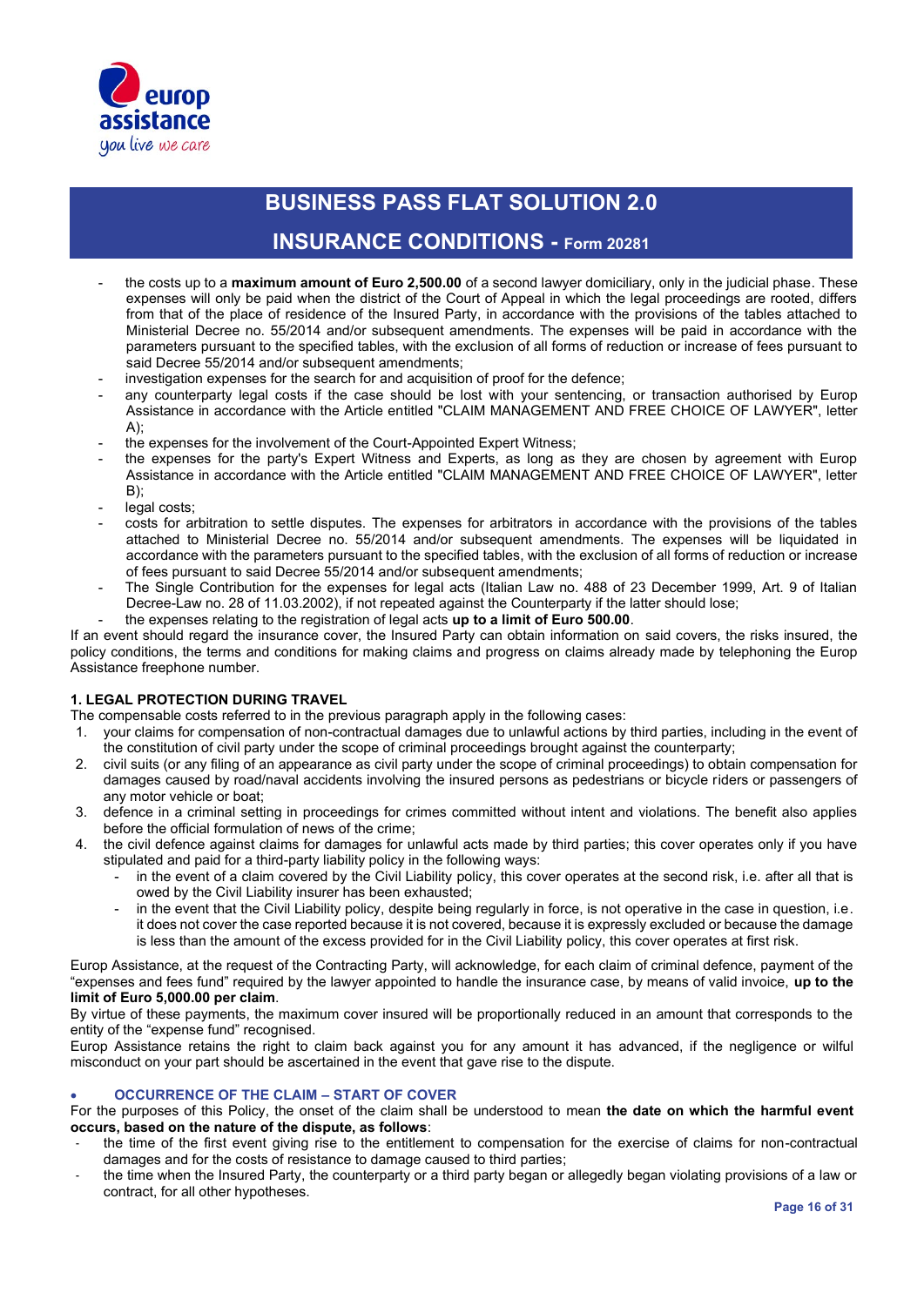- the costs up to a **maximum amount of Euro 2,500.00** of a second lawyer domiciliary, only in the judicial phase. These expenses will only be paid when the district of the Court of Appeal in which the legal proceedings are rooted, differs from that of the place of residence of the Insured Party, in accordance with the provisions of the tables attached to Ministerial Decree no. 55/2014 and/or subsequent amendments. The expenses will be paid in accordance with the parameters pursuant to the specified tables, with the exclusion of all forms of reduction or increase of fees pursuant to said Decree 55/2014 and/or subsequent amendments;
- investigation expenses for the search for and acquisition of proof for the defence;
- any counterparty legal costs if the case should be lost with your sentencing, or transaction authorised by Europ Assistance in accordance with the Article entitled "CLAIM MANAGEMENT AND FREE CHOICE OF LAWYER", letter A);
- the expenses for the involvement of the Court-Appointed Expert Witness;
- the expenses for the party's Expert Witness and Experts, as long as they are chosen by agreement with Europ Assistance in accordance with the Article entitled "CLAIM MANAGEMENT AND FREE CHOICE OF LAWYER", letter B);
- legal costs;
- costs for arbitration to settle disputes. The expenses for arbitrators in accordance with the provisions of the tables attached to Ministerial Decree no. 55/2014 and/or subsequent amendments. The expenses will be liquidated in accordance with the parameters pursuant to the specified tables, with the exclusion of all forms of reduction or increase of fees pursuant to said Decree 55/2014 and/or subsequent amendments;
- The Single Contribution for the expenses for legal acts (Italian Law no. 488 of 23 December 1999, Art. 9 of Italian Decree-Law no. 28 of 11.03.2002), if not repeated against the Counterparty if the latter should lose;
- the expenses relating to the registration of legal acts **up to a limit of Euro 500.00**.

If an event should regard the insurance cover, the Insured Party can obtain information on said covers, the risks insured, the policy conditions, the terms and conditions for making claims and progress on claims already made by telephoning the Europ Assistance freephone number.

### 1. LEGAL PROTECTION DURING TRAVEL

The compensable costs referred to in the previous paragraph apply in the following cases:

1. your claims for compensation of non-contractual damages due to unlawful actions by third parties, including in the event of the constitution of civil party under the scope of criminal proceedings brought against the counterparty;
2. civil suits (or any filing of an appearance as civil party under the scope of criminal proceedings) to obtain compensation for damages caused by road/naval accidents involving the insured persons as pedestrians or bicycle riders or passengers of any motor vehicle or boat;
3. defence in a criminal setting in proceedings for crimes committed without intent and violations. The benefit also applies before the official formulation of news of the crime;
4. the civil defence against claims for damages for unlawful acts made by third parties; this cover operates only if you have stipulated and paid for a third-party liability policy in the following ways:
   - in the event of a claim covered by the Civil Liability policy, this cover operates at the second risk, i.e. after all that is owed by the Civil Liability insurer has been exhausted;
   - in the event that the Civil Liability policy, despite being regularly in force, is not operative in the case in question, i.e. it does not cover the case reported because it is not covered, because it is expressly excluded or because the damage is less than the amount of the excess provided for in the Civil Liability policy, this cover operates at first risk.

Europ Assistance, at the request of the Contracting Party, will acknowledge, for each claim of criminal defence, payment of the "expenses and fees fund" required by the lawyer appointed to handle the insurance case, by means of valid invoice, **up to the limit of Euro 5,000.00 per claim**.

By virtue of these payments, the maximum cover insured will be proportionally reduced in an amount that corresponds to the entity of the "expense fund" recognised.

Europ Assistance retains the right to claim back against you for any amount it has advanced, if the negligence or wilful misconduct on your part should be ascertained in the event that gave rise to the dispute.

- **OCCURRENCE OF THE CLAIM – START OF COVER**

For the purposes of this Policy, the onset of the claim shall be understood to mean **the date on which the harmful event occurs, based on the nature of the dispute, as follows**:

- the time of the first event giving rise to the entitlement to compensation for the exercise of claims for non-contractual damages and for the costs of resistance to damage caused to third parties;
- the time when the Insured Party, the counterparty or a third party began or allegedly began violating provisions of a law or contract, for all other hypotheses.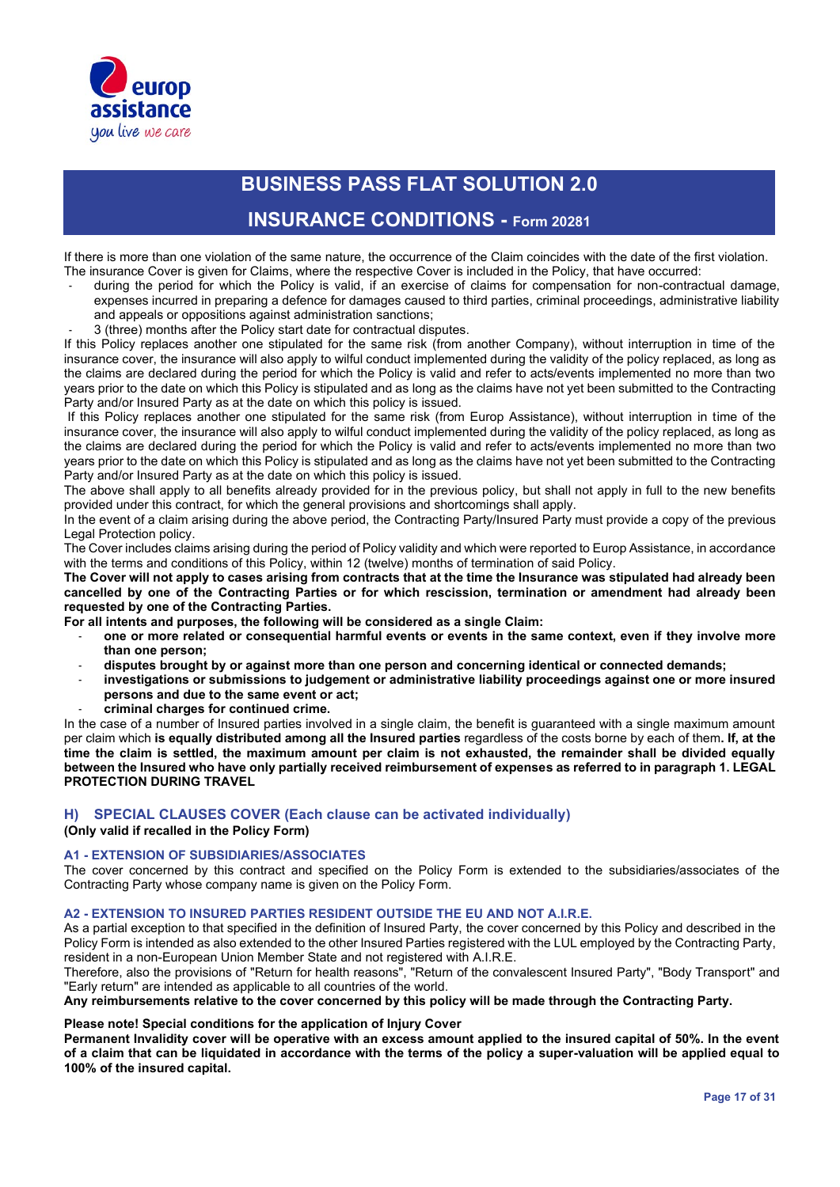If there is more than one violation of the same nature, the occurrence of the Claim coincides with the date of the first violation.
The insurance Cover is given for Claims, where the respective Cover is included in the Policy, that have occurred:

- during the period for which the Policy is valid, if an exercise of claims for compensation for non-contractual damage, expenses incurred in preparing a defence for damages caused to third parties, criminal proceedings, administrative liability and appeals or oppositions against administration sanctions;
- 3 (three) months after the Policy start date for contractual disputes.

If this Policy replaces another one stipulated for the same risk (from another Company), without interruption in time of the insurance cover, the insurance will also apply to wilful conduct implemented during the validity of the policy replaced, as long as the claims are declared during the period for which the Policy is valid and refer to acts/events implemented no more than two years prior to the date on which this Policy is stipulated and as long as the claims have not yet been submitted to the Contracting Party and/or Insured Party as at the date on which this policy is issued.

If this Policy replaces another one stipulated for the same risk (from Europ Assistance), without interruption in time of the insurance cover, the insurance will also apply to wilful conduct implemented during the validity of the policy replaced, as long as the claims are declared during the period for which the Policy is valid and refer to acts/events implemented no more than two years prior to the date on which this Policy is stipulated and as long as the claims have not yet been submitted to the Contracting Party and/or Insured Party as at the date on which this policy is issued.

The above shall apply to all benefits already provided for in the previous policy, but shall not apply in full to the new benefits provided under this contract, for which the general provisions and shortcomings shall apply.

In the event of a claim arising during the above period, the Contracting Party/Insured Party must provide a copy of the previous Legal Protection policy.

The Cover includes claims arising during the period of Policy validity and which were reported to Europ Assistance, in accordance with the terms and conditions of this Policy, within 12 (twelve) months of termination of said Policy.

**The Cover will not apply to cases arising from contracts that at the time the Insurance was stipulated had already been cancelled by one of the Contracting Parties or for which rescission, termination or amendment had already been requested by one of the Contracting Parties.**

**For all intents and purposes, the following will be considered as a single Claim:**

- **one or more related or consequential harmful events or events in the same context, even if they involve more than one person;**
- **disputes brought by or against more than one person and concerning identical or connected demands;**
- **investigations or submissions to judgement or administrative liability proceedings against one or more insured persons and due to the same event or act;**
- **criminal charges for continued crime.**

In the case of a number of Insured parties involved in a single claim, the benefit is guaranteed with a single maximum amount per claim which **is equally distributed among all the Insured parties** regardless of the costs borne by each of them**. If, at the time the claim is settled, the maximum amount per claim is not exhausted, the remainder shall be divided equally between the Insured who have only partially received reimbursement of expenses as referred to in paragraph 1. LEGAL PROTECTION DURING TRAVEL**

## H) SPECIAL CLAUSES COVER (Each clause can be activated individually)

**(Only valid if recalled in the Policy Form)**

### A1 - EXTENSION OF SUBSIDIARIES/ASSOCIATES

The cover concerned by this contract and specified on the Policy Form is extended to the subsidiaries/associates of the Contracting Party whose company name is given on the Policy Form.

### A2 - EXTENSION TO INSURED PARTIES RESIDENT OUTSIDE THE EU AND NOT A.I.R.E.

As a partial exception to that specified in the definition of Insured Party, the cover concerned by this Policy and described in the Policy Form is intended as also extended to the other Insured Parties registered with the LUL employed by the Contracting Party, resident in a non-European Union Member State and not registered with A.I.R.E.

Therefore, also the provisions of "Return for health reasons", "Return of the convalescent Insured Party", "Body Transport" and "Early return" are intended as applicable to all countries of the world.

**Any reimbursements relative to the cover concerned by this policy will be made through the Contracting Party.**

**Please note! Special conditions for the application of Injury Cover**

**Permanent Invalidity cover will be operative with an excess amount applied to the insured capital of 50%. In the event of a claim that can be liquidated in accordance with the terms of the policy a super-valuation will be applied equal to 100% of the insured capital.**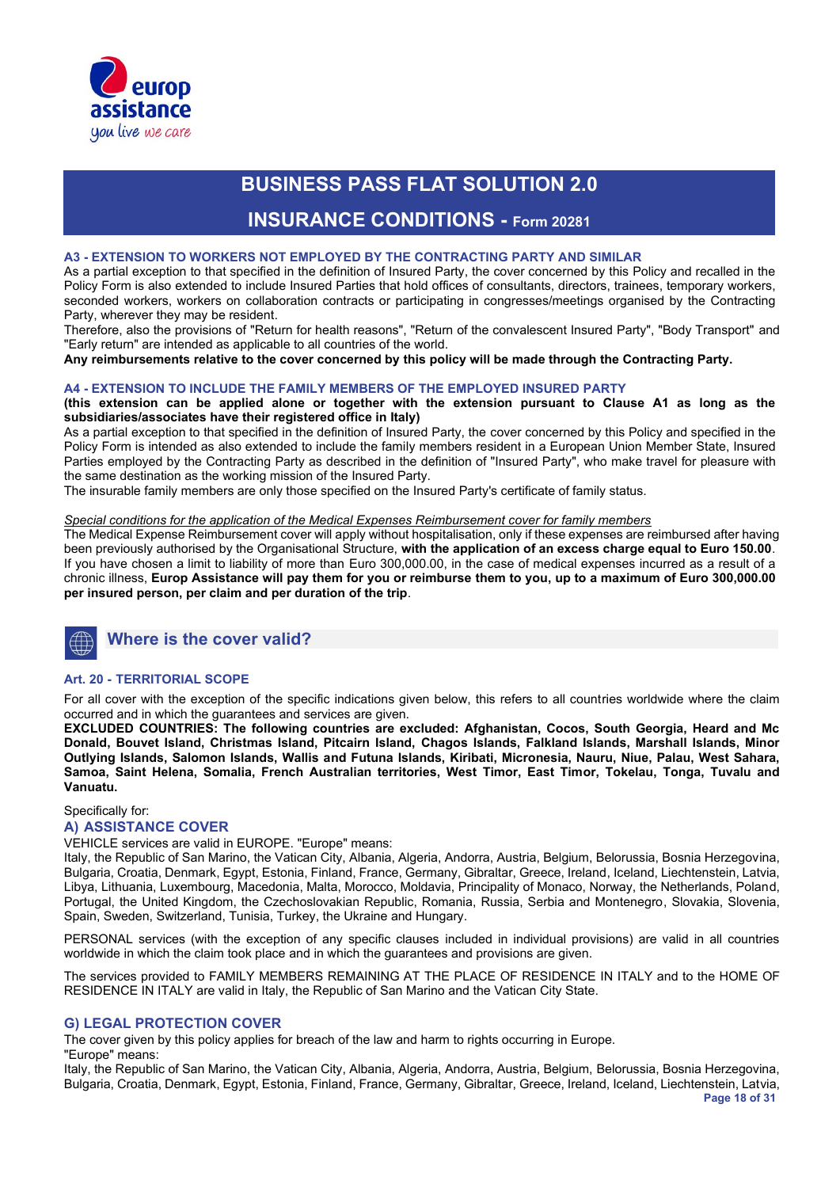# BUSINESS PASS FLAT SOLUTION 2.0

## INSURANCE CONDITIONS - Form 20281

### A3 - EXTENSION TO WORKERS NOT EMPLOYED BY THE CONTRACTING PARTY AND SIMILAR

As a partial exception to that specified in the definition of Insured Party, the cover concerned by this Policy and recalled in the Policy Form is also extended to include Insured Parties that hold offices of consultants, directors, trainees, temporary workers, seconded workers, workers on collaboration contracts or participating in congresses/meetings organised by the Contracting Party, wherever they may be resident.

Therefore, also the provisions of "Return for health reasons", "Return of the convalescent Insured Party", "Body Transport" and "Early return" are intended as applicable to all countries of the world.

**Any reimbursements relative to the cover concerned by this policy will be made through the Contracting Party.**

### A4 - EXTENSION TO INCLUDE THE FAMILY MEMBERS OF THE EMPLOYED INSURED PARTY

**(this extension can be applied alone or together with the extension pursuant to Clause A1 as long as the subsidiaries/associates have their registered office in Italy)**

As a partial exception to that specified in the definition of Insured Party, the cover concerned by this Policy and specified in the Policy Form is intended as also extended to include the family members resident in a European Union Member State, Insured Parties employed by the Contracting Party as described in the definition of "Insured Party", who make travel for pleasure with the same destination as the working mission of the Insured Party.

The insurable family members are only those specified on the Insured Party's certificate of family status.

*Special conditions for the application of the Medical Expenses Reimbursement cover for family members*

The Medical Expense Reimbursement cover will apply without hospitalisation, only if these expenses are reimbursed after having been previously authorised by the Organisational Structure, **with the application of an excess charge equal to Euro 150.00**.

If you have chosen a limit to liability of more than Euro 300,000.00, in the case of medical expenses incurred as a result of a chronic illness, **Europ Assistance will pay them for you or reimburse them to you, up to a maximum of Euro 300,000.00 per insured person, per claim and per duration of the trip**.

## Where is the cover valid?

### Art. 20 - TERRITORIAL SCOPE

For all cover with the exception of the specific indications given below, this refers to all countries worldwide where the claim occurred and in which the guarantees and services are given.

**EXCLUDED COUNTRIES: The following countries are excluded: Afghanistan, Cocos, South Georgia, Heard and Mc Donald, Bouvet Island, Christmas Island, Pitcairn Island, Chagos Islands, Falkland Islands, Marshall Islands, Minor Outlying Islands, Salomon Islands, Wallis and Futuna Islands, Kiribati, Micronesia, Nauru, Niue, Palau, West Sahara, Samoa, Saint Helena, Somalia, French Australian territories, West Timor, East Timor, Tokelau, Tonga, Tuvalu and Vanuatu.**

Specifically for:

### A) ASSISTANCE COVER

VEHICLE services are valid in EUROPE. "Europe" means:

Italy, the Republic of San Marino, the Vatican City, Albania, Algeria, Andorra, Austria, Belgium, Belorussia, Bosnia Herzegovina, Bulgaria, Croatia, Denmark, Egypt, Estonia, Finland, France, Germany, Gibraltar, Greece, Ireland, Iceland, Liechtenstein, Latvia, Libya, Lithuania, Luxembourg, Macedonia, Malta, Morocco, Moldavia, Principality of Monaco, Norway, the Netherlands, Poland, Portugal, the United Kingdom, the Czechoslovakian Republic, Romania, Russia, Serbia and Montenegro, Slovakia, Slovenia, Spain, Sweden, Switzerland, Tunisia, Turkey, the Ukraine and Hungary.

PERSONAL services (with the exception of any specific clauses included in individual provisions) are valid in all countries worldwide in which the claim took place and in which the guarantees and provisions are given.

The services provided to FAMILY MEMBERS REMAINING AT THE PLACE OF RESIDENCE IN ITALY and to the HOME OF RESIDENCE IN ITALY are valid in Italy, the Republic of San Marino and the Vatican City State.

### G) LEGAL PROTECTION COVER

The cover given by this policy applies for breach of the law and harm to rights occurring in Europe.

"Europe" means:

Italy, the Republic of San Marino, the Vatican City, Albania, Algeria, Andorra, Austria, Belgium, Belorussia, Bosnia Herzegovina, Bulgaria, Croatia, Denmark, Egypt, Estonia, Finland, France, Germany, Gibraltar, Greece, Ireland, Iceland, Liechtenstein, Latvia,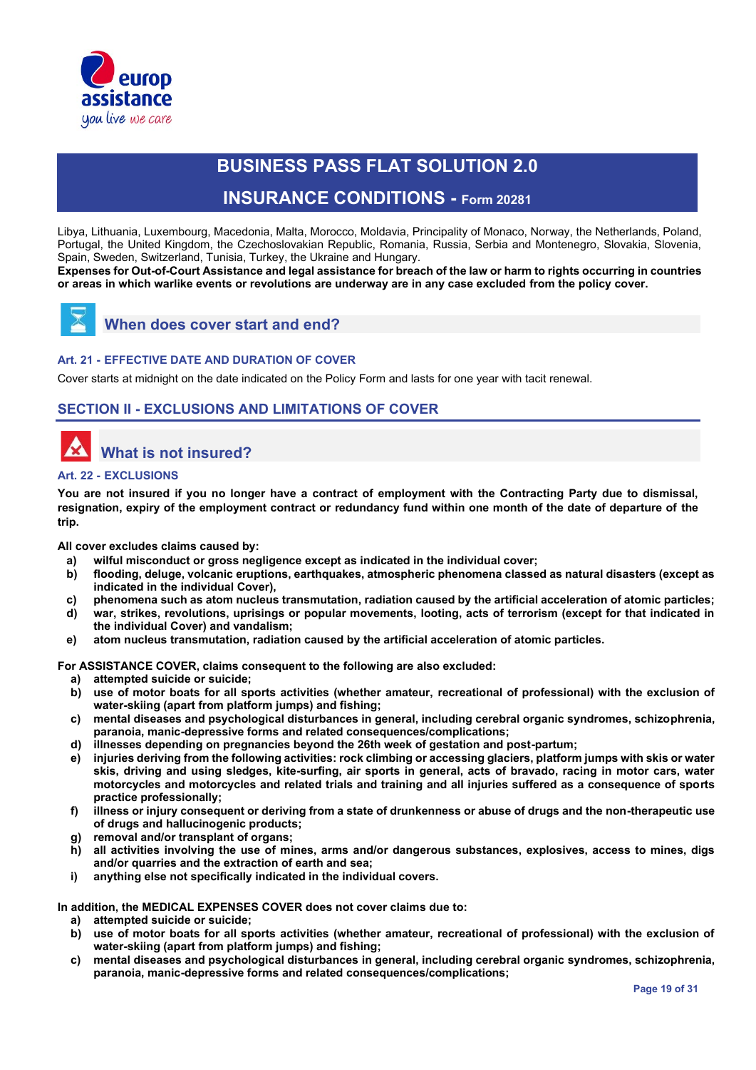Libya, Lithuania, Luxembourg, Macedonia, Malta, Morocco, Moldavia, Principality of Monaco, Norway, the Netherlands, Poland, Portugal, the United Kingdom, the Czechoslovakian Republic, Romania, Russia, Serbia and Montenegro, Slovakia, Slovenia, Spain, Sweden, Switzerland, Tunisia, Turkey, the Ukraine and Hungary.

**Expenses for Out-of-Court Assistance and legal assistance for breach of the law or harm to rights occurring in countries or areas in which warlike events or revolutions are underway are in any case excluded from the policy cover.**

## When does cover start and end?

### Art. 21 - EFFECTIVE DATE AND DURATION OF COVER

Cover starts at midnight on the date indicated on the Policy Form and lasts for one year with tacit renewal.

## SECTION II - EXCLUSIONS AND LIMITATIONS OF COVER

## What is not insured?

### Art. 22 - EXCLUSIONS

**You are not insured if you no longer have a contract of employment with the Contracting Party due to dismissal, resignation, expiry of the employment contract or redundancy fund within one month of the date of departure of the trip.**

**All cover excludes claims caused by:**

- **a) wilful misconduct or gross negligence except as indicated in the individual cover;**
- **b) flooding, deluge, volcanic eruptions, earthquakes, atmospheric phenomena classed as natural disasters (except as indicated in the individual Cover),**
- **c) phenomena such as atom nucleus transmutation, radiation caused by the artificial acceleration of atomic particles;**
- **d) war, strikes, revolutions, uprisings or popular movements, looting, acts of terrorism (except for that indicated in the individual Cover) and vandalism;**
- **e) atom nucleus transmutation, radiation caused by the artificial acceleration of atomic particles.**

**For ASSISTANCE COVER, claims consequent to the following are also excluded:**

- **a) attempted suicide or suicide;**
- **b) use of motor boats for all sports activities (whether amateur, recreational of professional) with the exclusion of water-skiing (apart from platform jumps) and fishing;**
- **c) mental diseases and psychological disturbances in general, including cerebral organic syndromes, schizophrenia, paranoia, manic-depressive forms and related consequences/complications;**
- **d) illnesses depending on pregnancies beyond the 26th week of gestation and post-partum;**
- **e) injuries deriving from the following activities: rock climbing or accessing glaciers, platform jumps with skis or water skis, driving and using sledges, kite-surfing, air sports in general, acts of bravado, racing in motor cars, water motorcycles and motorcycles and related trials and training and all injuries suffered as a consequence of sports practice professionally;**
- **f) illness or injury consequent or deriving from a state of drunkenness or abuse of drugs and the non-therapeutic use of drugs and hallucinogenic products;**
- **g) removal and/or transplant of organs;**
- **h) all activities involving the use of mines, arms and/or dangerous substances, explosives, access to mines, digs and/or quarries and the extraction of earth and sea;**
- **i) anything else not specifically indicated in the individual covers.**

**In addition, the MEDICAL EXPENSES COVER does not cover claims due to:**

- **a) attempted suicide or suicide;**
- **b) use of motor boats for all sports activities (whether amateur, recreational of professional) with the exclusion of water-skiing (apart from platform jumps) and fishing;**
- **c) mental diseases and psychological disturbances in general, including cerebral organic syndromes, schizophrenia, paranoia, manic-depressive forms and related consequences/complications;**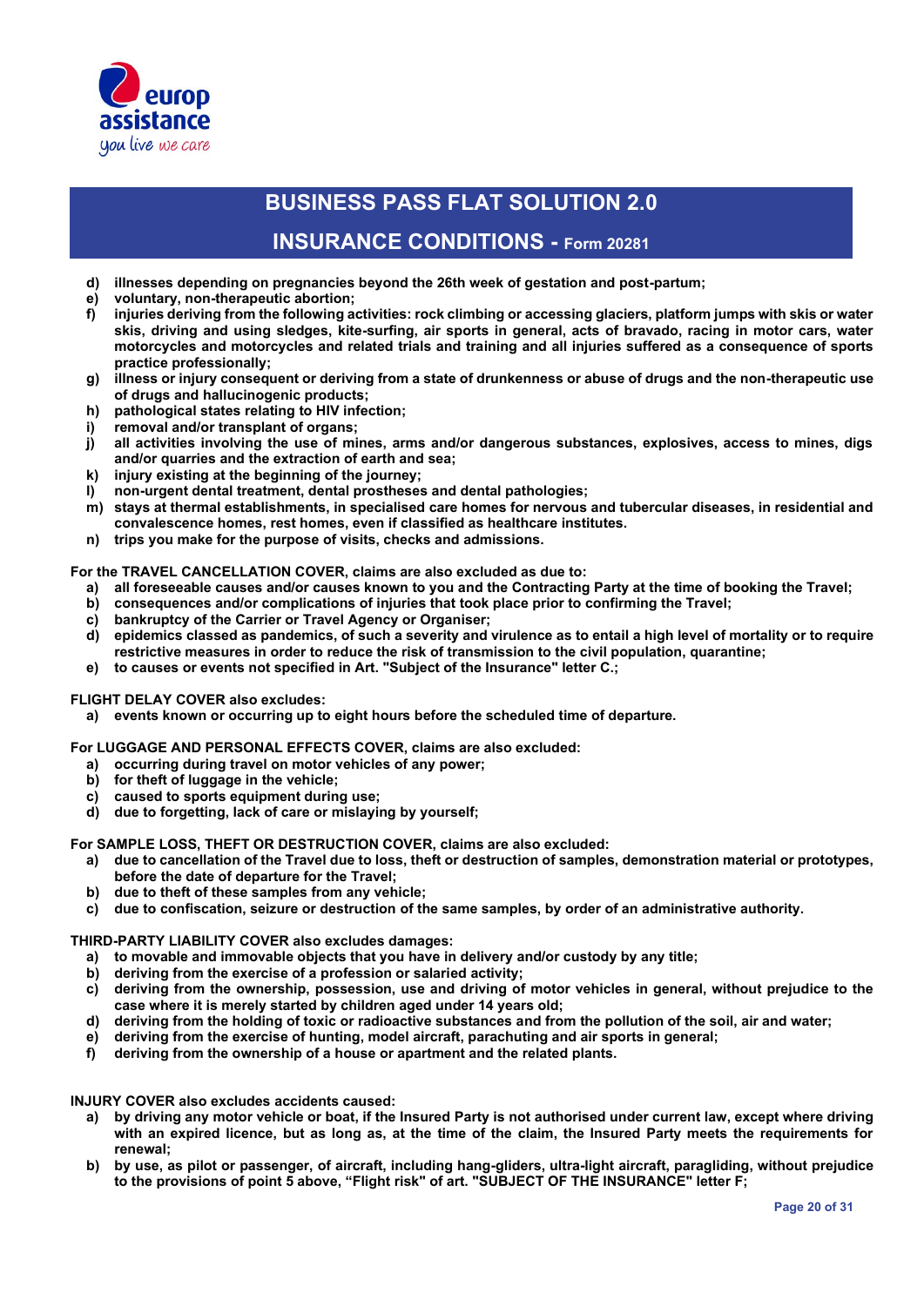**d) illnesses depending on pregnancies beyond the 26th week of gestation and post-partum;**
**e) voluntary, non-therapeutic abortion;**
**f) injuries deriving from the following activities: rock climbing or accessing glaciers, platform jumps with skis or water skis, driving and using sledges, kite-surfing, air sports in general, acts of bravado, racing in motor cars, water motorcycles and motorcycles and related trials and training and all injuries suffered as a consequence of sports practice professionally;**
**g) illness or injury consequent or deriving from a state of drunkenness or abuse of drugs and the non-therapeutic use of drugs and hallucinogenic products;**
**h) pathological states relating to HIV infection;**
**i) removal and/or transplant of organs;**
**j) all activities involving the use of mines, arms and/or dangerous substances, explosives, access to mines, digs and/or quarries and the extraction of earth and sea;**
**k) injury existing at the beginning of the journey;**
**l) non-urgent dental treatment, dental prostheses and dental pathologies;**
**m) stays at thermal establishments, in specialised care homes for nervous and tubercular diseases, in residential and convalescence homes, rest homes, even if classified as healthcare institutes.**
**n) trips you make for the purpose of visits, checks and admissions.**

**For the TRAVEL CANCELLATION COVER, claims are also excluded as due to:**

**a) all foreseeable causes and/or causes known to you and the Contracting Party at the time of booking the Travel;**
**b) consequences and/or complications of injuries that took place prior to confirming the Travel;**
**c) bankruptcy of the Carrier or Travel Agency or Organiser;**
**d) epidemics classed as pandemics, of such a severity and virulence as to entail a high level of mortality or to require restrictive measures in order to reduce the risk of transmission to the civil population, quarantine;**
**e) to causes or events not specified in Art. "Subject of the Insurance" letter C.;**

**FLIGHT DELAY COVER also excludes:**

**a) events known or occurring up to eight hours before the scheduled time of departure.**

**For LUGGAGE AND PERSONAL EFFECTS COVER, claims are also excluded:**

**a) occurring during travel on motor vehicles of any power;**
**b) for theft of luggage in the vehicle;**
**c) caused to sports equipment during use;**
**d) due to forgetting, lack of care or mislaying by yourself;**

**For SAMPLE LOSS, THEFT OR DESTRUCTION COVER, claims are also excluded:**

**a) due to cancellation of the Travel due to loss, theft or destruction of samples, demonstration material or prototypes, before the date of departure for the Travel;**
**b) due to theft of these samples from any vehicle;**
**c) due to confiscation, seizure or destruction of the same samples, by order of an administrative authority.**

**THIRD-PARTY LIABILITY COVER also excludes damages:**

**a) to movable and immovable objects that you have in delivery and/or custody by any title;**
**b) deriving from the exercise of a profession or salaried activity;**
**c) deriving from the ownership, possession, use and driving of motor vehicles in general, without prejudice to the case where it is merely started by children aged under 14 years old;**
**d) deriving from the holding of toxic or radioactive substances and from the pollution of the soil, air and water;**
**e) deriving from the exercise of hunting, model aircraft, parachuting and air sports in general;**
**f) deriving from the ownership of a house or apartment and the related plants.**

**INJURY COVER also excludes accidents caused:**

**a) by driving any motor vehicle or boat, if the Insured Party is not authorised under current law, except where driving with an expired licence, but as long as, at the time of the claim, the Insured Party meets the requirements for renewal;**
**b) by use, as pilot or passenger, of aircraft, including hang-gliders, ultra-light aircraft, paragliding, without prejudice to the provisions of point 5 above, "Flight risk" of art. "SUBJECT OF THE INSURANCE" letter F;**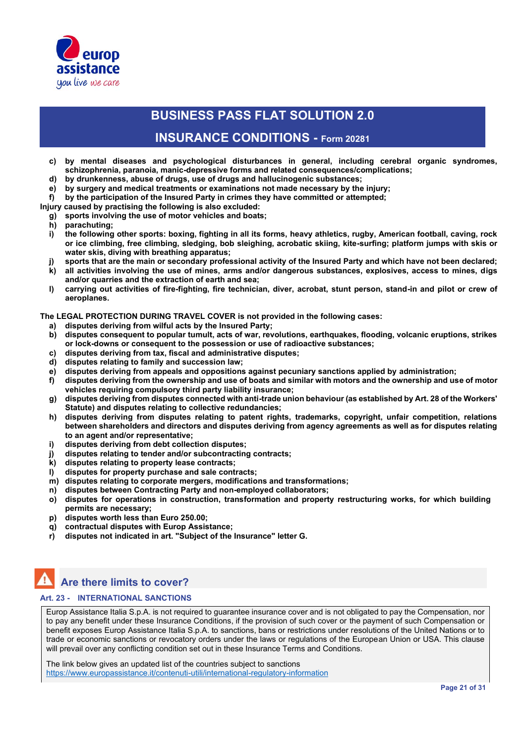**c) by mental diseases and psychological disturbances in general, including cerebral organic syndromes, schizophrenia, paranoia, manic-depressive forms and related consequences/complications;**
**d) by drunkenness, abuse of drugs, use of drugs and hallucinogenic substances;**
**e) by surgery and medical treatments or examinations not made necessary by the injury;**
**f) by the participation of the Insured Party in crimes they have committed or attempted;**

**Injury caused by practising the following is also excluded:**

**g) sports involving the use of motor vehicles and boats;**
**h) parachuting;**
**i) the following other sports: boxing, fighting in all its forms, heavy athletics, rugby, American football, caving, rock or ice climbing, free climbing, sledging, bob sleighing, acrobatic skiing, kite-surfing; platform jumps with skis or water skis, diving with breathing apparatus;**
**j) sports that are the main or secondary professional activity of the Insured Party and which have not been declared;**
**k) all activities involving the use of mines, arms and/or dangerous substances, explosives, access to mines, digs and/or quarries and the extraction of earth and sea;**
**l) carrying out activities of fire-fighting, fire technician, diver, acrobat, stunt person, stand-in and pilot or crew of aeroplanes.**

**The LEGAL PROTECTION DURING TRAVEL COVER is not provided in the following cases:**

**a) disputes deriving from wilful acts by the Insured Party;**
**b) disputes consequent to popular tumult, acts of war, revolutions, earthquakes, flooding, volcanic eruptions, strikes or lock-downs or consequent to the possession or use of radioactive substances;**
**c) disputes deriving from tax, fiscal and administrative disputes;**
**d) disputes relating to family and succession law;**
**e) disputes deriving from appeals and oppositions against pecuniary sanctions applied by administration;**
**f) disputes deriving from the ownership and use of boats and similar with motors and the ownership and use of motor vehicles requiring compulsory third party liability insurance;**
**g) disputes deriving from disputes connected with anti-trade union behaviour (as established by Art. 28 of the Workers' Statute) and disputes relating to collective redundancies;**
**h) disputes deriving from disputes relating to patent rights, trademarks, copyright, unfair competition, relations between shareholders and directors and disputes deriving from agency agreements as well as for disputes relating to an agent and/or representative;**
**i) disputes deriving from debt collection disputes;**
**j) disputes relating to tender and/or subcontracting contracts;**
**k) disputes relating to property lease contracts;**
**l) disputes for property purchase and sale contracts;**
**m) disputes relating to corporate mergers, modifications and transformations;**
**n) disputes between Contracting Party and non-employed collaborators;**
**o) disputes for operations in construction, transformation and property restructuring works, for which building permits are necessary;**
**p) disputes worth less than Euro 250.00;**
**q) contractual disputes with Europ Assistance;**
**r) disputes not indicated in art. "Subject of the Insurance" letter G.**

## Are there limits to cover?

### Art. 23 - INTERNATIONAL SANCTIONS

Europ Assistance Italia S.p.A. is not required to guarantee insurance cover and is not obligated to pay the Compensation, nor to pay any benefit under these Insurance Conditions, if the provision of such cover or the payment of such Compensation or benefit exposes Europ Assistance Italia S.p.A. to sanctions, bans or restrictions under resolutions of the United Nations or to trade or economic sanctions or revocatory orders under the laws or regulations of the European Union or USA. This clause will prevail over any conflicting condition set out in these Insurance Terms and Conditions.

The link below gives an updated list of the countries subject to sanctions
https://www.europassistance.it/contenuti-utili/international-regulatory-information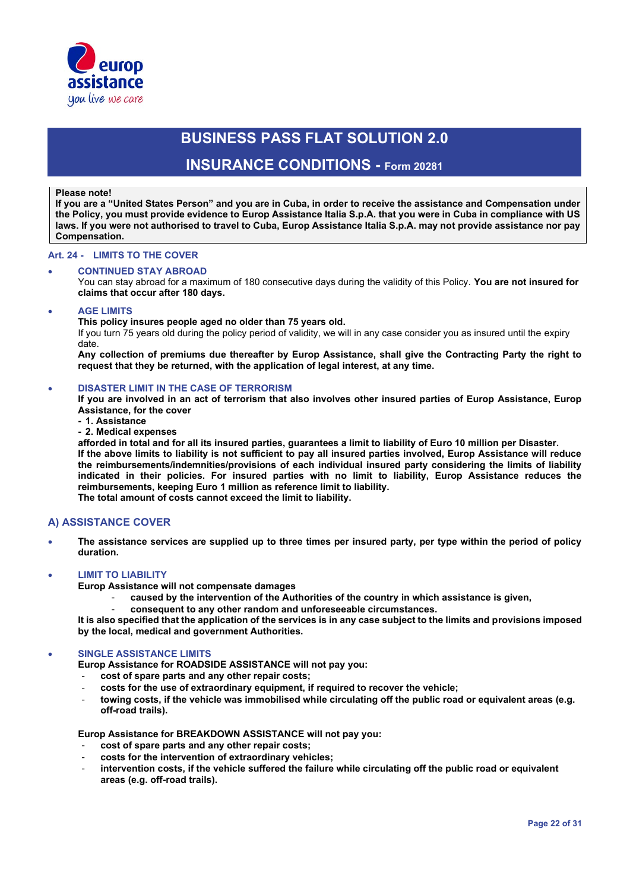# BUSINESS PASS FLAT SOLUTION 2.0

## INSURANCE CONDITIONS - Form 20281

**Please note!**
**If you are a "United States Person" and you are in Cuba, in order to receive the assistance and Compensation under the Policy, you must provide evidence to Europ Assistance Italia S.p.A. that you were in Cuba in compliance with US laws. If you were not authorised to travel to Cuba, Europ Assistance Italia S.p.A. may not provide assistance nor pay Compensation.**

### Art. 24 - LIMITS TO THE COVER

- **CONTINUED STAY ABROAD**
  You can stay abroad for a maximum of 180 consecutive days during the validity of this Policy. **You are not insured for claims that occur after 180 days.**

- **AGE LIMITS**
  **This policy insures people aged no older than 75 years old.**
  If you turn 75 years old during the policy period of validity, we will in any case consider you as insured until the expiry date.
  **Any collection of premiums due thereafter by Europ Assistance, shall give the Contracting Party the right to request that they be returned, with the application of legal interest, at any time.**

- **DISASTER LIMIT IN THE CASE OF TERRORISM**
  **If you are involved in an act of terrorism that also involves other insured parties of Europ Assistance, Europ Assistance, for the cover**
  **- 1. Assistance**
  **- 2. Medical expenses**
  **afforded in total and for all its insured parties, guarantees a limit to liability of Euro 10 million per Disaster.**
  **If the above limits to liability is not sufficient to pay all insured parties involved, Europ Assistance will reduce the reimbursements/indemnities/provisions of each individual insured party considering the limits of liability indicated in their policies. For insured parties with no limit to liability, Europ Assistance reduces the reimbursements, keeping Euro 1 million as reference limit to liability.**
  **The total amount of costs cannot exceed the limit to liability.**

### A) ASSISTANCE COVER

- **The assistance services are supplied up to three times per insured party, per type within the period of policy duration.**

- **LIMIT TO LIABILITY**
  **Europ Assistance will not compensate damages**
  - **caused by the intervention of the Authorities of the country in which assistance is given,**
  - **consequent to any other random and unforeseeable circumstances.**

  **It is also specified that the application of the services is in any case subject to the limits and provisions imposed by the local, medical and government Authorities.**

- **SINGLE ASSISTANCE LIMITS**
  **Europ Assistance for ROADSIDE ASSISTANCE will not pay you:**
  - **cost of spare parts and any other repair costs;**
  - **costs for the use of extraordinary equipment, if required to recover the vehicle;**
  - **towing costs, if the vehicle was immobilised while circulating off the public road or equivalent areas (e.g. off-road trails).**

  **Europ Assistance for BREAKDOWN ASSISTANCE will not pay you:**
  - **cost of spare parts and any other repair costs;**
  - **costs for the intervention of extraordinary vehicles;**
  - **intervention costs, if the vehicle suffered the failure while circulating off the public road or equivalent areas (e.g. off-road trails).**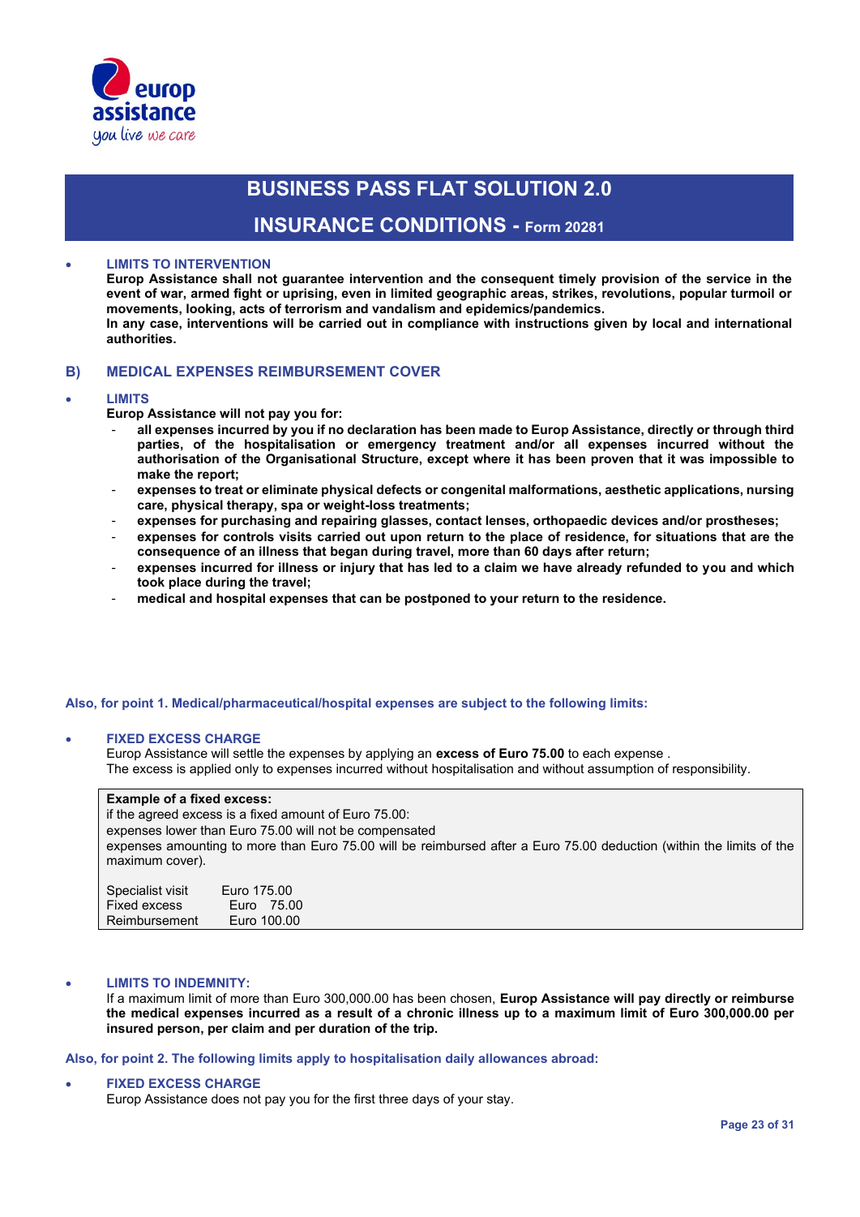- **LIMITS TO INTERVENTION**
  **Europ Assistance shall not guarantee intervention and the consequent timely provision of the service in the event of war, armed fight or uprising, even in limited geographic areas, strikes, revolutions, popular turmoil or movements, looking, acts of terrorism and vandalism and epidemics/pandemics.**
  **In any case, interventions will be carried out in compliance with instructions given by local and international authorities.**

## B) MEDICAL EXPENSES REIMBURSEMENT COVER

- **LIMITS**
  **Europ Assistance will not pay you for:**
  - **all expenses incurred by you if no declaration has been made to Europ Assistance, directly or through third parties, of the hospitalisation or emergency treatment and/or all expenses incurred without the authorisation of the Organisational Structure, except where it has been proven that it was impossible to make the report;**
  - **expenses to treat or eliminate physical defects or congenital malformations, aesthetic applications, nursing care, physical therapy, spa or weight-loss treatments;**
  - **expenses for purchasing and repairing glasses, contact lenses, orthopaedic devices and/or prostheses;**
  - **expenses for controls visits carried out upon return to the place of residence, for situations that are the consequence of an illness that began during travel, more than 60 days after return;**
  - **expenses incurred for illness or injury that has led to a claim we have already refunded to you and which took place during the travel;**
  - **medical and hospital expenses that can be postponed to your return to the residence.**

**Also, for point 1. Medical/pharmaceutical/hospital expenses are subject to the following limits:**

- **FIXED EXCESS CHARGE**
  Europ Assistance will settle the expenses by applying an **excess of Euro 75.00** to each expense .
  The excess is applied only to expenses incurred without hospitalisation and without assumption of responsibility.

**Example of a fixed excess:**
if the agreed excess is a fixed amount of Euro 75.00:
expenses lower than Euro 75.00 will not be compensated
expenses amounting to more than Euro 75.00 will be reimbursed after a Euro 75.00 deduction (within the limits of the maximum cover).

| | |
|---|---|
| Specialist visit | Euro 175.00 |
| Fixed excess | Euro 75.00 |
| Reimbursement | Euro 100.00 |

- **LIMITS TO INDEMNITY:**
  If a maximum limit of more than Euro 300,000.00 has been chosen, **Europ Assistance will pay directly or reimburse the medical expenses incurred as a result of a chronic illness up to a maximum limit of Euro 300,000.00 per insured person, per claim and per duration of the trip.**

**Also, for point 2. The following limits apply to hospitalisation daily allowances abroad:**

- **FIXED EXCESS CHARGE**
  Europ Assistance does not pay you for the first three days of your stay.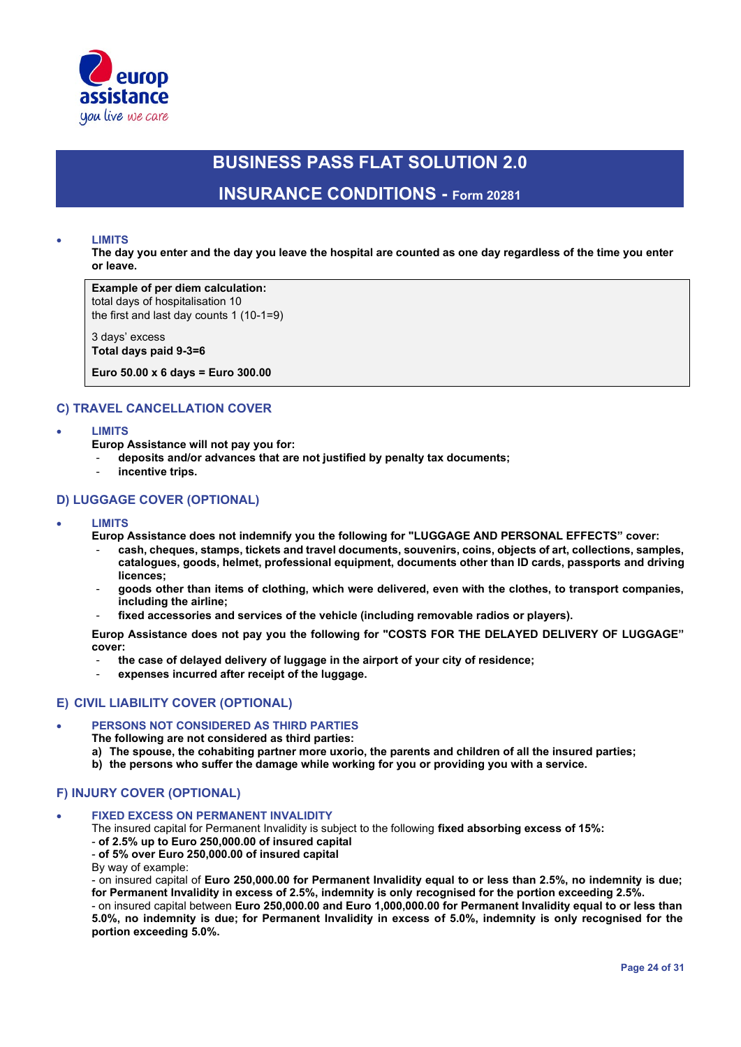- **LIMITS**
  **The day you enter and the day you leave the hospital are counted as one day regardless of the time you enter or leave.**

> **Example of per diem calculation:**
> total days of hospitalisation 10
> the first and last day counts 1 (10-1=9)
>
> 3 days' excess
> **Total days paid 9-3=6**
>
> **Euro 50.00 x 6 days = Euro 300.00**

## C) TRAVEL CANCELLATION COVER

- **LIMITS**
  **Europ Assistance will not pay you for:**
  - **deposits and/or advances that are not justified by penalty tax documents;**
  - **incentive trips.**

## D) LUGGAGE COVER (OPTIONAL)

- **LIMITS**
  **Europ Assistance does not indemnify you the following for "LUGGAGE AND PERSONAL EFFECTS" cover:**
  - **cash, cheques, stamps, tickets and travel documents, souvenirs, coins, objects of art, collections, samples, catalogues, goods, helmet, professional equipment, documents other than ID cards, passports and driving licences;**
  - **goods other than items of clothing, which were delivered, even with the clothes, to transport companies, including the airline;**
  - **fixed accessories and services of the vehicle (including removable radios or players).**

  **Europ Assistance does not pay you the following for "COSTS FOR THE DELAYED DELIVERY OF LUGGAGE" cover:**
  - **the case of delayed delivery of luggage in the airport of your city of residence;**
  - **expenses incurred after receipt of the luggage.**

## E) CIVIL LIABILITY COVER (OPTIONAL)

- **PERSONS NOT CONSIDERED AS THIRD PARTIES**
  **The following are not considered as third parties:**
  **a) The spouse, the cohabiting partner more uxorio, the parents and children of all the insured parties;**
  **b) the persons who suffer the damage while working for you or providing you with a service.**

## F) INJURY COVER (OPTIONAL)

- **FIXED EXCESS ON PERMANENT INVALIDITY**
  The insured capital for Permanent Invalidity is subject to the following **fixed absorbing excess of 15%:**
  - **of 2.5% up to Euro 250,000.00 of insured capital**
  - **of 5% over Euro 250,000.00 of insured capital**

  By way of example:
  - on insured capital of **Euro 250,000.00 for Permanent Invalidity equal to or less than 2.5%, no indemnity is due; for Permanent Invalidity in excess of 2.5%, indemnity is only recognised for the portion exceeding 2.5%.**
  - on insured capital between **Euro 250,000.00 and Euro 1,000,000.00 for Permanent Invalidity equal to or less than 5.0%, no indemnity is due; for Permanent Invalidity in excess of 5.0%, indemnity is only recognised for the portion exceeding 5.0%.**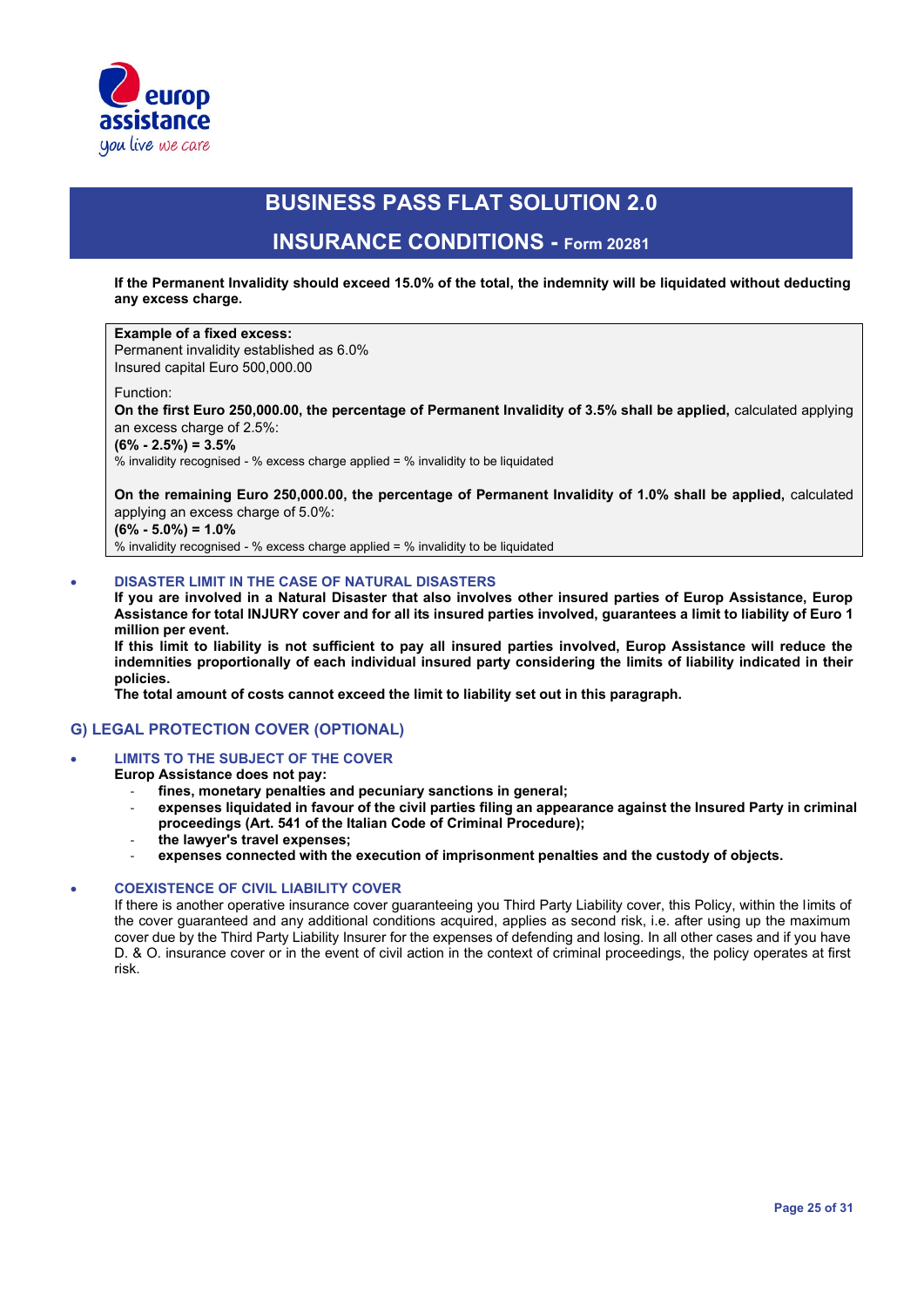**If the Permanent Invalidity should exceed 15.0% of the total, the indemnity will be liquidated without deducting any excess charge.**

> **Example of a fixed excess:**
> Permanent invalidity established as 6.0%
> Insured capital Euro 500,000.00
>
> Function:
> **On the first Euro 250,000.00, the percentage of Permanent Invalidity of 3.5% shall be applied,** calculated applying an excess charge of 2.5%:
> **(6% - 2.5%) = 3.5%**
> % invalidity recognised - % excess charge applied = % invalidity to be liquidated
>
> **On the remaining Euro 250,000.00, the percentage of Permanent Invalidity of 1.0% shall be applied,** calculated applying an excess charge of 5.0%:
> **(6% - 5.0%) = 1.0%**
> % invalidity recognised - % excess charge applied = % invalidity to be liquidated

- **DISASTER LIMIT IN THE CASE OF NATURAL DISASTERS**
  **If you are involved in a Natural Disaster that also involves other insured parties of Europ Assistance, Europ Assistance for total INJURY cover and for all its insured parties involved, guarantees a limit to liability of Euro 1 million per event.**
  **If this limit to liability is not sufficient to pay all insured parties involved, Europ Assistance will reduce the indemnities proportionally of each individual insured party considering the limits of liability indicated in their policies.**
  **The total amount of costs cannot exceed the limit to liability set out in this paragraph.**

## G) LEGAL PROTECTION COVER (OPTIONAL)

- **LIMITS TO THE SUBJECT OF THE COVER**
  **Europ Assistance does not pay:**
  - **fines, monetary penalties and pecuniary sanctions in general;**
  - **expenses liquidated in favour of the civil parties filing an appearance against the Insured Party in criminal proceedings (Art. 541 of the Italian Code of Criminal Procedure);**
  - **the lawyer's travel expenses;**
  - **expenses connected with the execution of imprisonment penalties and the custody of objects.**

- **COEXISTENCE OF CIVIL LIABILITY COVER**
  If there is another operative insurance cover guaranteeing you Third Party Liability cover, this Policy, within the limits of the cover guaranteed and any additional conditions acquired, applies as second risk, i.e. after using up the maximum cover due by the Third Party Liability Insurer for the expenses of defending and losing. In all other cases and if you have D. & O. insurance cover or in the event of civil action in the context of criminal proceedings, the policy operates at first risk.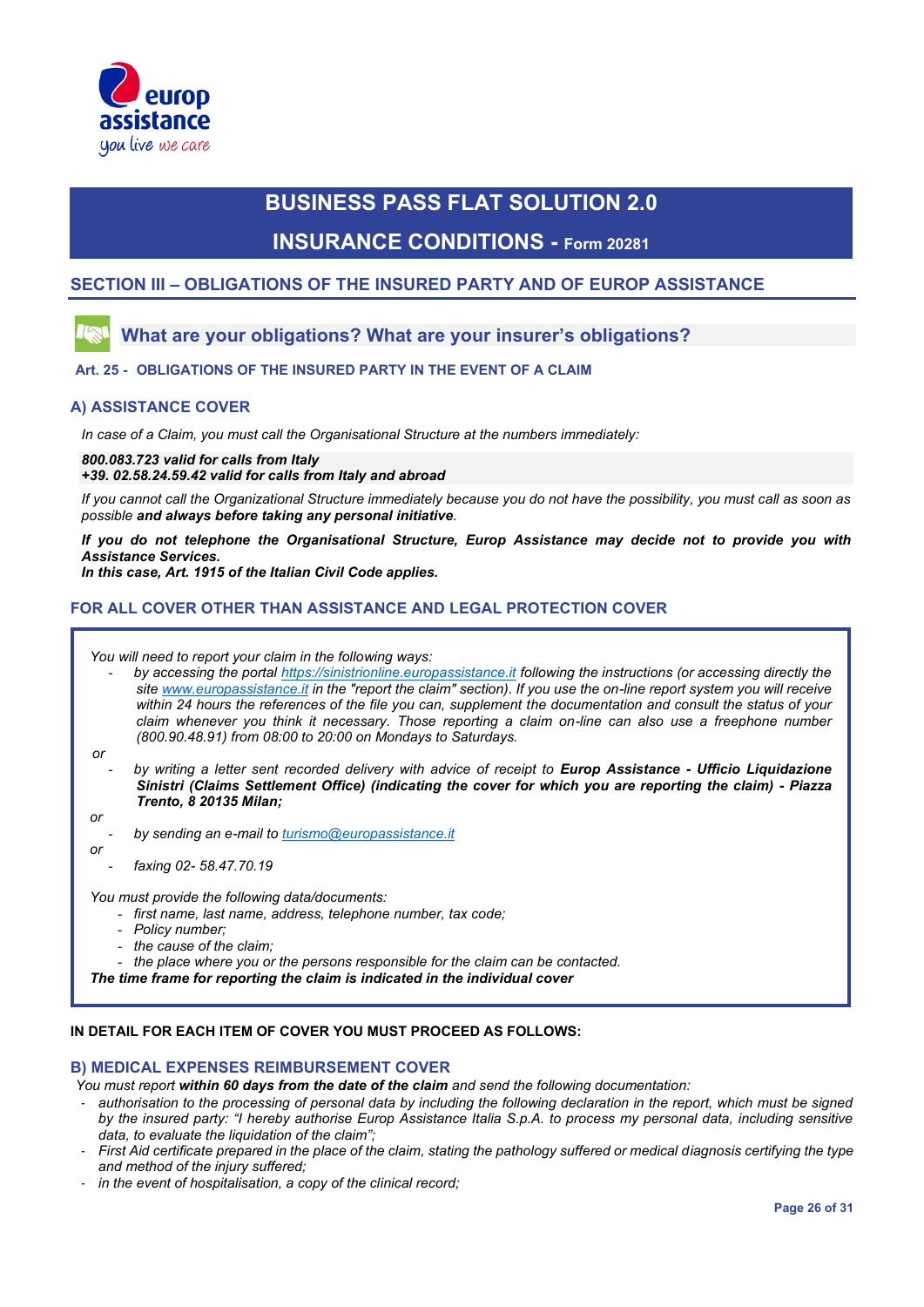# BUSINESS PASS FLAT SOLUTION 2.0

## INSURANCE CONDITIONS - Form 20281

## SECTION III – OBLIGATIONS OF THE INSURED PARTY AND OF EUROP ASSISTANCE

### What are your obligations? What are your insurer's obligations?

#### Art. 25 - OBLIGATIONS OF THE INSURED PARTY IN THE EVENT OF A CLAIM

### A) ASSISTANCE COVER

*In case of a Claim, you must call the Organisational Structure at the numbers immediately:*

***800.083.723 valid for calls from Italy***
***+39. 02.58.24.59.42 valid for calls from Italy and abroad***

*If you cannot call the Organizational Structure immediately because you do not have the possibility, you must call as soon as possible **and always before taking any personal initiative**.*

***If you do not telephone the Organisational Structure, Europ Assistance may decide not to provide you with Assistance Services.***
***In this case, Art. 1915 of the Italian Civil Code applies.***

### FOR ALL COVER OTHER THAN ASSISTANCE AND LEGAL PROTECTION COVER

*You will need to report your claim in the following ways:*

- *by accessing the portal https://sinistrionline.europassistance.it following the instructions (or accessing directly the site www.europassistance.it in the "report the claim" section). If you use the on-line report system you will receive within 24 hours the references of the file you can, supplement the documentation and consult the status of your claim whenever you think it necessary. Those reporting a claim on-line can also use a freephone number (800.90.48.91) from 08:00 to 20:00 on Mondays to Saturdays.*

*or*

- *by writing a letter sent recorded delivery with advice of receipt to **Europ Assistance - Ufficio Liquidazione Sinistri (Claims Settlement Office) (indicating the cover for which you are reporting the claim) - Piazza Trento, 8 20135 Milan;***

*or*

- *by sending an e-mail to turismo@europassistance.it*

*or*

- *faxing 02- 58.47.70.19*

*You must provide the following data/documents:*

- *first name, last name, address, telephone number, tax code;*
- *Policy number;*
- *the cause of the claim;*
- *the place where you or the persons responsible for the claim can be contacted.*

***The time frame for reporting the claim is indicated in the individual cover***

**IN DETAIL FOR EACH ITEM OF COVER YOU MUST PROCEED AS FOLLOWS:**

### B) MEDICAL EXPENSES REIMBURSEMENT COVER

*You must report **within 60 days from the date of the claim** and send the following documentation:*

- *authorisation to the processing of personal data by including the following declaration in the report, which must be signed by the insured party: "I hereby authorise Europ Assistance Italia S.p.A. to process my personal data, including sensitive data, to evaluate the liquidation of the claim";*
- *First Aid certificate prepared in the place of the claim, stating the pathology suffered or medical diagnosis certifying the type and method of the injury suffered;*
- *in the event of hospitalisation, a copy of the clinical record;*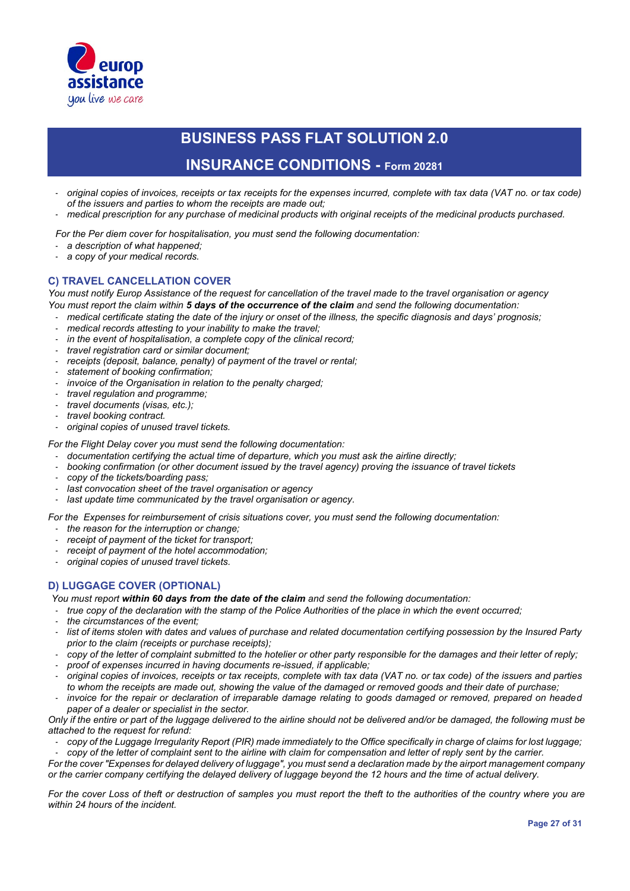- *original copies of invoices, receipts or tax receipts for the expenses incurred, complete with tax data (VAT no. or tax code) of the issuers and parties to whom the receipts are made out;*
- *medical prescription for any purchase of medicinal products with original receipts of the medicinal products purchased.*

*For the Per diem cover for hospitalisation, you must send the following documentation:*

- *a description of what happened;*
- *a copy of your medical records.*

### C) TRAVEL CANCELLATION COVER

*You must notify Europ Assistance of the request for cancellation of the travel made to the travel organisation or agency*
*You must report the claim within **5 days of the occurrence of the claim** and send the following documentation:*

- *medical certificate stating the date of the injury or onset of the illness, the specific diagnosis and days' prognosis;*
- *medical records attesting to your inability to make the travel;*
- *in the event of hospitalisation, a complete copy of the clinical record;*
- *travel registration card or similar document;*
- *receipts (deposit, balance, penalty) of payment of the travel or rental;*
- *statement of booking confirmation;*
- *invoice of the Organisation in relation to the penalty charged;*
- *travel regulation and programme;*
- *travel documents (visas, etc.);*
- *travel booking contract.*
- *original copies of unused travel tickets.*

*For the Flight Delay cover you must send the following documentation:*

- *documentation certifying the actual time of departure, which you must ask the airline directly;*
- *booking confirmation (or other document issued by the travel agency) proving the issuance of travel tickets*
- *copy of the tickets/boarding pass;*
- *last convocation sheet of the travel organisation or agency*
- *last update time communicated by the travel organisation or agency.*

*For the Expenses for reimbursement of crisis situations cover, you must send the following documentation:*

- *the reason for the interruption or change;*
- *receipt of payment of the ticket for transport;*
- *receipt of payment of the hotel accommodation;*
- *original copies of unused travel tickets.*

### D) LUGGAGE COVER (OPTIONAL)

*You must report **within 60 days from the date of the claim** and send the following documentation:*

- *true copy of the declaration with the stamp of the Police Authorities of the place in which the event occurred;*
- *the circumstances of the event;*
- *list of items stolen with dates and values of purchase and related documentation certifying possession by the Insured Party prior to the claim (receipts or purchase receipts);*
- *copy of the letter of complaint submitted to the hotelier or other party responsible for the damages and their letter of reply;*
- *proof of expenses incurred in having documents re-issued, if applicable;*
- *original copies of invoices, receipts or tax receipts, complete with tax data (VAT no. or tax code) of the issuers and parties to whom the receipts are made out, showing the value of the damaged or removed goods and their date of purchase;*
- *invoice for the repair or declaration of irreparable damage relating to goods damaged or removed, prepared on headed paper of a dealer or specialist in the sector.*

*Only if the entire or part of the luggage delivered to the airline should not be delivered and/or be damaged, the following must be attached to the request for refund:*

- *copy of the Luggage Irregularity Report (PIR) made immediately to the Office specifically in charge of claims for lost luggage;*
- *copy of the letter of complaint sent to the airline with claim for compensation and letter of reply sent by the carrier.*

*For the cover "Expenses for delayed delivery of luggage", you must send a declaration made by the airport management company or the carrier company certifying the delayed delivery of luggage beyond the 12 hours and the time of actual delivery.*

*For the cover Loss of theft or destruction of samples you must report the theft to the authorities of the country where you are within 24 hours of the incident.*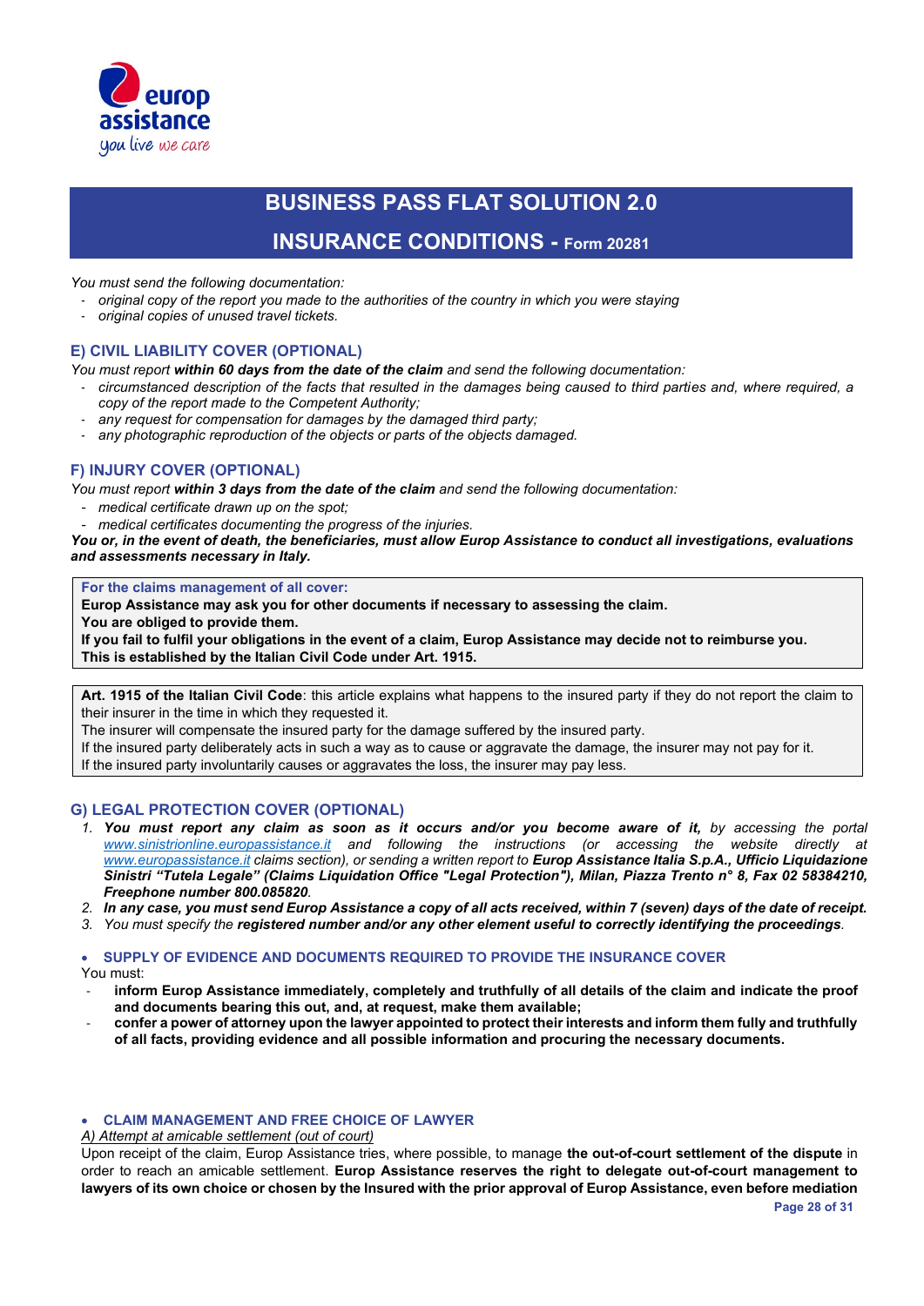*You must send the following documentation:*

- *original copy of the report you made to the authorities of the country in which you were staying*
- *original copies of unused travel tickets.*

## E) CIVIL LIABILITY COVER (OPTIONAL)

*You must report **within 60 days from the date of the claim** and send the following documentation:*

- *circumstanced description of the facts that resulted in the damages being caused to third parties and, where required, a copy of the report made to the Competent Authority;*
- *any request for compensation for damages by the damaged third party;*
- *any photographic reproduction of the objects or parts of the objects damaged.*

## F) INJURY COVER (OPTIONAL)

*You must report **within 3 days from the date of the claim** and send the following documentation:*

- *medical certificate drawn up on the spot;*
- *medical certificates documenting the progress of the injuries.*

***You or, in the event of death, the beneficiaries, must allow Europ Assistance to conduct all investigations, evaluations and assessments necessary in Italy.***

**For the claims management of all cover:**
**Europ Assistance may ask you for other documents if necessary to assessing the claim.**
**You are obliged to provide them.**
**If you fail to fulfil your obligations in the event of a claim, Europ Assistance may decide not to reimburse you.**
**This is established by the Italian Civil Code under Art. 1915.**

**Art. 1915 of the Italian Civil Code**: this article explains what happens to the insured party if they do not report the claim to their insurer in the time in which they requested it.
The insurer will compensate the insured party for the damage suffered by the insured party.
If the insured party deliberately acts in such a way as to cause or aggravate the damage, the insurer may not pay for it.
If the insured party involuntarily causes or aggravates the loss, the insurer may pay less.

## G) LEGAL PROTECTION COVER (OPTIONAL)

1. ***You must report any claim as soon as it occurs and/or you become aware of it,** by accessing the portal www.sinistrionline.europassistance.it and following the instructions (or accessing the website directly at www.europassistance.it claims section), or sending a written report to **Europ Assistance Italia S.p.A., Ufficio Liquidazione Sinistri "Tutela Legale" (Claims Liquidation Office "Legal Protection"), Milan, Piazza Trento n° 8, Fax 02 58384210, Freephone number 800.085820**.*
2. ***In any case, you must send Europ Assistance a copy of all acts received, within 7 (seven) days of the date of receipt.***
3. *You must specify the **registered number and/or any other element useful to correctly identifying the proceedings**.*

- **SUPPLY OF EVIDENCE AND DOCUMENTS REQUIRED TO PROVIDE THE INSURANCE COVER**

You must:

- **inform Europ Assistance immediately, completely and truthfully of all details of the claim and indicate the proof and documents bearing this out, and, at request, make them available;**
- **confer a power of attorney upon the lawyer appointed to protect their interests and inform them fully and truthfully of all facts, providing evidence and all possible information and procuring the necessary documents.**

- **CLAIM MANAGEMENT AND FREE CHOICE OF LAWYER**

*A) Attempt at amicable settlement (out of court)*

Upon receipt of the claim, Europ Assistance tries, where possible, to manage **the out-of-court settlement of the dispute** in order to reach an amicable settlement. **Europ Assistance reserves the right to delegate out-of-court management to lawyers of its own choice or chosen by the Insured with the prior approval of Europ Assistance, even before mediation**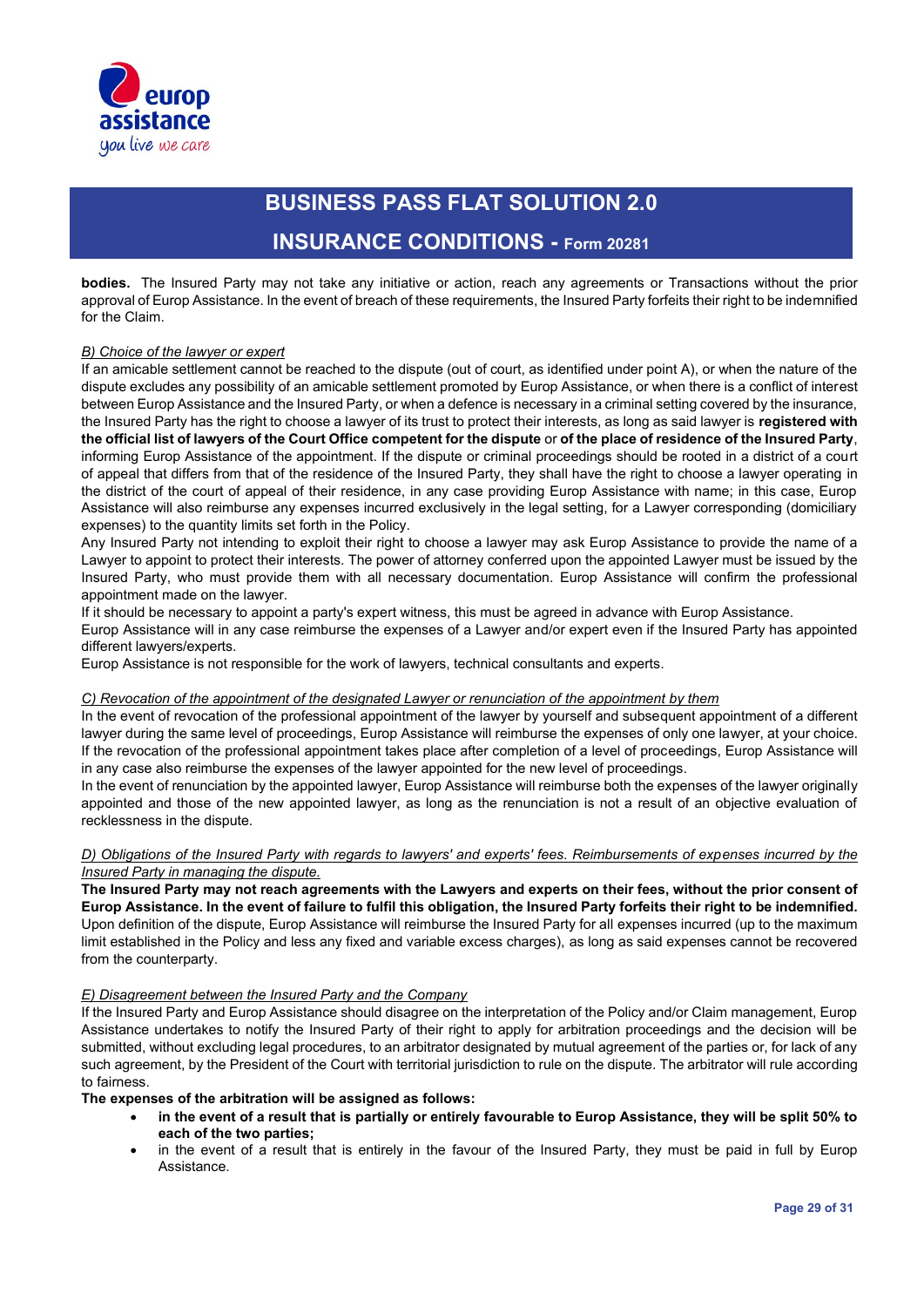**bodies.** The Insured Party may not take any initiative or action, reach any agreements or Transactions without the prior approval of Europ Assistance. In the event of breach of these requirements, the Insured Party forfeits their right to be indemnified for the Claim.

*B) Choice of the lawyer or expert*

If an amicable settlement cannot be reached to the dispute (out of court, as identified under point A), or when the nature of the dispute excludes any possibility of an amicable settlement promoted by Europ Assistance, or when there is a conflict of interest between Europ Assistance and the Insured Party, or when a defence is necessary in a criminal setting covered by the insurance, the Insured Party has the right to choose a lawyer of its trust to protect their interests, as long as said lawyer is **registered with the official list of lawyers of the Court Office competent for the dispute** or **of the place of residence of the Insured Party**, informing Europ Assistance of the appointment. If the dispute or criminal proceedings should be rooted in a district of a court of appeal that differs from that of the residence of the Insured Party, they shall have the right to choose a lawyer operating in the district of the court of appeal of their residence, in any case providing Europ Assistance with name; in this case, Europ Assistance will also reimburse any expenses incurred exclusively in the legal setting, for a Lawyer corresponding (domiciliary expenses) to the quantity limits set forth in the Policy.

Any Insured Party not intending to exploit their right to choose a lawyer may ask Europ Assistance to provide the name of a Lawyer to appoint to protect their interests. The power of attorney conferred upon the appointed Lawyer must be issued by the Insured Party, who must provide them with all necessary documentation. Europ Assistance will confirm the professional appointment made on the lawyer.

If it should be necessary to appoint a party's expert witness, this must be agreed in advance with Europ Assistance.

Europ Assistance will in any case reimburse the expenses of a Lawyer and/or expert even if the Insured Party has appointed different lawyers/experts.

Europ Assistance is not responsible for the work of lawyers, technical consultants and experts.

*C) Revocation of the appointment of the designated Lawyer or renunciation of the appointment by them*

In the event of revocation of the professional appointment of the lawyer by yourself and subsequent appointment of a different lawyer during the same level of proceedings, Europ Assistance will reimburse the expenses of only one lawyer, at your choice. If the revocation of the professional appointment takes place after completion of a level of proceedings, Europ Assistance will in any case also reimburse the expenses of the lawyer appointed for the new level of proceedings.

In the event of renunciation by the appointed lawyer, Europ Assistance will reimburse both the expenses of the lawyer originally appointed and those of the new appointed lawyer, as long as the renunciation is not a result of an objective evaluation of recklessness in the dispute.

*D) Obligations of the Insured Party with regards to lawyers' and experts' fees. Reimbursements of expenses incurred by the Insured Party in managing the dispute.*

**The Insured Party may not reach agreements with the Lawyers and experts on their fees, without the prior consent of Europ Assistance. In the event of failure to fulfil this obligation, the Insured Party forfeits their right to be indemnified.**

Upon definition of the dispute, Europ Assistance will reimburse the Insured Party for all expenses incurred (up to the maximum limit established in the Policy and less any fixed and variable excess charges), as long as said expenses cannot be recovered from the counterparty.

*E) Disagreement between the Insured Party and the Company*

If the Insured Party and Europ Assistance should disagree on the interpretation of the Policy and/or Claim management, Europ Assistance undertakes to notify the Insured Party of their right to apply for arbitration proceedings and the decision will be submitted, without excluding legal procedures, to an arbitrator designated by mutual agreement of the parties or, for lack of any such agreement, by the President of the Court with territorial jurisdiction to rule on the dispute. The arbitrator will rule according to fairness.

**The expenses of the arbitration will be assigned as follows:**

- **in the event of a result that is partially or entirely favourable to Europ Assistance, they will be split 50% to each of the two parties;**
- in the event of a result that is entirely in the favour of the Insured Party, they must be paid in full by Europ Assistance.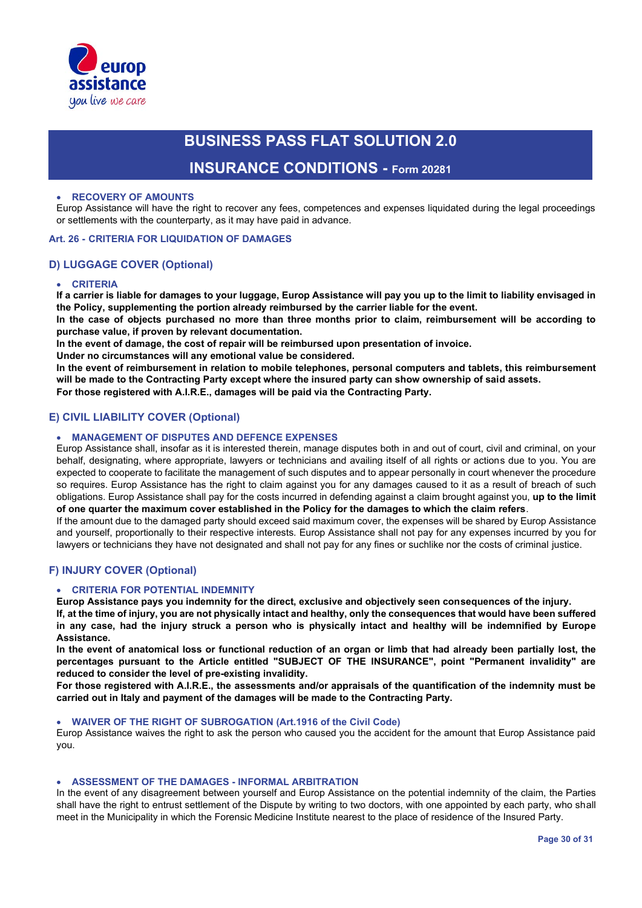- **RECOVERY OF AMOUNTS**

Europ Assistance will have the right to recover any fees, competences and expenses liquidated during the legal proceedings or settlements with the counterparty, as it may have paid in advance.

## Art. 26 - CRITERIA FOR LIQUIDATION OF DAMAGES

### D) LUGGAGE COVER (Optional)

- **CRITERIA**

**If a carrier is liable for damages to your luggage, Europ Assistance will pay you up to the limit to liability envisaged in the Policy, supplementing the portion already reimbursed by the carrier liable for the event.**

**In the case of objects purchased no more than three months prior to claim, reimbursement will be according to purchase value, if proven by relevant documentation.**

**In the event of damage, the cost of repair will be reimbursed upon presentation of invoice.**

**Under no circumstances will any emotional value be considered.**

**In the event of reimbursement in relation to mobile telephones, personal computers and tablets, this reimbursement will be made to the Contracting Party except where the insured party can show ownership of said assets.**

**For those registered with A.I.R.E., damages will be paid via the Contracting Party.**

### E) CIVIL LIABILITY COVER (Optional)

- **MANAGEMENT OF DISPUTES AND DEFENCE EXPENSES**

Europ Assistance shall, insofar as it is interested therein, manage disputes both in and out of court, civil and criminal, on your behalf, designating, where appropriate, lawyers or technicians and availing itself of all rights or actions due to you. You are expected to cooperate to facilitate the management of such disputes and to appear personally in court whenever the procedure so requires. Europ Assistance has the right to claim against you for any damages caused to it as a result of breach of such obligations. Europ Assistance shall pay for the costs incurred in defending against a claim brought against you, **up to the limit of one quarter the maximum cover established in the Policy for the damages to which the claim refers**.

If the amount due to the damaged party should exceed said maximum cover, the expenses will be shared by Europ Assistance and yourself, proportionally to their respective interests. Europ Assistance shall not pay for any expenses incurred by you for lawyers or technicians they have not designated and shall not pay for any fines or suchlike nor the costs of criminal justice.

### F) INJURY COVER (Optional)

- **CRITERIA FOR POTENTIAL INDEMNITY**

**Europ Assistance pays you indemnity for the direct, exclusive and objectively seen consequences of the injury.**

**If, at the time of injury, you are not physically intact and healthy, only the consequences that would have been suffered in any case, had the injury struck a person who is physically intact and healthy will be indemnified by Europe Assistance.**

**In the event of anatomical loss or functional reduction of an organ or limb that had already been partially lost, the percentages pursuant to the Article entitled "SUBJECT OF THE INSURANCE", point "Permanent invalidity" are reduced to consider the level of pre-existing invalidity.**

**For those registered with A.I.R.E., the assessments and/or appraisals of the quantification of the indemnity must be carried out in Italy and payment of the damages will be made to the Contracting Party.**

- **WAIVER OF THE RIGHT OF SUBROGATION (Art.1916 of the Civil Code)**

Europ Assistance waives the right to ask the person who caused you the accident for the amount that Europ Assistance paid you.

- **ASSESSMENT OF THE DAMAGES - INFORMAL ARBITRATION**

In the event of any disagreement between yourself and Europ Assistance on the potential indemnity of the claim, the Parties shall have the right to entrust settlement of the Dispute by writing to two doctors, with one appointed by each party, who shall meet in the Municipality in which the Forensic Medicine Institute nearest to the place of residence of the Insured Party.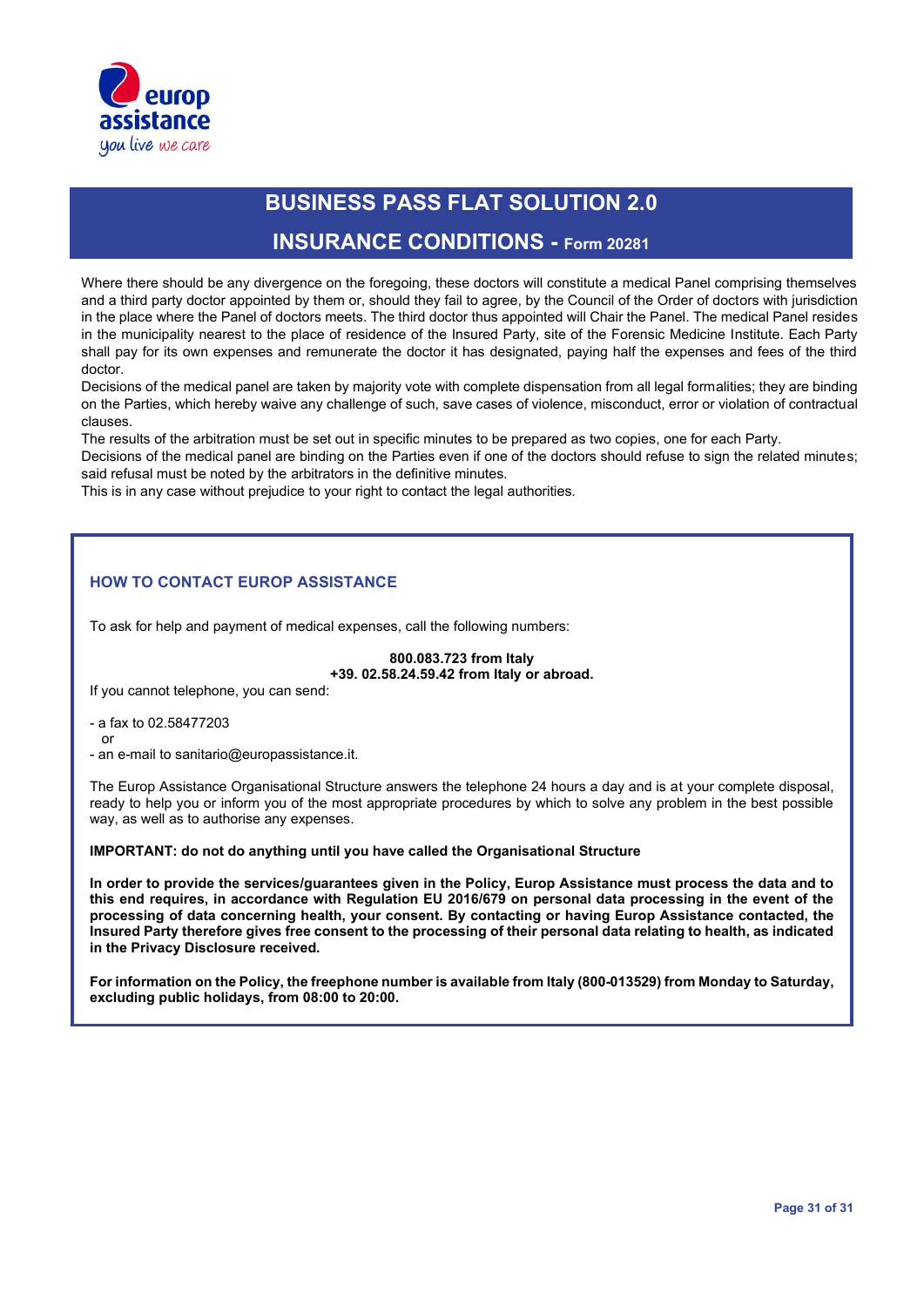Where there should be any divergence on the foregoing, these doctors will constitute a medical Panel comprising themselves and a third party doctor appointed by them or, should they fail to agree, by the Council of the Order of doctors with jurisdiction in the place where the Panel of doctors meets. The third doctor thus appointed will Chair the Panel. The medical Panel resides in the municipality nearest to the place of residence of the Insured Party, site of the Forensic Medicine Institute. Each Party shall pay for its own expenses and remunerate the doctor it has designated, paying half the expenses and fees of the third doctor.

Decisions of the medical panel are taken by majority vote with complete dispensation from all legal formalities; they are binding on the Parties, which hereby waive any challenge of such, save cases of violence, misconduct, error or violation of contractual clauses.

The results of the arbitration must be set out in specific minutes to be prepared as two copies, one for each Party.

Decisions of the medical panel are binding on the Parties even if one of the doctors should refuse to sign the related minutes; said refusal must be noted by the arbitrators in the definitive minutes.

This is in any case without prejudice to your right to contact the legal authorities.

## HOW TO CONTACT EUROP ASSISTANCE

To ask for help and payment of medical expenses, call the following numbers:

**800.083.723 from Italy**
**+39. 02.58.24.59.42 from Italy or abroad.**

If you cannot telephone, you can send:

- a fax to 02.58477203
  or
- an e-mail to sanitario@europassistance.it.

The Europ Assistance Organisational Structure answers the telephone 24 hours a day and is at your complete disposal, ready to help you or inform you of the most appropriate procedures by which to solve any problem in the best possible way, as well as to authorise any expenses.

**IMPORTANT: do not do anything until you have called the Organisational Structure**

**In order to provide the services/guarantees given in the Policy, Europ Assistance must process the data and to this end requires, in accordance with Regulation EU 2016/679 on personal data processing in the event of the processing of data concerning health, your consent. By contacting or having Europ Assistance contacted, the Insured Party therefore gives free consent to the processing of their personal data relating to health, as indicated in the Privacy Disclosure received.**

**For information on the Policy, the freephone number is available from Italy (800-013529) from Monday to Saturday, excluding public holidays, from 08:00 to 20:00.**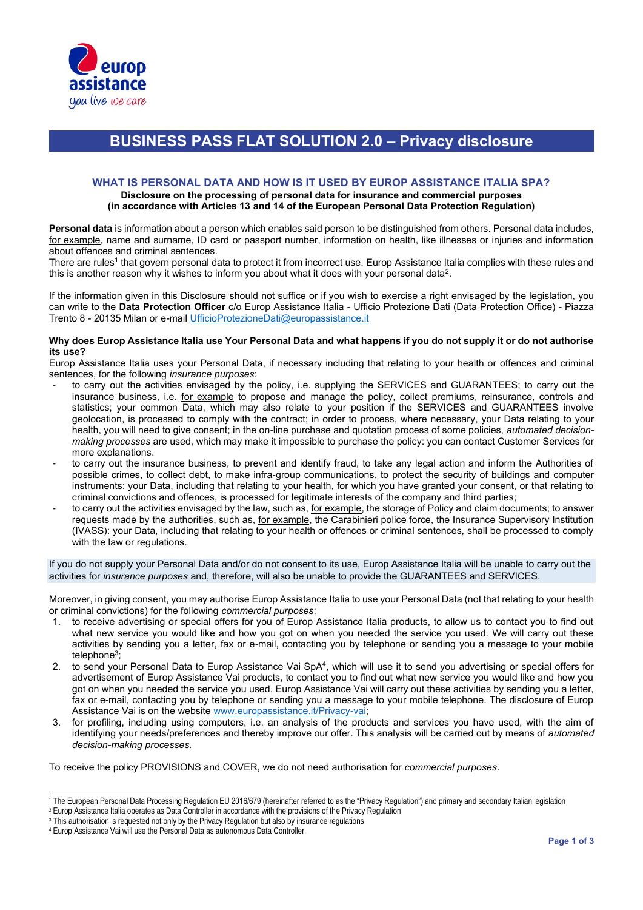# BUSINESS PASS FLAT SOLUTION 2.0 – Privacy disclosure

## WHAT IS PERSONAL DATA AND HOW IS IT USED BY EUROP ASSISTANCE ITALIA SPA?

**Disclosure on the processing of personal data for insurance and commercial purposes**
**(in accordance with Articles 13 and 14 of the European Personal Data Protection Regulation)**

**Personal data** is information about a person which enables said person to be distinguished from others. Personal data includes, for example, name and surname, ID card or passport number, information on health, like illnesses or injuries and information about offences and criminal sentences.
There are rules[1] that govern personal data to protect it from incorrect use. Europ Assistance Italia complies with these rules and this is another reason why it wishes to inform you about what it does with your personal data[2].

If the information given in this Disclosure should not suffice or if you wish to exercise a right envisaged by the legislation, you can write to the **Data Protection Officer** c/o Europ Assistance Italia - Ufficio Protezione Dati (Data Protection Office) - Piazza Trento 8 - 20135 Milan or e-mail UfficioProtezioneDati@europassistance.it

**Why does Europ Assistance Italia use Your Personal Data and what happens if you do not supply it or do not authorise its use?**
Europ Assistance Italia uses your Personal Data, if necessary including that relating to your health or offences and criminal sentences, for the following *insurance purposes*:

- to carry out the activities envisaged by the policy, i.e. supplying the SERVICES and GUARANTEES; to carry out the insurance business, i.e. for example to propose and manage the policy, collect premiums, reinsurance, controls and statistics; your common Data, which may also relate to your position if the SERVICES and GUARANTEES involve geolocation, is processed to comply with the contract; in order to process, where necessary, your Data relating to your health, you will need to give consent; in the on-line purchase and quotation process of some policies, *automated decision-making processes* are used, which may make it impossible to purchase the policy: you can contact Customer Services for more explanations.
- to carry out the insurance business, to prevent and identify fraud, to take any legal action and inform the Authorities of possible crimes, to collect debt, to make infra-group communications, to protect the security of buildings and computer instruments: your Data, including that relating to your health, for which you have granted your consent, or that relating to criminal convictions and offences, is processed for legitimate interests of the company and third parties;
- to carry out the activities envisaged by the law, such as, for example, the storage of Policy and claim documents; to answer requests made by the authorities, such as, for example, the Carabinieri police force, the Insurance Supervisory Institution (IVASS): your Data, including that relating to your health or offences or criminal sentences, shall be processed to comply with the law or regulations.

If you do not supply your Personal Data and/or do not consent to its use, Europ Assistance Italia will be unable to carry out the activities for *insurance purposes* and, therefore, will also be unable to provide the GUARANTEES and SERVICES.

Moreover, in giving consent, you may authorise Europ Assistance Italia to use your Personal Data (not that relating to your health or criminal convictions) for the following *commercial purposes*:

1. to receive advertising or special offers for you of Europ Assistance Italia products, to allow us to contact you to find out what new service you would like and how you got on when you needed the service you used. We will carry out these activities by sending you a letter, fax or e-mail, contacting you by telephone or sending you a message to your mobile telephone[3];
2. to send your Personal Data to Europ Assistance Vai SpA[4], which will use it to send you advertising or special offers for advertisement of Europ Assistance Vai products, to contact you to find out what new service you would like and how you got on when you needed the service you used. Europ Assistance Vai will carry out these activities by sending you a letter, fax or e-mail, contacting you by telephone or sending you a message to your mobile telephone. The disclosure of Europ Assistance Vai is on the website www.europassistance.it/Privacy-vai;
3. for profiling, including using computers, i.e. an analysis of the products and services you have used, with the aim of identifying your needs/preferences and thereby improve our offer. This analysis will be carried out by means of *automated decision-making processes.*

To receive the policy PROVISIONS and COVER, we do not need authorisation for *commercial purposes*.

---

[1] The European Personal Data Processing Regulation EU 2016/679 (hereinafter referred to as the "Privacy Regulation") and primary and secondary Italian legislation
[2] Europ Assistance Italia operates as Data Controller in accordance with the provisions of the Privacy Regulation
[3] This authorisation is requested not only by the Privacy Regulation but also by insurance regulations
[4] Europ Assistance Vai will use the Personal Data as autonomous Data Controller.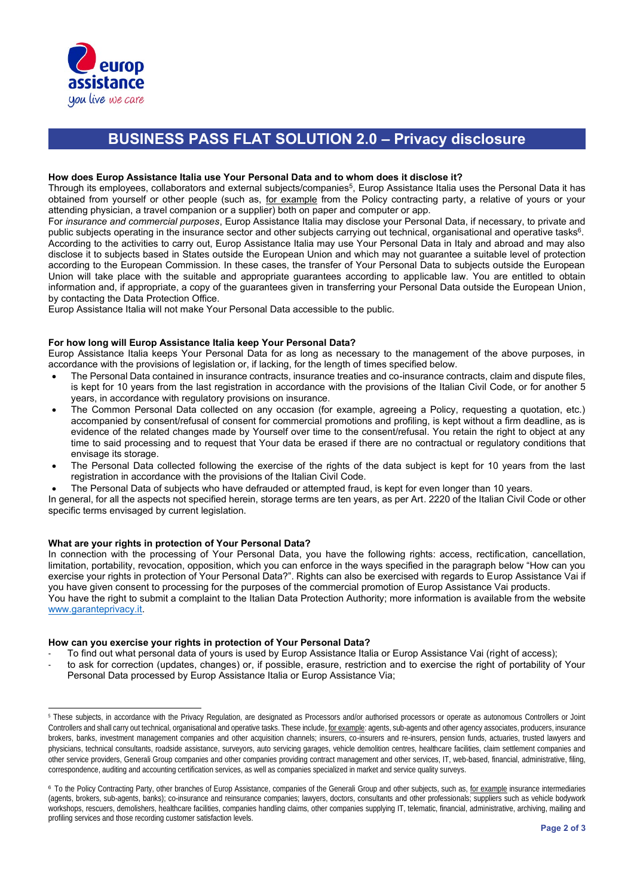# BUSINESS PASS FLAT SOLUTION 2.0 – Privacy disclosure

**How does Europ Assistance Italia use Your Personal Data and to whom does it disclose it?**
Through its employees, collaborators and external subjects/companies[5], Europ Assistance Italia uses the Personal Data it has obtained from yourself or other people (such as, for example from the Policy contracting party, a relative of yours or your attending physician, a travel companion or a supplier) both on paper and computer or app.
For *insurance and commercial purposes*, Europ Assistance Italia may disclose your Personal Data, if necessary, to private and public subjects operating in the insurance sector and other subjects carrying out technical, organisational and operative tasks[6].
According to the activities to carry out, Europ Assistance Italia may use Your Personal Data in Italy and abroad and may also disclose it to subjects based in States outside the European Union and which may not guarantee a suitable level of protection according to the European Commission. In these cases, the transfer of Your Personal Data to subjects outside the European Union will take place with the suitable and appropriate guarantees according to applicable law. You are entitled to obtain information and, if appropriate, a copy of the guarantees given in transferring your Personal Data outside the European Union, by contacting the Data Protection Office.
Europ Assistance Italia will not make Your Personal Data accessible to the public.

**For how long will Europ Assistance Italia keep Your Personal Data?**
Europ Assistance Italia keeps Your Personal Data for as long as necessary to the management of the above purposes, in accordance with the provisions of legislation or, if lacking, for the length of times specified below.

- The Personal Data contained in insurance contracts, insurance treaties and co-insurance contracts, claim and dispute files, is kept for 10 years from the last registration in accordance with the provisions of the Italian Civil Code, or for another 5 years, in accordance with regulatory provisions on insurance.
- The Common Personal Data collected on any occasion (for example, agreeing a Policy, requesting a quotation, etc.) accompanied by consent/refusal of consent for commercial promotions and profiling, is kept without a firm deadline, as is evidence of the related changes made by Yourself over time to the consent/refusal. You retain the right to object at any time to said processing and to request that Your data be erased if there are no contractual or regulatory conditions that envisage its storage.
- The Personal Data collected following the exercise of the rights of the data subject is kept for 10 years from the last registration in accordance with the provisions of the Italian Civil Code.
- The Personal Data of subjects who have defrauded or attempted fraud, is kept for even longer than 10 years.

In general, for all the aspects not specified herein, storage terms are ten years, as per Art. 2220 of the Italian Civil Code or other specific terms envisaged by current legislation.

**What are your rights in protection of Your Personal Data?**
In connection with the processing of Your Personal Data, you have the following rights: access, rectification, cancellation, limitation, portability, revocation, opposition, which you can enforce in the ways specified in the paragraph below "How can you exercise your rights in protection of Your Personal Data?". Rights can also be exercised with regards to Europ Assistance Vai if you have given consent to processing for the purposes of the commercial promotion of Europ Assistance Vai products.
You have the right to submit a complaint to the Italian Data Protection Authority; more information is available from the website www.garanteprivacy.it.

**How can you exercise your rights in protection of Your Personal Data?**

- To find out what personal data of yours is used by Europ Assistance Italia or Europ Assistance Vai (right of access);
- to ask for correction (updates, changes) or, if possible, erasure, restriction and to exercise the right of portability of Your Personal Data processed by Europ Assistance Italia or Europ Assistance Via;

---

[5] These subjects, in accordance with the Privacy Regulation, are designated as Processors and/or authorised processors or operate as autonomous Controllers or Joint Controllers and shall carry out technical, organisational and operative tasks. These include, for example: agents, sub-agents and other agency associates, producers, insurance brokers, banks, investment management companies and other acquisition channels; insurers, co-insurers and re-insurers, pension funds, actuaries, trusted lawyers and physicians, technical consultants, roadside assistance, surveyors, auto servicing garages, vehicle demolition centres, healthcare facilities, claim settlement companies and other service providers, Generali Group companies and other companies providing contract management and other services, IT, web-based, financial, administrative, filing, correspondence, auditing and accounting certification services, as well as companies specialized in market and service quality surveys.

[6] To the Policy Contracting Party, other branches of Europ Assistance, companies of the Generali Group and other subjects, such as, for example insurance intermediaries (agents, brokers, sub-agents, banks); co-insurance and reinsurance companies; lawyers, doctors, consultants and other professionals; suppliers such as vehicle bodywork workshops, rescuers, demolishers, healthcare facilities, companies handling claims, other companies supplying IT, telematic, financial, administrative, archiving, mailing and profiling services and those recording customer satisfaction levels.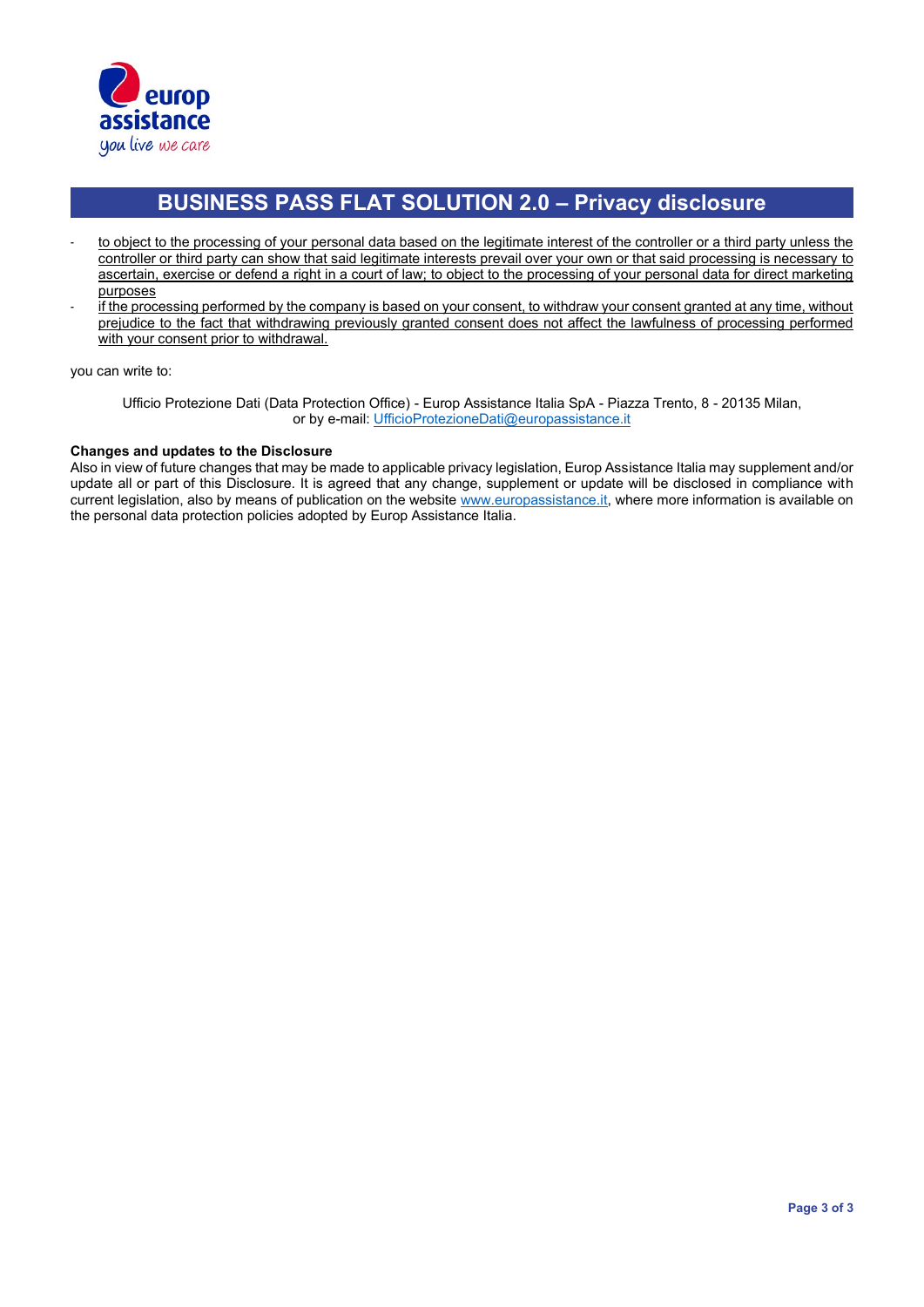# BUSINESS PASS FLAT SOLUTION 2.0 – Privacy disclosure

- to object to the processing of your personal data based on the legitimate interest of the controller or a third party unless the controller or third party can show that said legitimate interests prevail over your own or that said processing is necessary to ascertain, exercise or defend a right in a court of law; to object to the processing of your personal data for direct marketing purposes
- if the processing performed by the company is based on your consent, to withdraw your consent granted at any time, without prejudice to the fact that withdrawing previously granted consent does not affect the lawfulness of processing performed with your consent prior to withdrawal.

you can write to:

Ufficio Protezione Dati (Data Protection Office) - Europ Assistance Italia SpA - Piazza Trento, 8 - 20135 Milan, or by e-mail: UfficioProtezioneDati@europassistance.it

**Changes and updates to the Disclosure**

Also in view of future changes that may be made to applicable privacy legislation, Europ Assistance Italia may supplement and/or update all or part of this Disclosure. It is agreed that any change, supplement or update will be disclosed in compliance with current legislation, also by means of publication on the website www.europassistance.it, where more information is available on the personal data protection policies adopted by Europ Assistance Italia.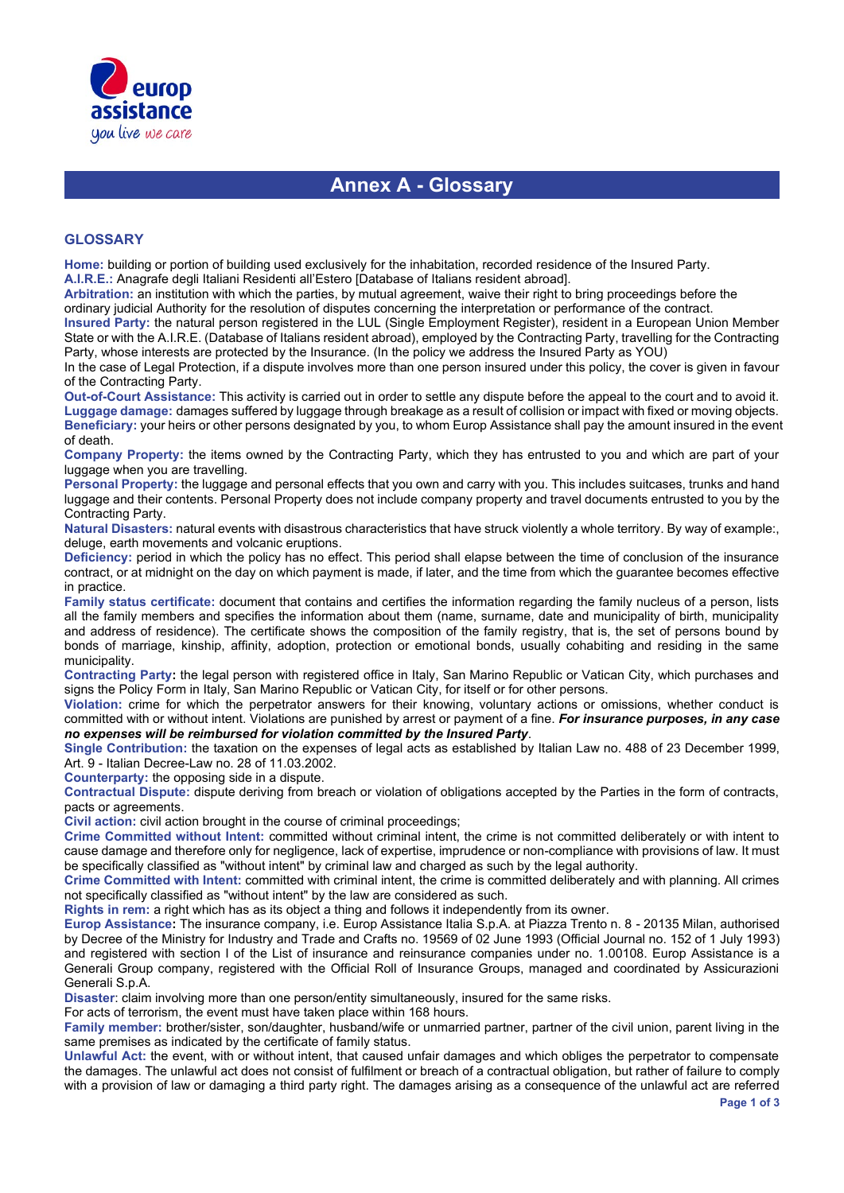# Annex A - Glossary

## GLOSSARY

**Home:** building or portion of building used exclusively for the inhabitation, recorded residence of the Insured Party.

**A.I.R.E.:** Anagrafe degli Italiani Residenti all'Estero [Database of Italians resident abroad].

**Arbitration:** an institution with which the parties, by mutual agreement, waive their right to bring proceedings before the ordinary judicial Authority for the resolution of disputes concerning the interpretation or performance of the contract.

**Insured Party:** the natural person registered in the LUL (Single Employment Register), resident in a European Union Member State or with the A.I.R.E. (Database of Italians resident abroad), employed by the Contracting Party, travelling for the Contracting Party, whose interests are protected by the Insurance. (In the policy we address the Insured Party as YOU)

In the case of Legal Protection, if a dispute involves more than one person insured under this policy, the cover is given in favour of the Contracting Party.

**Out-of-Court Assistance:** This activity is carried out in order to settle any dispute before the appeal to the court and to avoid it.

**Luggage damage:** damages suffered by luggage through breakage as a result of collision or impact with fixed or moving objects.

**Beneficiary:** your heirs or other persons designated by you, to whom Europ Assistance shall pay the amount insured in the event of death.

**Company Property:** the items owned by the Contracting Party, which they has entrusted to you and which are part of your luggage when you are travelling.

**Personal Property:** the luggage and personal effects that you own and carry with you. This includes suitcases, trunks and hand luggage and their contents. Personal Property does not include company property and travel documents entrusted to you by the Contracting Party.

**Natural Disasters:** natural events with disastrous characteristics that have struck violently a whole territory. By way of example:, deluge, earth movements and volcanic eruptions.

**Deficiency:** period in which the policy has no effect. This period shall elapse between the time of conclusion of the insurance contract, or at midnight on the day on which payment is made, if later, and the time from which the guarantee becomes effective in practice.

**Family status certificate:** document that contains and certifies the information regarding the family nucleus of a person, lists all the family members and specifies the information about them (name, surname, date and municipality of birth, municipality and address of residence). The certificate shows the composition of the family registry, that is, the set of persons bound by bonds of marriage, kinship, affinity, adoption, protection or emotional bonds, usually cohabiting and residing in the same municipality.

**Contracting Party:** the legal person with registered office in Italy, San Marino Republic or Vatican City, which purchases and signs the Policy Form in Italy, San Marino Republic or Vatican City, for itself or for other persons.

**Violation:** crime for which the perpetrator answers for their knowing, voluntary actions or omissions, whether conduct is committed with or without intent. Violations are punished by arrest or payment of a fine. ***For insurance purposes, in any case no expenses will be reimbursed for violation committed by the Insured Party***.

**Single Contribution:** the taxation on the expenses of legal acts as established by Italian Law no. 488 of 23 December 1999, Art. 9 - Italian Decree-Law no. 28 of 11.03.2002.

**Counterparty:** the opposing side in a dispute.

**Contractual Dispute:** dispute deriving from breach or violation of obligations accepted by the Parties in the form of contracts, pacts or agreements.

**Civil action:** civil action brought in the course of criminal proceedings;

**Crime Committed without Intent:** committed without criminal intent, the crime is not committed deliberately or with intent to cause damage and therefore only for negligence, lack of expertise, imprudence or non-compliance with provisions of law. It must be specifically classified as "without intent" by criminal law and charged as such by the legal authority.

**Crime Committed with Intent:** committed with criminal intent, the crime is committed deliberately and with planning. All crimes not specifically classified as "without intent" by the law are considered as such.

**Rights in rem:** a right which has as its object a thing and follows it independently from its owner.

**Europ Assistance:** The insurance company, i.e. Europ Assistance Italia S.p.A. at Piazza Trento n. 8 - 20135 Milan, authorised by Decree of the Ministry for Industry and Trade and Crafts no. 19569 of 02 June 1993 (Official Journal no. 152 of 1 July 1993) and registered with section I of the List of insurance and reinsurance companies under no. 1.00108. Europ Assistance is a Generali Group company, registered with the Official Roll of Insurance Groups, managed and coordinated by Assicurazioni Generali S.p.A.

**Disaster:** claim involving more than one person/entity simultaneously, insured for the same risks.

For acts of terrorism, the event must have taken place within 168 hours.

**Family member:** brother/sister, son/daughter, husband/wife or unmarried partner, partner of the civil union, parent living in the same premises as indicated by the certificate of family status.

**Unlawful Act:** the event, with or without intent, that caused unfair damages and which obliges the perpetrator to compensate the damages. The unlawful act does not consist of fulfilment or breach of a contractual obligation, but rather of failure to comply with a provision of law or damaging a third party right. The damages arising as a consequence of the unlawful act are referred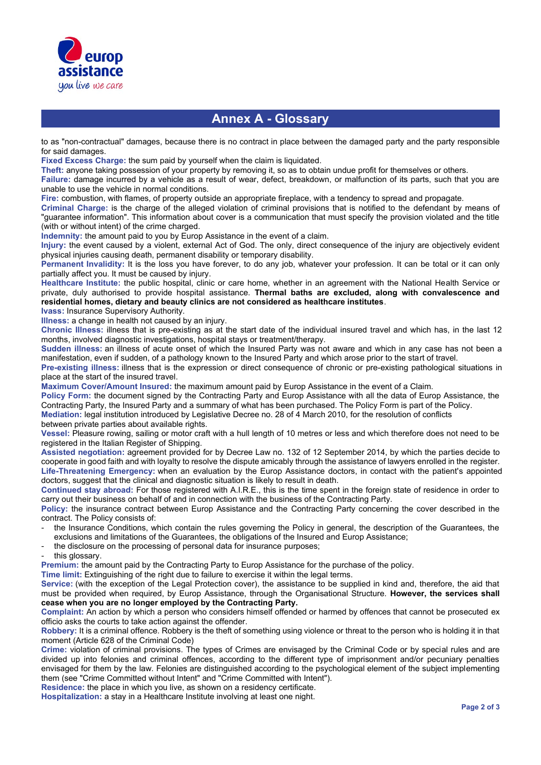## Annex A - Glossary

to as "non-contractual" damages, because there is no contract in place between the damaged party and the party responsible for said damages.

**Fixed Excess Charge:** the sum paid by yourself when the claim is liquidated.

**Theft:** anyone taking possession of your property by removing it, so as to obtain undue profit for themselves or others.

**Failure:** damage incurred by a vehicle as a result of wear, defect, breakdown, or malfunction of its parts, such that you are unable to use the vehicle in normal conditions.

**Fire:** combustion, with flames, of property outside an appropriate fireplace, with a tendency to spread and propagate.

**Criminal Charge:** is the charge of the alleged violation of criminal provisions that is notified to the defendant by means of "guarantee information". This information about cover is a communication that must specify the provision violated and the title (with or without intent) of the crime charged.

**Indemnity:** the amount paid to you by Europ Assistance in the event of a claim.

**Injury:** the event caused by a violent, external Act of God. The only, direct consequence of the injury are objectively evident physical injuries causing death, permanent disability or temporary disability.

**Permanent Invalidity:** It is the loss you have forever, to do any job, whatever your profession. It can be total or it can only partially affect you. It must be caused by injury.

**Healthcare Institute:** the public hospital, clinic or care home, whether in an agreement with the National Health Service or private, duly authorised to provide hospital assistance. **Thermal baths are excluded, along with convalescence and residential homes, dietary and beauty clinics are not considered as healthcare institutes**.

**Ivass:** Insurance Supervisory Authority.

**Illness:** a change in health not caused by an injury.

**Chronic Illness:** illness that is pre-existing as at the start date of the individual insured travel and which has, in the last 12 months, involved diagnostic investigations, hospital stays or treatment/therapy.

**Sudden illness:** an illness of acute onset of which the Insured Party was not aware and which in any case has not been a manifestation, even if sudden, of a pathology known to the Insured Party and which arose prior to the start of travel.

**Pre-existing illness:** illness that is the expression or direct consequence of chronic or pre-existing pathological situations in place at the start of the insured travel.

**Maximum Cover/Amount Insured:** the maximum amount paid by Europ Assistance in the event of a Claim.

**Policy Form:** the document signed by the Contracting Party and Europ Assistance with all the data of Europ Assistance, the Contracting Party, the Insured Party and a summary of what has been purchased. The Policy Form is part of the Policy.

**Mediation:** legal institution introduced by Legislative Decree no. 28 of 4 March 2010, for the resolution of conflicts between private parties about available rights.

**Vessel:** Pleasure rowing, sailing or motor craft with a hull length of 10 metres or less and which therefore does not need to be registered in the Italian Register of Shipping.

**Assisted negotiation:** agreement provided for by Decree Law no. 132 of 12 September 2014, by which the parties decide to cooperate in good faith and with loyalty to resolve the dispute amicably through the assistance of lawyers enrolled in the register.

**Life-Threatening Emergency:** when an evaluation by the Europ Assistance doctors, in contact with the patient's appointed doctors, suggest that the clinical and diagnostic situation is likely to result in death.

**Continued stay abroad:** For those registered with A.I.R.E., this is the time spent in the foreign state of residence in order to carry out their business on behalf of and in connection with the business of the Contracting Party.

**Policy:** the insurance contract between Europ Assistance and the Contracting Party concerning the cover described in the contract. The Policy consists of:

- the Insurance Conditions, which contain the rules governing the Policy in general, the description of the Guarantees, the exclusions and limitations of the Guarantees, the obligations of the Insured and Europ Assistance;
- the disclosure on the processing of personal data for insurance purposes;
- this glossary.

**Premium:** the amount paid by the Contracting Party to Europ Assistance for the purchase of the policy.

**Time limit:** Extinguishing of the right due to failure to exercise it within the legal terms.

**Service:** (with the exception of the Legal Protection cover), the assistance to be supplied in kind and, therefore, the aid that must be provided when required, by Europ Assistance, through the Organisational Structure. **However, the services shall cease when you are no longer employed by the Contracting Party.**

**Complaint:** An action by which a person who considers himself offended or harmed by offences that cannot be prosecuted ex officio asks the courts to take action against the offender.

**Robbery:** It is a criminal offence. Robbery is the theft of something using violence or threat to the person who is holding it in that moment (Article 628 of the Criminal Code)

**Crime:** violation of criminal provisions. The types of Crimes are envisaged by the Criminal Code or by special rules and are divided up into felonies and criminal offences, according to the different type of imprisonment and/or pecuniary penalties envisaged for them by the law. Felonies are distinguished according to the psychological element of the subject implementing them (see "Crime Committed without Intent" and "Crime Committed with Intent").

**Residence:** the place in which you live, as shown on a residency certificate.

**Hospitalization:** a stay in a Healthcare Institute involving at least one night.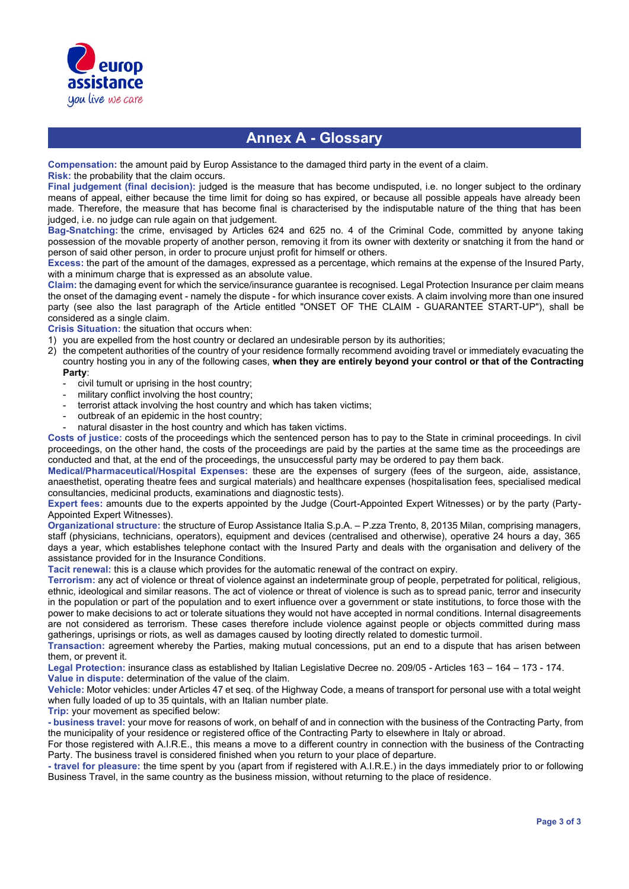## Annex A - Glossary

**Compensation:** the amount paid by Europ Assistance to the damaged third party in the event of a claim.

**Risk:** the probability that the claim occurs.

**Final judgement (final decision):** judged is the measure that has become undisputed, i.e. no longer subject to the ordinary means of appeal, either because the time limit for doing so has expired, or because all possible appeals have already been made. Therefore, the measure that has become final is characterised by the indisputable nature of the thing that has been judged, i.e. no judge can rule again on that judgement.

**Bag-Snatching:** the crime, envisaged by Articles 624 and 625 no. 4 of the Criminal Code, committed by anyone taking possession of the movable property of another person, removing it from its owner with dexterity or snatching it from the hand or person of said other person, in order to procure unjust profit for himself or others.

**Excess:** the part of the amount of the damages, expressed as a percentage, which remains at the expense of the Insured Party, with a minimum charge that is expressed as an absolute value.

**Claim:** the damaging event for which the service/insurance guarantee is recognised. Legal Protection Insurance per claim means the onset of the damaging event - namely the dispute - for which insurance cover exists. A claim involving more than one insured party (see also the last paragraph of the Article entitled "ONSET OF THE CLAIM - GUARANTEE START-UP"), shall be considered as a single claim.

**Crisis Situation:** the situation that occurs when:

1) you are expelled from the host country or declared an undesirable person by its authorities;
2) the competent authorities of the country of your residence formally recommend avoiding travel or immediately evacuating the country hosting you in any of the following cases, **when they are entirely beyond your control or that of the Contracting Party**:
   - civil tumult or uprising in the host country;
   - military conflict involving the host country;
   - terrorist attack involving the host country and which has taken victims;
   - outbreak of an epidemic in the host country;
   - natural disaster in the host country and which has taken victims.

**Costs of justice:** costs of the proceedings which the sentenced person has to pay to the State in criminal proceedings. In civil proceedings, on the other hand, the costs of the proceedings are paid by the parties at the same time as the proceedings are conducted and that, at the end of the proceedings, the unsuccessful party may be ordered to pay them back.

**Medical/Pharmaceutical/Hospital Expenses:** these are the expenses of surgery (fees of the surgeon, aide, assistance, anaesthetist, operating theatre fees and surgical materials) and healthcare expenses (hospitalisation fees, specialised medical consultancies, medicinal products, examinations and diagnostic tests).

**Expert fees:** amounts due to the experts appointed by the Judge (Court-Appointed Expert Witnesses) or by the party (Party-Appointed Expert Witnesses).

**Organizational structure:** the structure of Europ Assistance Italia S.p.A. – P.zza Trento, 8, 20135 Milan, comprising managers, staff (physicians, technicians, operators), equipment and devices (centralised and otherwise), operative 24 hours a day, 365 days a year, which establishes telephone contact with the Insured Party and deals with the organisation and delivery of the assistance provided for in the Insurance Conditions.

**Tacit renewal:** this is a clause which provides for the automatic renewal of the contract on expiry.

**Terrorism:** any act of violence or threat of violence against an indeterminate group of people, perpetrated for political, religious, ethnic, ideological and similar reasons. The act of violence or threat of violence is such as to spread panic, terror and insecurity in the population or part of the population and to exert influence over a government or state institutions, to force those with the power to make decisions to act or tolerate situations they would not have accepted in normal conditions. Internal disagreements are not considered as terrorism. These cases therefore include violence against people or objects committed during mass gatherings, uprisings or riots, as well as damages caused by looting directly related to domestic turmoil.

**Transaction:** agreement whereby the Parties, making mutual concessions, put an end to a dispute that has arisen between them, or prevent it.

**Legal Protection:** insurance class as established by Italian Legislative Decree no. 209/05 - Articles 163 – 164 – 173 - 174.

**Value in dispute:** determination of the value of the claim.

**Vehicle:** Motor vehicles: under Articles 47 et seq. of the Highway Code, a means of transport for personal use with a total weight when fully loaded of up to 35 quintals, with an Italian number plate.

**Trip:** your movement as specified below:

**- business travel:** your move for reasons of work, on behalf of and in connection with the business of the Contracting Party, from the municipality of your residence or registered office of the Contracting Party to elsewhere in Italy or abroad.

For those registered with A.I.R.E., this means a move to a different country in connection with the business of the Contracting Party. The business travel is considered finished when you return to your place of departure.

**- travel for pleasure:** the time spent by you (apart from if registered with A.I.R.E.) in the days immediately prior to or following Business Travel, in the same country as the business mission, without returning to the place of residence.